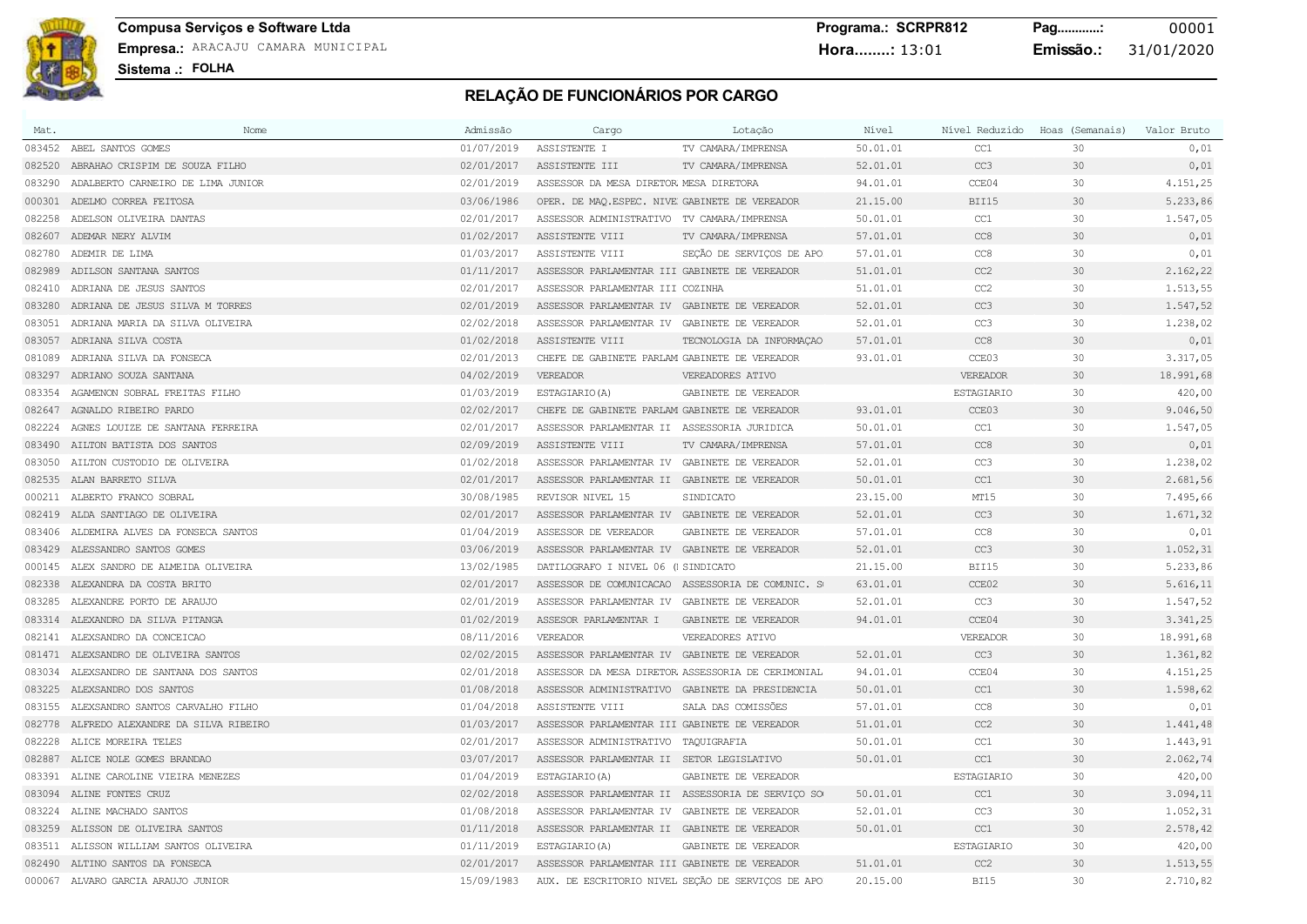**Compusa Serviços e Software Ltda**
**Empresa.:** ARACAJU CAMARA MUNICIPAL
**Sistema .: FOLHA**

**Programa.: SCRPR812** **Hora........:** 13:01
**Pag............:** 00001 **Emissão.:** 31/01/2020

# RELAÇÃO DE FUNCIONÁRIOS POR CARGO

| Mat. | Nome | Admissão | Cargo | Lotação | Nível | Nível Reduzido | Hoas (Semanais) | Valor Bruto |
|---|---|---|---|---|---|---|---|---|
| 083452 | ABEL SANTOS GOMES | 01/07/2019 | ASSISTENTE I | TV CAMARA/IMPRENSA | 50.01.01 | CC1 | 30 | 0,01 |
| 082520 | ABRAHAO CRISPIM DE SOUZA FILHO | 02/01/2017 | ASSISTENTE III | TV CAMARA/IMPRENSA | 52.01.01 | CC3 | 30 | 0,01 |
| 083290 | ADALBERTO CARNEIRO DE LIMA JUNIOR | 02/01/2019 | ASSESSOR DA MESA DIRETOR | MESA DIRETORA | 94.01.01 | CCE04 | 30 | 4.151,25 |
| 000301 | ADELMO CORREA FEITOSA | 03/06/1986 | OPER. DE MAQ.ESPEC. NIVE | GABINETE DE VEREADOR | 21.15.00 | BII15 | 30 | 5.233,86 |
| 082258 | ADELSON OLIVEIRA DANTAS | 02/01/2017 | ASSESSOR ADMINISTRATIVO | TV CAMARA/IMPRENSA | 50.01.01 | CC1 | 30 | 1.547,05 |
| 082607 | ADEMAR NERY ALVIM | 01/02/2017 | ASSISTENTE VIII | TV CAMARA/IMPRENSA | 57.01.01 | CC8 | 30 | 0,01 |
| 082780 | ADEMIR DE LIMA | 01/03/2017 | ASSISTENTE VIII | SEÇÃO DE SERVIÇOS DE APO | 57.01.01 | CC8 | 30 | 0,01 |
| 082989 | ADILSON SANTANA SANTOS | 01/11/2017 | ASSESSOR PARLAMENTAR III | GABINETE DE VEREADOR | 51.01.01 | CC2 | 30 | 2.162,22 |
| 082410 | ADRIANA DE JESUS SANTOS | 02/01/2017 | ASSESSOR PARLAMENTAR III | COZINHA | 51.01.01 | CC2 | 30 | 1.513,55 |
| 083280 | ADRIANA DE JESUS SILVA M TORRES | 02/01/2019 | ASSESSOR PARLAMENTAR IV | GABINETE DE VEREADOR | 52.01.01 | CC3 | 30 | 1.547,52 |
| 083051 | ADRIANA MARIA DA SILVA OLIVEIRA | 02/02/2018 | ASSESSOR PARLAMENTAR IV | GABINETE DE VEREADOR | 52.01.01 | CC3 | 30 | 1.238,02 |
| 083057 | ADRIANA SILVA COSTA | 01/02/2018 | ASSISTENTE VIII | TECNOLOGIA DA INFORMAÇAO | 57.01.01 | CC8 | 30 | 0,01 |
| 081089 | ADRIANA SILVA DA FONSECA | 02/01/2013 | CHEFE DE GABINETE PARLAM | GABINETE DE VEREADOR | 93.01.01 | CCE03 | 30 | 3.317,05 |
| 083297 | ADRIANO SOUZA SANTANA | 04/02/2019 | VEREADOR | VEREADORES ATIVO | | VEREADOR | 30 | 18.991,68 |
| 083354 | AGAMENON SOBRAL FREITAS FILHO | 01/03/2019 | ESTAGIARIO(A) | GABINETE DE VEREADOR | | ESTAGIARIO | 30 | 420,00 |
| 082647 | AGNALDO RIBEIRO PARDO | 02/02/2017 | CHEFE DE GABINETE PARLAM | GABINETE DE VEREADOR | 93.01.01 | CCE03 | 30 | 9.046,50 |
| 082224 | AGNES LOUIZE DE SANTANA FERREIRA | 02/01/2017 | ASSESSOR PARLAMENTAR II | ASSESSORIA JURIDICA | 50.01.01 | CC1 | 30 | 1.547,05 |
| 083490 | AILTON BATISTA DOS SANTOS | 02/09/2019 | ASSISTENTE VIII | TV CAMARA/IMPRENSA | 57.01.01 | CC8 | 30 | 0,01 |
| 083050 | AILTON CUSTODIO DE OLIVEIRA | 01/02/2018 | ASSESSOR PARLAMENTAR IV | GABINETE DE VEREADOR | 52.01.01 | CC3 | 30 | 1.238,02 |
| 082535 | ALAN BARRETO SILVA | 02/01/2017 | ASSESSOR PARLAMENTAR II | GABINETE DE VEREADOR | 50.01.01 | CC1 | 30 | 2.681,56 |
| 000211 | ALBERTO FRANCO SOBRAL | 30/08/1985 | REVISOR NIVEL 15 | SINDICATO | 23.15.00 | MT15 | 30 | 7.495,66 |
| 082419 | ALDA SANTIAGO DE OLIVEIRA | 02/01/2017 | ASSESSOR PARLAMENTAR IV | GABINETE DE VEREADOR | 52.01.01 | CC3 | 30 | 1.671,32 |
| 083406 | ALDEMIRA ALVES DA FONSECA SANTOS | 01/04/2019 | ASSESSOR DE VEREADOR | GABINETE DE VEREADOR | 57.01.01 | CC8 | 30 | 0,01 |
| 083429 | ALESSANDRO SANTOS GOMES | 03/06/2019 | ASSESSOR PARLAMENTAR IV | GABINETE DE VEREADOR | 52.01.01 | CC3 | 30 | 1.052,31 |
| 000145 | ALEX SANDRO DE ALMEIDA OLIVEIRA | 13/02/1985 | DATILOGRAFO I NIVEL 06 ( | SINDICATO | 21.15.00 | BII15 | 30 | 5.233,86 |
| 082338 | ALEXANDRA DA COSTA BRITO | 02/01/2017 | ASSESSOR DE COMUNICACAO | ASSESSORIA DE COMUNIC. S | 63.01.01 | CCE02 | 30 | 5.616,11 |
| 083285 | ALEXANDRE PORTO DE ARAUJO | 02/01/2019 | ASSESSOR PARLAMENTAR IV | GABINETE DE VEREADOR | 52.01.01 | CC3 | 30 | 1.547,52 |
| 083314 | ALEXANDRO DA SILVA PITANGA | 01/02/2019 | ASSESOR PARLAMENTAR I | GABINETE DE VEREADOR | 94.01.01 | CCE04 | 30 | 3.341,25 |
| 082141 | ALEXSANDRO DA CONCEICAO | 08/11/2016 | VEREADOR | VEREADORES ATIVO | | VEREADOR | 30 | 18.991,68 |
| 081471 | ALEXSANDRO DE OLIVEIRA SANTOS | 02/02/2015 | ASSESSOR PARLAMENTAR IV | GABINETE DE VEREADOR | 52.01.01 | CC3 | 30 | 1.361,82 |
| 083034 | ALEXSANDRO DE SANTANA DOS SANTOS | 02/01/2018 | ASSESSOR DA MESA DIRETOR | ASSESSORIA DE CERIMONIAL | 94.01.01 | CCE04 | 30 | 4.151,25 |
| 083225 | ALEXSANDRO DOS SANTOS | 01/08/2018 | ASSESSOR ADMINISTRATIVO | GABINETE DA PRESIDENCIA | 50.01.01 | CC1 | 30 | 1.598,62 |
| 083155 | ALEXSANDRO SANTOS CARVALHO FILHO | 01/04/2018 | ASSISTENTE VIII | SALA DAS COMISSÕES | 57.01.01 | CC8 | 30 | 0,01 |
| 082778 | ALFREDO ALEXANDRE DA SILVA RIBEIRO | 01/03/2017 | ASSESSOR PARLAMENTAR III | GABINETE DE VEREADOR | 51.01.01 | CC2 | 30 | 1.441,48 |
| 082228 | ALICE MOREIRA TELES | 02/01/2017 | ASSESSOR ADMINISTRATIVO | TAQUIGRAFIA | 50.01.01 | CC1 | 30 | 1.443,91 |
| 082887 | ALICE NOLE GOMES BRANDAO | 03/07/2017 | ASSESSOR PARLAMENTAR II | SETOR LEGISLATIVO | 50.01.01 | CC1 | 30 | 2.062,74 |
| 083391 | ALINE CAROLINE VIEIRA MENEZES | 01/04/2019 | ESTAGIARIO(A) | GABINETE DE VEREADOR | | ESTAGIARIO | 30 | 420,00 |
| 083094 | ALINE FONTES CRUZ | 02/02/2018 | ASSESSOR PARLAMENTAR II | ASSESSORIA DE SERVIÇO SO | 50.01.01 | CC1 | 30 | 3.094,11 |
| 083224 | ALINE MACHADO SANTOS | 01/08/2018 | ASSESSOR PARLAMENTAR IV | GABINETE DE VEREADOR | 52.01.01 | CC3 | 30 | 1.052,31 |
| 083259 | ALISSON DE OLIVEIRA SANTOS | 01/11/2018 | ASSESSOR PARLAMENTAR II | GABINETE DE VEREADOR | 50.01.01 | CC1 | 30 | 2.578,42 |
| 083511 | ALISSON WILLIAM SANTOS OLIVEIRA | 01/11/2019 | ESTAGIARIO(A) | GABINETE DE VEREADOR | | ESTAGIARIO | 30 | 420,00 |
| 082490 | ALTINO SANTOS DA FONSECA | 02/01/2017 | ASSESSOR PARLAMENTAR III | GABINETE DE VEREADOR | 51.01.01 | CC2 | 30 | 1.513,55 |
| 000067 | ALVARO GARCIA ARAUJO JUNIOR | 15/09/1983 | AUX. DE ESCRITORIO NIVEL | SEÇÃO DE SERVIÇOS DE APO | 20.15.00 | BI15 | 30 | 2.710,82 |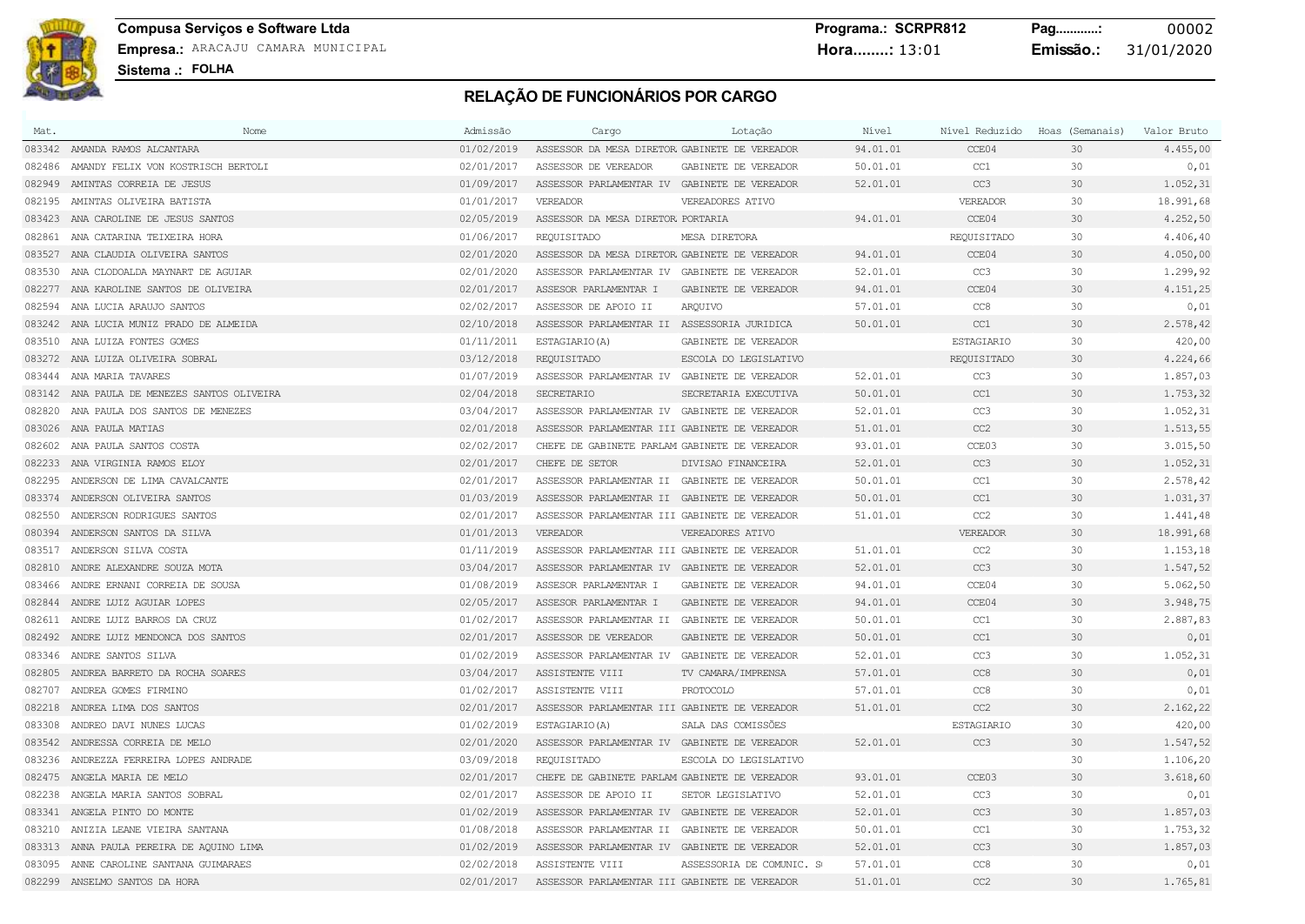**Compusa Serviços e Software Ltda**
**Empresa.:** ARACAJU CAMARA MUNICIPAL
**Sistema .: FOLHA**

**Programa.: SCRPR812**
**Hora........:** 13:01

**Pag...........:** 00002
**Emissão.:** 31/01/2020

# RELAÇÃO DE FUNCIONÁRIOS POR CARGO

| Mat. | Nome | Admissão | Cargo | Lotação | Nível | Nivel Reduzido | Hoas (Semanais) | Valor Bruto |
|---|---|---|---|---|---|---|---|---|
| 083342 | AMANDA RAMOS ALCANTARA | 01/02/2019 | ASSESSOR DA MESA DIRETOR | GABINETE DE VEREADOR | 94.01.01 | CCE04 | 30 | 4.455,00 |
| 082486 | AMANDY FELIX VON KOSTRISCH BERTOLI | 02/01/2017 | ASSESSOR DE VEREADOR | GABINETE DE VEREADOR | 50.01.01 | CC1 | 30 | 0,01 |
| 082949 | AMINTAS CORREIA DE JESUS | 01/09/2017 | ASSESSOR PARLAMENTAR IV | GABINETE DE VEREADOR | 52.01.01 | CC3 | 30 | 1.052,31 |
| 082195 | AMINTAS OLIVEIRA BATISTA | 01/01/2017 | VEREADOR | VEREADORES ATIVO | | VEREADOR | 30 | 18.991,68 |
| 083423 | ANA CAROLINE DE JESUS SANTOS | 02/05/2019 | ASSESSOR DA MESA DIRETOR | PORTARIA | 94.01.01 | CCE04 | 30 | 4.252,50 |
| 082861 | ANA CATARINA TEIXEIRA HORA | 01/06/2017 | REQUISITADO | MESA DIRETORA | | REQUISITADO | 30 | 4.406,40 |
| 083527 | ANA CLAUDIA OLIVEIRA SANTOS | 02/01/2020 | ASSESSOR DA MESA DIRETOR | GABINETE DE VEREADOR | 94.01.01 | CCE04 | 30 | 4.050,00 |
| 083530 | ANA CLODOALDA MAYNART DE AGUIAR | 02/01/2020 | ASSESSOR PARLAMENTAR IV | GABINETE DE VEREADOR | 52.01.01 | CC3 | 30 | 1.299,92 |
| 082277 | ANA KAROLINE SANTOS DE OLIVEIRA | 02/01/2017 | ASSESOR PARLAMENTAR I | GABINETE DE VEREADOR | 94.01.01 | CCE04 | 30 | 4.151,25 |
| 082594 | ANA LUCIA ARAUJO SANTOS | 02/02/2017 | ASSESSOR DE APOIO II | ARQUIVO | 57.01.01 | CC8 | 30 | 0,01 |
| 083242 | ANA LUCIA MUNIZ PRADO DE ALMEIDA | 02/10/2018 | ASSESSOR PARLAMENTAR II | ASSESSORIA JURIDICA | 50.01.01 | CC1 | 30 | 2.578,42 |
| 083510 | ANA LUIZA FONTES GOMES | 01/11/2011 | ESTAGIARIO(A) | GABINETE DE VEREADOR | | ESTAGIARIO | 30 | 420,00 |
| 083272 | ANA LUIZA OLIVEIRA SOBRAL | 03/12/2018 | REQUISITADO | ESCOLA DO LEGISLATIVO | | REQUISITADO | 30 | 4.224,66 |
| 083444 | ANA MARIA TAVARES | 01/07/2019 | ASSESSOR PARLAMENTAR IV | GABINETE DE VEREADOR | 52.01.01 | CC3 | 30 | 1.857,03 |
| 083142 | ANA PAULA DE MENEZES SANTOS OLIVEIRA | 02/04/2018 | SECRETARIO | SECRETARIA EXECUTIVA | 50.01.01 | CC1 | 30 | 1.753,32 |
| 082820 | ANA PAULA DOS SANTOS DE MENEZES | 03/04/2017 | ASSESSOR PARLAMENTAR IV | GABINETE DE VEREADOR | 52.01.01 | CC3 | 30 | 1.052,31 |
| 083026 | ANA PAULA MATIAS | 02/01/2018 | ASSESSOR PARLAMENTAR III | GABINETE DE VEREADOR | 51.01.01 | CC2 | 30 | 1.513,55 |
| 082602 | ANA PAULA SANTOS COSTA | 02/02/2017 | CHEFE DE GABINETE PARLAM | GABINETE DE VEREADOR | 93.01.01 | CCE03 | 30 | 3.015,50 |
| 082233 | ANA VIRGINIA RAMOS ELOY | 02/01/2017 | CHEFE DE SETOR | DIVISAO FINANCEIRA | 52.01.01 | CC3 | 30 | 1.052,31 |
| 082295 | ANDERSON DE LIMA CAVALCANTE | 02/01/2017 | ASSESSOR PARLAMENTAR II | GABINETE DE VEREADOR | 50.01.01 | CC1 | 30 | 2.578,42 |
| 083374 | ANDERSON OLIVEIRA SANTOS | 01/03/2019 | ASSESSOR PARLAMENTAR II | GABINETE DE VEREADOR | 50.01.01 | CC1 | 30 | 1.031,37 |
| 082550 | ANDERSON RODRIGUES SANTOS | 02/01/2017 | ASSESSOR PARLAMENTAR III | GABINETE DE VEREADOR | 51.01.01 | CC2 | 30 | 1.441,48 |
| 080394 | ANDERSON SANTOS DA SILVA | 01/01/2013 | VEREADOR | VEREADORES ATIVO | | VEREADOR | 30 | 18.991,68 |
| 083517 | ANDERSON SILVA COSTA | 01/11/2019 | ASSESSOR PARLAMENTAR III | GABINETE DE VEREADOR | 51.01.01 | CC2 | 30 | 1.153,18 |
| 082810 | ANDRE ALEXANDRE SOUZA MOTA | 03/04/2017 | ASSESSOR PARLAMENTAR IV | GABINETE DE VEREADOR | 52.01.01 | CC3 | 30 | 1.547,52 |
| 083466 | ANDRE ERNANI CORREIA DE SOUSA | 01/08/2019 | ASSESOR PARLAMENTAR I | GABINETE DE VEREADOR | 94.01.01 | CCE04 | 30 | 5.062,50 |
| 082844 | ANDRE LUIZ AGUIAR LOPES | 02/05/2017 | ASSESOR PARLAMENTAR I | GABINETE DE VEREADOR | 94.01.01 | CCE04 | 30 | 3.948,75 |
| 082611 | ANDRE LUIZ BARROS DA CRUZ | 01/02/2017 | ASSESSOR PARLAMENTAR II | GABINETE DE VEREADOR | 50.01.01 | CC1 | 30 | 2.887,83 |
| 082492 | ANDRE LUIZ MENDONCA DOS SANTOS | 02/01/2017 | ASSESSOR DE VEREADOR | GABINETE DE VEREADOR | 50.01.01 | CC1 | 30 | 0,01 |
| 083346 | ANDRE SANTOS SILVA | 01/02/2019 | ASSESSOR PARLAMENTAR IV | GABINETE DE VEREADOR | 52.01.01 | CC3 | 30 | 1.052,31 |
| 082805 | ANDREA BARRETO DA ROCHA SOARES | 03/04/2017 | ASSISTENTE VIII | TV CAMARA/IMPRENSA | 57.01.01 | CC8 | 30 | 0,01 |
| 082707 | ANDREA GOMES FIRMINO | 01/02/2017 | ASSISTENTE VIII | PROTOCOLO | 57.01.01 | CC8 | 30 | 0,01 |
| 082218 | ANDREA LIMA DOS SANTOS | 02/01/2017 | ASSESSOR PARLAMENTAR III | GABINETE DE VEREADOR | 51.01.01 | CC2 | 30 | 2.162,22 |
| 083308 | ANDREO DAVI NUNES LUCAS | 01/02/2019 | ESTAGIARIO(A) | SALA DAS COMISSÕES | | ESTAGIARIO | 30 | 420,00 |
| 083542 | ANDRESSA CORREIA DE MELO | 02/01/2020 | ASSESSOR PARLAMENTAR IV | GABINETE DE VEREADOR | 52.01.01 | CC3 | 30 | 1.547,52 |
| 083236 | ANDREZZA FERREIRA LOPES ANDRADE | 03/09/2018 | REQUISITADO | ESCOLA DO LEGISLATIVO | | | 30 | 1.106,20 |
| 082475 | ANGELA MARIA DE MELO | 02/01/2017 | CHEFE DE GABINETE PARLAM | GABINETE DE VEREADOR | 93.01.01 | CCE03 | 30 | 3.618,60 |
| 082238 | ANGELA MARIA SANTOS SOBRAL | 02/01/2017 | ASSESSOR DE APOIO II | SETOR LEGISLATIVO | 52.01.01 | CC3 | 30 | 0,01 |
| 083341 | ANGELA PINTO DO MONTE | 01/02/2019 | ASSESSOR PARLAMENTAR IV | GABINETE DE VEREADOR | 52.01.01 | CC3 | 30 | 1.857,03 |
| 083210 | ANIZIA LEANE VIEIRA SANTANA | 01/08/2018 | ASSESSOR PARLAMENTAR II | GABINETE DE VEREADOR | 50.01.01 | CC1 | 30 | 1.753,32 |
| 083313 | ANNA PAULA PEREIRA DE AQUINO LIMA | 01/02/2019 | ASSESSOR PARLAMENTAR IV | GABINETE DE VEREADOR | 52.01.01 | CC3 | 30 | 1.857,03 |
| 083095 | ANNE CAROLINE SANTANA GUIMARAES | 02/02/2018 | ASSISTENTE VIII | ASSESSORIA DE COMUNIC. S | 57.01.01 | CC8 | 30 | 0,01 |
| 082299 | ANSELMO SANTOS DA HORA | 02/01/2017 | ASSESSOR PARLAMENTAR III | GABINETE DE VEREADOR | 51.01.01 | CC2 | 30 | 1.765,81 |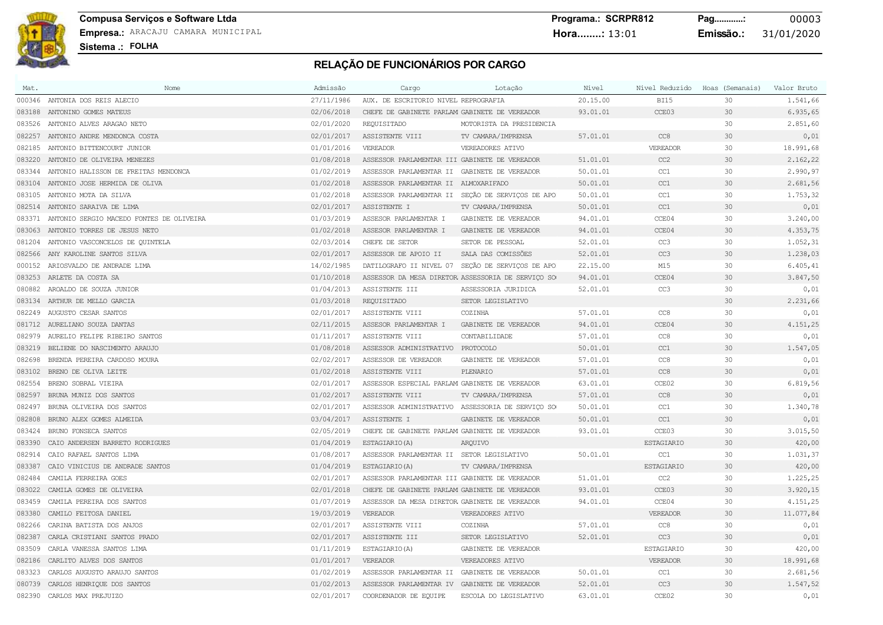**Compusa Serviços e Software Ltda**
**Empresa.:** ARACAJU CAMARA MUNICIPAL
**Sistema .: FOLHA**

**Programa.: SCRPR812** **Pag............:** 00003
**Hora........:** 13:01 **Emissão.:** 31/01/2020

# RELAÇÃO DE FUNCIONÁRIOS POR CARGO

| Mat. | Nome | Admissão | Cargo | Lotação | Nível | Nível Reduzido | Hoas (Semanais) | Valor Bruto |
|---|---|---|---|---|---|---|---|---|
| 000346 | ANTONIA DOS REIS ALECIO | 27/11/1986 | AUX. DE ESCRITORIO NIVEL | REPROGRAFIA | 20.15.00 | BI15 | 30 | 1.541,66 |
| 083188 | ANTONINO GOMES MATEUS | 02/06/2018 | CHEFE DE GABINETE PARLAM | GABINETE DE VEREADOR | 93.01.01 | CCE03 | 30 | 6.935,65 |
| 083526 | ANTONIO ALVES ARAGAO NETO | 02/01/2020 | REQUISITADO | MOTORISTA DA PRESIDENCIA | | | 30 | 2.851,60 |
| 082257 | ANTONIO ANDRE MENDONCA COSTA | 02/01/2017 | ASSISTENTE VIII | TV CAMARA/IMPRENSA | 57.01.01 | CC8 | 30 | 0,01 |
| 082185 | ANTONIO BITTENCOURT JUNIOR | 01/01/2016 | VEREADOR | VEREADORES ATIVO | | VEREADOR | 30 | 18.991,68 |
| 083220 | ANTONIO DE OLIVEIRA MENEZES | 01/08/2018 | ASSESSOR PARLAMENTAR III | GABINETE DE VEREADOR | 51.01.01 | CC2 | 30 | 2.162,22 |
| 083344 | ANTONIO HALISSON DE FREITAS MENDONCA | 01/02/2019 | ASSESSOR PARLAMENTAR II | GABINETE DE VEREADOR | 50.01.01 | CC1 | 30 | 2.990,97 |
| 083104 | ANTONIO JOSE HERMIDA DE OLIVA | 01/02/2018 | ASSESSOR PARLAMENTAR II | ALMOXARIFADO | 50.01.01 | CC1 | 30 | 2.681,56 |
| 083105 | ANTONIO MOTA DA SILVA | 01/02/2018 | ASSESSOR PARLAMENTAR II | SEÇÃO DE SERVIÇOS DE APO | 50.01.01 | CC1 | 30 | 1.753,32 |
| 082514 | ANTONIO SARAIVA DE LIMA | 02/01/2017 | ASSISTENTE I | TV CAMARA/IMPRENSA | 50.01.01 | CC1 | 30 | 0,01 |
| 083371 | ANTONIO SERGIO MACEDO FONTES DE OLIVEIRA | 01/03/2019 | ASSESOR PARLAMENTAR I | GABINETE DE VEREADOR | 94.01.01 | CCE04 | 30 | 3.240,00 |
| 083063 | ANTONIO TORRES DE JESUS NETO | 01/02/2018 | ASSESOR PARLAMENTAR I | GABINETE DE VEREADOR | 94.01.01 | CCE04 | 30 | 4.353,75 |
| 081204 | ANTONIO VASCONCELOS DE QUINTELA | 02/03/2014 | CHEFE DE SETOR | SETOR DE PESSOAL | 52.01.01 | CC3 | 30 | 1.052,31 |
| 082566 | ANY KAROLINE SANTOS SILVA | 02/01/2017 | ASSESSOR DE APOIO II | SALA DAS COMISSÕES | 52.01.01 | CC3 | 30 | 1.238,03 |
| 000152 | ARIOSVALDO DE ANDRADE LIMA | 14/02/1985 | DATILOGRAFO II NIVEL 07 | SEÇÃO DE SERVIÇOS DE APO | 22.15.00 | M15 | 30 | 6.405,41 |
| 083253 | ARLETE DA COSTA SA | 01/10/2018 | ASSESSOR DA MESA DIRETOR | ASSESSORIA DE SERVIÇO SO | 94.01.01 | CCE04 | 30 | 3.847,50 |
| 080882 | AROALDO DE SOUZA JUNIOR | 01/04/2013 | ASSISTENTE III | ASSESSORIA JURIDICA | 52.01.01 | CC3 | 30 | 0,01 |
| 083134 | ARTHUR DE MELLO GARCIA | 01/03/2018 | REQUISITADO | SETOR LEGISLATIVO | | | 30 | 2.231,66 |
| 082249 | AUGUSTO CESAR SANTOS | 02/01/2017 | ASSISTENTE VIII | COZINHA | 57.01.01 | CC8 | 30 | 0,01 |
| 081712 | AURELIANO SOUZA DANTAS | 02/11/2015 | ASSESOR PARLAMENTAR I | GABINETE DE VEREADOR | 94.01.01 | CCE04 | 30 | 4.151,25 |
| 082979 | AURELIO FELIPE RIBEIRO SANTOS | 01/11/2017 | ASSISTENTE VIII | CONTABILIDADE | 57.01.01 | CC8 | 30 | 0,01 |
| 083219 | BELIENE DO NASCIMENTO ARAUJO | 01/08/2018 | ASSESSOR ADMINISTRATIVO | PROTOCOLO | 50.01.01 | CC1 | 30 | 1.547,05 |
| 082698 | BRENDA PEREIRA CARDOSO MOURA | 02/02/2017 | ASSESSOR DE VEREADOR | GABINETE DE VEREADOR | 57.01.01 | CC8 | 30 | 0,01 |
| 083102 | BRENO DE OLIVA LEITE | 01/02/2018 | ASSISTENTE VIII | PLENARIO | 57.01.01 | CC8 | 30 | 0,01 |
| 082554 | BRENO SOBRAL VIEIRA | 02/01/2017 | ASSESSOR ESPECIAL PARLAM | GABINETE DE VEREADOR | 63.01.01 | CCE02 | 30 | 6.819,56 |
| 082597 | BRUNA MUNIZ DOS SANTOS | 01/02/2017 | ASSISTENTE VIII | TV CAMARA/IMPRENSA | 57.01.01 | CC8 | 30 | 0,01 |
| 082497 | BRUNA OLIVEIRA DOS SANTOS | 02/01/2017 | ASSESSOR ADMINISTRATIVO | ASSESSORIA DE SERVIÇO SO | 50.01.01 | CC1 | 30 | 1.340,78 |
| 082808 | BRUNO ALEX GOMES ALMEIDA | 03/04/2017 | ASSISTENTE I | GABINETE DE VEREADOR | 50.01.01 | CC1 | 30 | 0,01 |
| 083424 | BRUNO FONSECA SANTOS | 02/05/2019 | CHEFE DE GABINETE PARLAM | GABINETE DE VEREADOR | 93.01.01 | CCE03 | 30 | 3.015,50 |
| 083390 | CAIO ANDERSEN BARRETO RODRIGUES | 01/04/2019 | ESTAGIARIO(A) | ARQUIVO | | ESTAGIARIO | 30 | 420,00 |
| 082914 | CAIO RAFAEL SANTOS LIMA | 01/08/2017 | ASSESSOR PARLAMENTAR II | SETOR LEGISLATIVO | 50.01.01 | CC1 | 30 | 1.031,37 |
| 083387 | CAIO VINICIUS DE ANDRADE SANTOS | 01/04/2019 | ESTAGIARIO(A) | TV CAMARA/IMPRENSA | | ESTAGIARIO | 30 | 420,00 |
| 082484 | CAMILA FERREIRA GOES | 02/01/2017 | ASSESSOR PARLAMENTAR III | GABINETE DE VEREADOR | 51.01.01 | CC2 | 30 | 1.225,25 |
| 083022 | CAMILA GOMES DE OLIVEIRA | 02/01/2018 | CHEFE DE GABINETE PARLAM | GABINETE DE VEREADOR | 93.01.01 | CCE03 | 30 | 3.920,15 |
| 083459 | CAMILA PEREIRA DOS SANTOS | 01/07/2019 | ASSESSOR DA MESA DIRETOR | GABINETE DE VEREADOR | 94.01.01 | CCE04 | 30 | 4.151,25 |
| 083380 | CAMILO FEITOSA DANIEL | 19/03/2019 | VEREADOR | VEREADORES ATIVO | | VEREADOR | 30 | 11.077,84 |
| 082266 | CARINA BATISTA DOS ANJOS | 02/01/2017 | ASSISTENTE VIII | COZINHA | 57.01.01 | CC8 | 30 | 0,01 |
| 082387 | CARLA CRISTIANI SANTOS PRADO | 02/01/2017 | ASSISTENTE III | SETOR LEGISLATIVO | 52.01.01 | CC3 | 30 | 0,01 |
| 083509 | CARLA VANESSA SANTOS LIMA | 01/11/2019 | ESTAGIARIO(A) | GABINETE DE VEREADOR | | ESTAGIARIO | 30 | 420,00 |
| 082186 | CARLITO ALVES DOS SANTOS | 01/01/2017 | VEREADOR | VEREADORES ATIVO | | VEREADOR | 30 | 18.991,68 |
| 083323 | CARLOS AUGUSTO ARAUJO SANTOS | 01/02/2019 | ASSESSOR PARLAMENTAR II | GABINETE DE VEREADOR | 50.01.01 | CC1 | 30 | 2.681,56 |
| 080739 | CARLOS HENRIQUE DOS SANTOS | 01/02/2013 | ASSESSOR PARLAMENTAR IV | GABINETE DE VEREADOR | 52.01.01 | CC3 | 30 | 1.547,52 |
| 082390 | CARLOS MAX PREJUIZO | 02/01/2017 | COORDENADOR DE EQUIPE | ESCOLA DO LEGISLATIVO | 63.01.01 | CCE02 | 30 | 0,01 |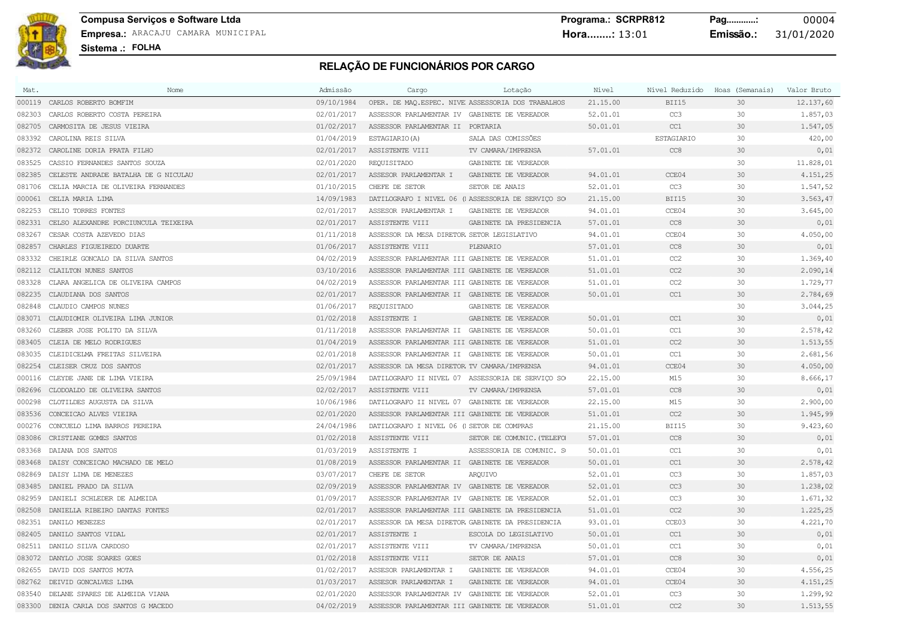**Compusa Serviços e Software Ltda**
**Empresa.:** ARACAJU CAMARA MUNICIPAL
**Sistema .: FOLHA**

**Programa.: SCRPR812** **Hora........:** 13:01
**Pag...........:** 00004 **Emissão.:** 31/01/2020

# RELAÇÃO DE FUNCIONÁRIOS POR CARGO

| Mat. | Nome | Admissão | Cargo | Lotação | Nível | Nivel Reduzido | Hoas (Semanais) | Valor Bruto |
|---|---|---|---|---|---|---|---|---|
| 000119 | CARLOS ROBERTO BOMFIM | 09/10/1984 | OPER. DE MAQ.ESPEC. NIVE | ASSESSORIA DOS TRABALHOS | 21.15.00 | BII15 | 30 | 12.137,60 |
| 082303 | CARLOS ROBERTO COSTA PEREIRA | 02/01/2017 | ASSESSOR PARLAMENTAR IV | GABINETE DE VEREADOR | 52.01.01 | CC3 | 30 | 1.857,03 |
| 082705 | CARMOSITA DE JESUS VIEIRA | 01/02/2017 | ASSESSOR PARLAMENTAR II | PORTARIA | 50.01.01 | CC1 | 30 | 1.547,05 |
| 083392 | CAROLINA REIS SILVA | 01/04/2019 | ESTAGIARIO(A) | SALA DAS COMISSÕES | | ESTAGIARIO | 30 | 420,00 |
| 082372 | CAROLINE DORIA PRATA FILHO | 02/01/2017 | ASSISTENTE VIII | TV CAMARA/IMPRENSA | 57.01.01 | CC8 | 30 | 0,01 |
| 083525 | CASSIO FERNANDES SANTOS SOUZA | 02/01/2020 | REQUISITADO | GABINETE DE VEREADOR | | | 30 | 11.828,01 |
| 082385 | CELESTE ANDRADE BATALHA DE G NICULAU | 02/01/2017 | ASSESOR PARLAMENTAR I | GABINETE DE VEREADOR | 94.01.01 | CCE04 | 30 | 4.151,25 |
| 081706 | CELIA MARCIA DE OLIVEIRA FERNANDES | 01/10/2015 | CHEFE DE SETOR | SETOR DE ANAIS | 52.01.01 | CC3 | 30 | 1.547,52 |
| 000061 | CELIA MARIA LIMA | 14/09/1983 | DATILOGRAFO I NIVEL 06 (I | ASSESSORIA DE SERVIÇO SO | 21.15.00 | BII15 | 30 | 3.563,47 |
| 082253 | CELIO TORRES FONTES | 02/01/2017 | ASSESOR PARLAMENTAR I | GABINETE DE VEREADOR | 94.01.01 | CCE04 | 30 | 3.645,00 |
| 082331 | CELSO ALEXANDRE PORCIUNCULA TEIXEIRA | 02/01/2017 | ASSISTENTE VIII | GABINETE DA PRESIDENCIA | 57.01.01 | CC8 | 30 | 0,01 |
| 083267 | CESAR COSTA AZEVEDO DIAS | 01/11/2018 | ASSESSOR DA MESA DIRETOR | SETOR LEGISLATIVO | 94.01.01 | CCE04 | 30 | 4.050,00 |
| 082857 | CHARLES FIGUEIREDO DUARTE | 01/06/2017 | ASSISTENTE VIII | PLENARIO | 57.01.01 | CC8 | 30 | 0,01 |
| 083332 | CHEIRLE GONCALO DA SILVA SANTOS | 04/02/2019 | ASSESSOR PARLAMENTAR III | GABINETE DE VEREADOR | 51.01.01 | CC2 | 30 | 1.369,40 |
| 082112 | CLAILTON NUNES SANTOS | 03/10/2016 | ASSESSOR PARLAMENTAR III | GABINETE DE VEREADOR | 51.01.01 | CC2 | 30 | 2.090,14 |
| 083328 | CLARA ANGELICA DE OLIVEIRA CAMPOS | 04/02/2019 | ASSESSOR PARLAMENTAR III | GABINETE DE VEREADOR | 51.01.01 | CC2 | 30 | 1.729,77 |
| 082235 | CLAUDIANA DOS SANTOS | 02/01/2017 | ASSESSOR PARLAMENTAR II | GABINETE DE VEREADOR | 50.01.01 | CC1 | 30 | 2.784,69 |
| 082848 | CLAUDIO CAMPOS NUNES | 01/06/2017 | REQUISITADO | GABINETE DE VEREADOR | | | 30 | 3.044,25 |
| 083071 | CLAUDIOMIR OLIVEIRA LIMA JUNIOR | 01/02/2018 | ASSISTENTE I | GABINETE DE VEREADOR | 50.01.01 | CC1 | 30 | 0,01 |
| 083260 | CLEBER JOSE POLITO DA SILVA | 01/11/2018 | ASSESSOR PARLAMENTAR II | GABINETE DE VEREADOR | 50.01.01 | CC1 | 30 | 2.578,42 |
| 083405 | CLEIA DE MELO RODRIGUES | 01/04/2019 | ASSESSOR PARLAMENTAR III | GABINETE DE VEREADOR | 51.01.01 | CC2 | 30 | 1.513,55 |
| 083035 | CLEIDICELMA FREITAS SILVEIRA | 02/01/2018 | ASSESSOR PARLAMENTAR II | GABINETE DE VEREADOR | 50.01.01 | CC1 | 30 | 2.681,56 |
| 082254 | CLEISER CRUZ DOS SANTOS | 02/01/2017 | ASSESSOR DA MESA DIRETOR | TV CAMARA/IMPRENSA | 94.01.01 | CCE04 | 30 | 4.050,00 |
| 000116 | CLEYDE JANE DE LIMA VIEIRA | 25/09/1984 | DATILOGRAFO II NIVEL 07 | ASSESSORIA DE SERVIÇO SO | 22.15.00 | M15 | 30 | 8.666,17 |
| 082696 | CLODOALDO DE OLIVEIRA SANTOS | 02/02/2017 | ASSISTENTE VIII | TV CAMARA/IMPRENSA | 57.01.01 | CC8 | 30 | 0,01 |
| 000298 | CLOTILDES AUGUSTA DA SILVA | 10/06/1986 | DATILOGRAFO II NIVEL 07 | GABINETE DE VEREADOR | 22.15.00 | M15 | 30 | 2.900,00 |
| 083536 | CONCEICAO ALVES VIEIRA | 02/01/2020 | ASSESSOR PARLAMENTAR III | GABINETE DE VEREADOR | 51.01.01 | CC2 | 30 | 1.945,99 |
| 000276 | CONCUELO LIMA BARROS PEREIRA | 24/04/1986 | DATILOGRAFO I NIVEL 06 (I | SETOR DE COMPRAS | 21.15.00 | BII15 | 30 | 9.423,60 |
| 083086 | CRISTIANE GOMES SANTOS | 01/02/2018 | ASSISTENTE VIII | SETOR DE COMUNIC. (TELEFO | 57.01.01 | CC8 | 30 | 0,01 |
| 083368 | DAIANA DOS SANTOS | 01/03/2019 | ASSISTENTE I | ASSESSORIA DE COMUNIC. S | 50.01.01 | CC1 | 30 | 0,01 |
| 083468 | DAISY CONCEICAO MACHADO DE MELO | 01/08/2019 | ASSESSOR PARLAMENTAR II | GABINETE DE VEREADOR | 50.01.01 | CC1 | 30 | 2.578,42 |
| 082869 | DAISY LIMA DE MENEZES | 03/07/2017 | CHEFE DE SETOR | ARQUIVO | 52.01.01 | CC3 | 30 | 1.857,03 |
| 083485 | DANIEL PRADO DA SILVA | 02/09/2019 | ASSESSOR PARLAMENTAR IV | GABINETE DE VEREADOR | 52.01.01 | CC3 | 30 | 1.238,02 |
| 082959 | DANIELI SCHLEDER DE ALMEIDA | 01/09/2017 | ASSESSOR PARLAMENTAR IV | GABINETE DE VEREADOR | 52.01.01 | CC3 | 30 | 1.671,32 |
| 082508 | DANIELLA RIBEIRO DANTAS FONTES | 02/01/2017 | ASSESSOR PARLAMENTAR III | GABINETE DA PRESIDENCIA | 51.01.01 | CC2 | 30 | 1.225,25 |
| 082351 | DANILO MENEZES | 02/01/2017 | ASSESSOR DA MESA DIRETOR | GABINETE DA PRESIDENCIA | 93.01.01 | CCE03 | 30 | 4.221,70 |
| 082405 | DANILO SANTOS VIDAL | 02/01/2017 | ASSISTENTE I | ESCOLA DO LEGISLATIVO | 50.01.01 | CC1 | 30 | 0,01 |
| 082511 | DANILO SILVA CARDOSO | 02/01/2017 | ASSISTENTE VIII | TV CAMARA/IMPRENSA | 50.01.01 | CC1 | 30 | 0,01 |
| 083072 | DANYLO JOSE SOARES GOES | 01/02/2018 | ASSISTENTE VIII | SETOR DE ANAIS | 57.01.01 | CC8 | 30 | 0,01 |
| 082655 | DAVID DOS SANTOS MOTA | 01/02/2017 | ASSESOR PARLAMENTAR I | GABINETE DE VEREADOR | 94.01.01 | CCE04 | 30 | 4.556,25 |
| 082762 | DEIVID GONCALVES LIMA | 01/03/2017 | ASSESOR PARLAMENTAR I | GABINETE DE VEREADOR | 94.01.01 | CCE04 | 30 | 4.151,25 |
| 083540 | DELANE SPARES DE ALMEIDA VIANA | 02/01/2020 | ASSESSOR PARLAMENTAR IV | GABINETE DE VEREADOR | 52.01.01 | CC3 | 30 | 1.299,92 |
| 083300 | DENIA CARLA DOS SANTOS G MACEDO | 04/02/2019 | ASSESSOR PARLAMENTAR III | GABINETE DE VEREADOR | 51.01.01 | CC2 | 30 | 1.513,55 |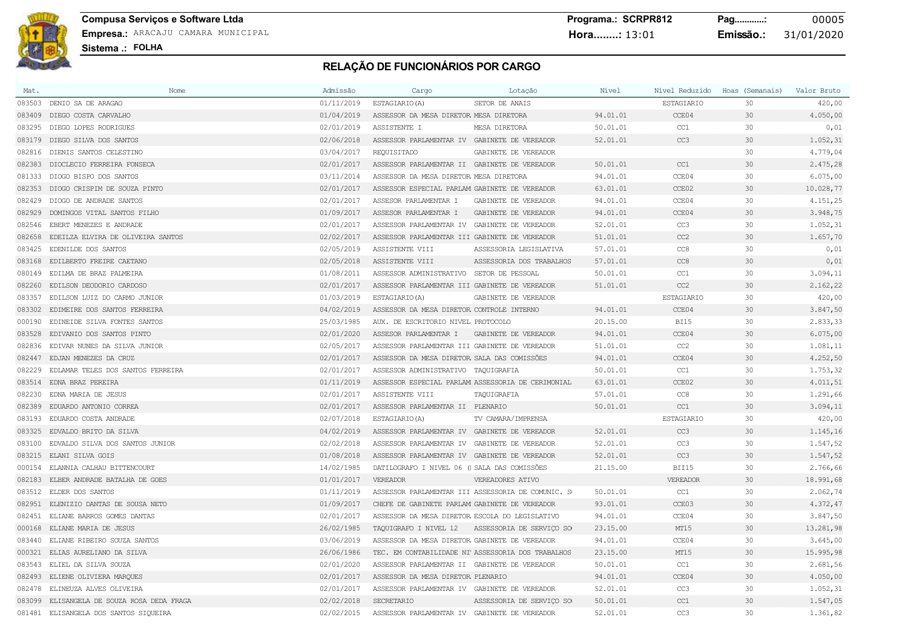**Compusa Serviços e Software Ltda**
**Empresa.:** ARACAJU CAMARA MUNICIPAL
**Sistema .: FOLHA**

**Programa.: SCRPR812** **Hora........:** 13:01
**Pag...........:** 00005 **Emissão.:** 31/01/2020

# RELAÇÃO DE FUNCIONÁRIOS POR CARGO

| Mat. | Nome | Admissão | Cargo | Lotação | Nível | Nível Reduzido | Hoas (Semanais) | Valor Bruto |
|---|---|---|---|---|---|---|---|---|
| 083503 | DENIO SA DE ARAGAO | 01/11/2019 | ESTAGIARIO(A) | SETOR DE ANAIS | | ESTAGIARIO | 30 | 420,00 |
| 083409 | DIEGO COSTA CARVALHO | 01/04/2019 | ASSESSOR DA MESA DIRETOR | MESA DIRETORA | 94.01.01 | CCE04 | 30 | 4.050,00 |
| 083295 | DIEGO LOPES RODRIGUES | 02/01/2019 | ASSISTENTE I | MESA DIRETORA | 50.01.01 | CC1 | 30 | 0,01 |
| 083179 | DIEGO SILVA DOS SANTOS | 02/06/2018 | ASSESSOR PARLAMENTAR IV | GABINETE DE VEREADOR | 52.01.01 | CC3 | 30 | 1.052,31 |
| 082816 | DIENIS SANTOS CELESTINO | 03/04/2017 | REQUISITADO | GABINETE DE VEREADOR | | | 30 | 4.779,04 |
| 082383 | DIOCLECIO FERREIRA FONSECA | 02/01/2017 | ASSESSOR PARLAMENTAR II | GABINETE DE VEREADOR | 50.01.01 | CC1 | 30 | 2.475,28 |
| 081333 | DIOGO BISPO DOS SANTOS | 03/11/2014 | ASSESSOR DA MESA DIRETOR | MESA DIRETORA | 94.01.01 | CCE04 | 30 | 6.075,00 |
| 082353 | DIOGO CRISPIM DE SOUZA PINTO | 02/01/2017 | ASSESSOR ESPECIAL PARLAM | GABINETE DE VEREADOR | 63.01.01 | CCE02 | 30 | 10.028,77 |
| 082429 | DIOGO DE ANDRADE SANTOS | 02/01/2017 | ASSESOR PARLAMENTAR I | GABINETE DE VEREADOR | 94.01.01 | CCE04 | 30 | 4.151,25 |
| 082929 | DOMINGOS VITAL SANTOS FILHO | 01/09/2017 | ASSESOR PARLAMENTAR I | GABINETE DE VEREADOR | 94.01.01 | CCE04 | 30 | 3.948,75 |
| 082546 | EBERT MENEZES E ANDRADE | 02/01/2017 | ASSESSOR PARLAMENTAR IV | GABINETE DE VEREADOR | 52.01.01 | CC3 | 30 | 1.052,31 |
| 082658 | EDEILZA ELVIRA DE OLIVEIRA SANTOS | 02/02/2017 | ASSESSOR PARLAMENTAR III | GABINETE DE VEREADOR | 51.01.01 | CC2 | 30 | 1.657,70 |
| 083425 | EDENILDE DOS SANTOS | 02/05/2019 | ASSISTENTE VIII | ASSESSORIA LEGISLATIVA | 57.01.01 | CC8 | 30 | 0,01 |
| 083168 | EDILBERTO FREIRE CAETANO | 02/05/2018 | ASSISTENTE VIII | ASSESSORIA DOS TRABALHOS | 57.01.01 | CC8 | 30 | 0,01 |
| 080149 | EDILMA DE BRAZ PALMEIRA | 01/08/2011 | ASSESSOR ADMINISTRATIVO | SETOR DE PESSOAL | 50.01.01 | CC1 | 30 | 3.094,11 |
| 082260 | EDILSON DEODORIO CARDOSO | 02/01/2017 | ASSESSOR PARLAMENTAR III | GABINETE DE VEREADOR | 51.01.01 | CC2 | 30 | 2.162,22 |
| 083357 | EDILSON LUIZ DO CARMO JUNIOR | 01/03/2019 | ESTAGIARIO(A) | GABINETE DE VEREADOR | | ESTAGIARIO | 30 | 420,00 |
| 083302 | EDIMEIRE DOS SANTOS FERREIRA | 04/02/2019 | ASSESSOR DA MESA DIRETOR | CONTROLE INTERNO | 94.01.01 | CCE04 | 30 | 3.847,50 |
| 000190 | EDINEIDE SILVA FONTES SANTOS | 25/03/1985 | AUX. DE ESCRITORIO NIVEL | PROTOCOLO | 20.15.00 | BI15 | 30 | 2.833,33 |
| 083528 | EDIVANIO DOS SANTOS PINTO | 02/01/2020 | ASSESOR PARLAMENTAR I | GABINETE DE VEREADOR | 94.01.01 | CCE04 | 30 | 6.075,00 |
| 082836 | EDIVAR NUNES DA SILVA JUNIOR | 02/05/2017 | ASSESSOR PARLAMENTAR III | GABINETE DE VEREADOR | 51.01.01 | CC2 | 30 | 1.081,11 |
| 082447 | EDJAN MENEZES DA CRUZ | 02/01/2017 | ASSESSOR DA MESA DIRETOR | SALA DAS COMISSÕES | 94.01.01 | CCE04 | 30 | 4.252,50 |
| 082229 | EDLAMAR TELES DOS SANTOS FERREIRA | 02/01/2017 | ASSESSOR ADMINISTRATIVO | TAQUIGRAFIA | 50.01.01 | CC1 | 30 | 1.753,32 |
| 083514 | EDNA BRAZ PEREIRA | 01/11/2019 | ASSESSOR ESPECIAL PARLAM | ASSESSORIA DE CERIMONIAL | 63.01.01 | CCE02 | 30 | 4.011,51 |
| 082230 | EDNA MARIA DE JESUS | 02/01/2017 | ASSISTENTE VIII | TAQUIGRAFIA | 57.01.01 | CC8 | 30 | 1.291,66 |
| 082389 | EDUARDO ANTONIO CORREA | 02/01/2017 | ASSESSOR PARLAMENTAR II | PLENARIO | 50.01.01 | CC1 | 30 | 3.094,11 |
| 083193 | EDUARDO COSTA ANDRADE | 02/07/2018 | ESTAGIARIO(A) | TV CAMARA/IMPRENSA | | ESTAGIARIO | 30 | 420,00 |
| 083325 | EDVALDO BRITO DA SILVA | 04/02/2019 | ASSESSOR PARLAMENTAR IV | GABINETE DE VEREADOR | 52.01.01 | CC3 | 30 | 1.145,16 |
| 083100 | EDVALDO SILVA DOS SANTOS JUNIOR | 02/02/2018 | ASSESSOR PARLAMENTAR IV | GABINETE DE VEREADOR | 52.01.01 | CC3 | 30 | 1.547,52 |
| 083215 | ELANI SILVA GOIS | 01/08/2018 | ASSESSOR PARLAMENTAR IV | GABINETE DE VEREADOR | 52.01.01 | CC3 | 30 | 1.547,52 |
| 000154 | ELANNIA CALHAU BITTENCOURT | 14/02/1985 | DATILOGRAFO I NIVEL 06 (I | SALA DAS COMISSÕES | 21.15.00 | BII15 | 30 | 2.766,66 |
| 082183 | ELBER ANDRADE BATALHA DE GOES | 01/01/2017 | VEREADOR | VEREADORES ATIVO | | VEREADOR | 30 | 18.991,68 |
| 083512 | ELDER DOS SANTOS | 01/11/2019 | ASSESSOR PARLAMENTAR III | ASSESSORIA DE COMUNIC. S | 50.01.01 | CC1 | 30 | 2.062,74 |
| 082951 | ELENIZIO DANTAS DE SOUSA NETO | 01/09/2017 | CHEFE DE GABINETE PARLAM | GABINETE DE VEREADOR | 93.01.01 | CCE03 | 30 | 4.372,47 |
| 082451 | ELIANE BARROS GOMES DANTAS | 02/01/2017 | ASSESSOR DA MESA DIRETOR | ESCOLA DO LEGISLATIVO | 94.01.01 | CCE04 | 30 | 3.847,50 |
| 000168 | ELIANE MARIA DE JESUS | 26/02/1985 | TAQUIGRAFO I NIVEL 12 | ASSESSORIA DE SERVIÇO SO | 23.15.00 | MT15 | 30 | 13.281,98 |
| 083440 | ELIANE RIBEIRO SOUZA SANTOS | 03/06/2019 | ASSESSOR DA MESA DIRETOR | GABINETE DE VEREADOR | 94.01.01 | CCE04 | 30 | 3.645,00 |
| 000321 | ELIAS AURELIANO DA SILVA | 26/06/1986 | TEC. EM CONTABILIDADE NI | ASSESSORIA DOS TRABALHOS | 23.15.00 | MT15 | 30 | 15.995,98 |
| 083543 | ELIEL DA SILVA SOUZA | 02/01/2020 | ASSESSOR PARLAMENTAR II | GABINETE DE VEREADOR | 50.01.01 | CC1 | 30 | 2.681,56 |
| 082493 | ELIENE OLIVIERA MARQUES | 02/01/2017 | ASSESSOR DA MESA DIRETOR | PLENARIO | 94.01.01 | CCE04 | 30 | 4.050,00 |
| 082478 | ELINEUZA ALVES OLIVEIRA | 02/01/2017 | ASSESSOR PARLAMENTAR IV | GABINETE DE VEREADOR | 52.01.01 | CC3 | 30 | 1.052,31 |
| 083099 | ELISANGELA DE SOUZA ROSA DEDA FRAGA | 02/02/2018 | SECRETARIO | ASSESSORIA DE SERVIÇO SO | 50.01.01 | CC1 | 30 | 1.547,05 |
| 081481 | ELISANGELA DOS SANTOS SIQUEIRA | 02/02/2015 | ASSESSOR PARLAMENTAR IV | GABINETE DE VEREADOR | 52.01.01 | CC3 | 30 | 1.361,82 |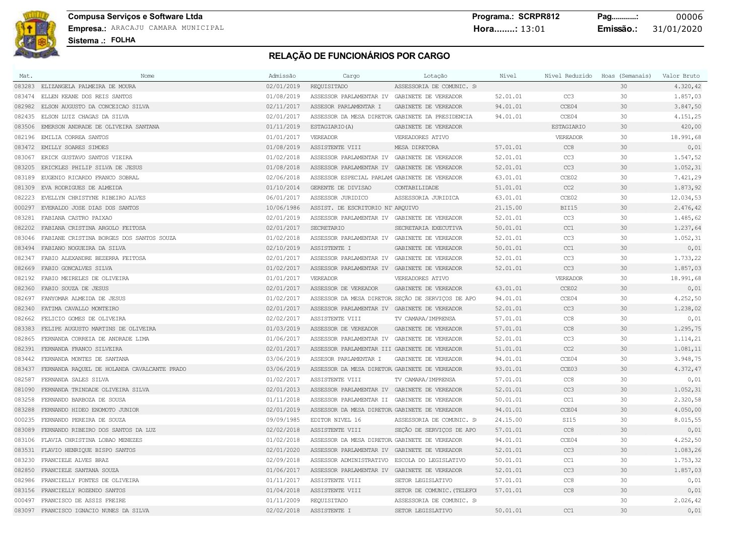Compusa Serviços e Software Ltda

**Empresa.:** ARACAJU CAMARA MUNICIPAL

**Sistema .: FOLHA**

**Programa.: SCRPR812**
**Hora........:** 13:01

**Pag...........:** 00006
**Emissão.:** 31/01/2020

# RELAÇÃO DE FUNCIONÁRIOS POR CARGO

| Mat. | Nome | Admissão | Cargo | Lotação | Nível | Nivel Reduzido | Hoas (Semanais) | Valor Bruto |
|---|---|---|---|---|---|---|---|---|
| 083283 | ELIZANGELA PALMEIRA DE MOURA | 02/01/2019 | REQUISITADO | ASSESSORIA DE COMUNIC. S | | | 30 | 4.320,42 |
| 083474 | ELLEN KEANE DOS REIS SANTOS | 01/08/2019 | ASSESSOR PARLAMENTAR IV | GABINETE DE VEREADOR | 52.01.01 | CC3 | 30 | 1.857,03 |
| 082982 | ELSON AUGUSTO DA CONCEICAO SILVA | 02/11/2017 | ASSESOR PARLAMENTAR I | GABINETE DE VEREADOR | 94.01.01 | CCE04 | 30 | 3.847,50 |
| 082435 | ELSON LUIZ CHAGAS DA SILVA | 02/01/2017 | ASSESSOR DA MESA DIRETOR | GABINETE DA PRESIDENCIA | 94.01.01 | CCE04 | 30 | 4.151,25 |
| 083506 | EMERSON ANDRADE DE OLIVEIRA SANTANA | 01/11/2019 | ESTAGIARIO(A) | GABINETE DE VEREADOR | | ESTAGIARIO | 30 | 420,00 |
| 082196 | EMILIA CORREA SANTOS | 01/01/2017 | VEREADOR | VEREADORES ATIVO | | VEREADOR | 30 | 18.991,68 |
| 083472 | EMILLY SOARES SIMOES | 01/08/2019 | ASSISTENTE VIII | MESA DIRETORA | 57.01.01 | CC8 | 30 | 0,01 |
| 083067 | ERICK GUSTAVO SANTOS VIEIRA | 01/02/2018 | ASSESSOR PARLAMENTAR IV | GABINETE DE VEREADOR | 52.01.01 | CC3 | 30 | 1.547,52 |
| 083205 | ERICKLES PHILIP SILVA DE JESUS | 01/08/2018 | ASSESSOR PARLAMENTAR IV | GABINETE DE VEREADOR | 52.01.01 | CC3 | 30 | 1.052,31 |
| 083189 | EUGENIO RICARDO FRANCO SOBRAL | 02/06/2018 | ASSESSOR ESPECIAL PARLAM | GABINETE DE VEREADOR | 63.01.01 | CCE02 | 30 | 7.421,29 |
| 081309 | EVA RODRIGUES DE ALMEIDA | 01/10/2014 | GERENTE DE DIVISAO | CONTABILIDADE | 51.01.01 | CC2 | 30 | 1.873,92 |
| 082223 | EVELLYN CHRISTYNE RIBEIRO ALVES | 06/01/2017 | ASSESSOR JURIDICO | ASSESSORIA JURIDICA | 63.01.01 | CCE02 | 30 | 12.034,53 |
| 000297 | EVERALDO JOSE DIAS DOS SANTOS | 10/06/1986 | ASSIST. DE ESCRITORIO NI | ARQUIVO | 21.15.00 | BII15 | 30 | 2.476,42 |
| 083281 | FABIANA CASTRO PAIXAO | 02/01/2019 | ASSESSOR PARLAMENTAR IV | GABINETE DE VEREADOR | 52.01.01 | CC3 | 30 | 1.485,62 |
| 082202 | FABIANA CRISTINA ARGOLO FEITOSA | 02/01/2017 | SECRETARIO | SECRETARIA EXECUTIVA | 50.01.01 | CC1 | 30 | 1.237,64 |
| 083046 | FABIANE CRISTINA BORGES DOS SANTOS SOUZA | 01/02/2018 | ASSESSOR PARLAMENTAR IV | GABINETE DE VEREADOR | 52.01.01 | CC3 | 30 | 1.052,31 |
| 083494 | FABIANO NOGUEIRA DA SILVA | 02/10/2019 | ASSISTENTE I | GABINETE DE VEREADOR | 50.01.01 | CC1 | 30 | 0,01 |
| 082347 | FABIO ALEXANDRE BEZERRA FEITOSA | 02/01/2017 | ASSESSOR PARLAMENTAR IV | GABINETE DE VEREADOR | 52.01.01 | CC3 | 30 | 1.733,22 |
| 082669 | FABIO GONCALVES SILVA | 01/02/2017 | ASSESSOR PARLAMENTAR IV | GABINETE DE VEREADOR | 52.01.01 | CC3 | 30 | 1.857,03 |
| 082192 | FABIO MEIRELES DE OLIVEIRA | 01/01/2017 | VEREADOR | VEREADORES ATIVO | | VEREADOR | 30 | 18.991,68 |
| 082360 | FABIO SOUZA DE JESUS | 02/01/2017 | ASSESSOR DE VEREADOR | GABINETE DE VEREADOR | 63.01.01 | CCE02 | 30 | 0,01 |
| 082697 | FANYOMAR ALMEIDA DE JESUS | 01/02/2017 | ASSESSOR DA MESA DIRETOR | SEÇÃO DE SERVIÇOS DE APO | 94.01.01 | CCE04 | 30 | 4.252,50 |
| 082340 | FATIMA CAVALLO MONTEIRO | 02/01/2017 | ASSESSOR PARLAMENTAR IV | GABINETE DE VEREADOR | 52.01.01 | CC3 | 30 | 1.238,02 |
| 082662 | FELICIO GOMES DE OLIVEIRA | 02/02/2017 | ASSISTENTE VIII | TV CAMARA/IMPRENSA | 57.01.01 | CC8 | 30 | 0,01 |
| 083383 | FELIPE AUGUSTO MARTINS DE OLIVEIRA | 01/03/2019 | ASSESSOR DE VEREADOR | GABINETE DE VEREADOR | 57.01.01 | CC8 | 30 | 1.295,75 |
| 082865 | FERNANDA CORREIA DE ANDRADE LIMA | 01/06/2017 | ASSESSOR PARLAMENTAR IV | GABINETE DE VEREADOR | 52.01.01 | CC3 | 30 | 1.114,21 |
| 082391 | FERNANDA FRANCO SILVEIRA | 02/01/2017 | ASSESSOR PARLAMENTAR III | GABINETE DE VEREADOR | 51.01.01 | CC2 | 30 | 1.081,11 |
| 083442 | FERNANDA MONTES DE SANTANA | 03/06/2019 | ASSESOR PARLAMENTAR I | GABINETE DE VEREADOR | 94.01.01 | CCE04 | 30 | 3.948,75 |
| 083437 | FERNANDA RAQUEL DE HOLANDA CAVALCANTE PRADO | 03/06/2019 | ASSESSOR DA MESA DIRETOR | GABINETE DE VEREADOR | 93.01.01 | CCE03 | 30 | 4.372,47 |
| 082587 | FERNANDA SALES SILVA | 01/02/2017 | ASSISTENTE VIII | TV CAMARA/IMPRENSA | 57.01.01 | CC8 | 30 | 0,01 |
| 081090 | FERNANDA TRINDADE OLIVEIRA SILVA | 02/01/2013 | ASSESSOR PARLAMENTAR IV | GABINETE DE VEREADOR | 52.01.01 | CC3 | 30 | 1.052,31 |
| 083258 | FERNANDO BARBOZA DE SOUSA | 01/11/2018 | ASSESSOR PARLAMENTAR II | GABINETE DE VEREADOR | 50.01.01 | CC1 | 30 | 2.320,58 |
| 083288 | FERNANDO HIDEO ENOMOTO JUNIOR | 02/01/2019 | ASSESSOR DA MESA DIRETOR | GABINETE DE VEREADOR | 94.01.01 | CCE04 | 30 | 4.050,00 |
| 000235 | FERNANDO PEREIRA DE SOUZA | 09/09/1985 | EDITOR NIVEL 16 | ASSESSORIA DE COMUNIC. S | 24.15.00 | SI15 | 30 | 8.015,55 |
| 083089 | FERNANDO RIBEIRO DOS SANTOS DA LUZ | 02/02/2018 | ASSISTENTE VIII | SEÇÃO DE SERVIÇOS DE APO | 57.01.01 | CC8 | 30 | 0,01 |
| 083106 | FLAVIA CHRISTINA LOBAO MENEZES | 01/02/2018 | ASSESSOR DA MESA DIRETOR | GABINETE DE VEREADOR | 94.01.01 | CCE04 | 30 | 4.252,50 |
| 083531 | FLAVIO HENRIQUE BISPO SANTOS | 02/01/2020 | ASSESSOR PARLAMENTAR IV | GABINETE DE VEREADOR | 52.01.01 | CC3 | 30 | 1.083,26 |
| 083230 | FRANCIELE ALVES BRAZ | 02/09/2018 | ASSESSOR ADMINISTRATIVO | ESCOLA DO LEGISLATIVO | 50.01.01 | CC1 | 30 | 1.753,32 |
| 082850 | FRANCIELE SANTANA SOUZA | 01/06/2017 | ASSESSOR PARLAMENTAR IV | GABINETE DE VEREADOR | 52.01.01 | CC3 | 30 | 1.857,03 |
| 082986 | FRANCIELLY FONTES DE OLIVEIRA | 01/11/2017 | ASSISTENTE VIII | SETOR LEGISLATIVO | 57.01.01 | CC8 | 30 | 0,01 |
| 083156 | FRANCIELLY ROZENDO SANTOS | 01/04/2018 | ASSISTENTE VIII | SETOR DE COMUNIC.(TELEFO | 57.01.01 | CC8 | 30 | 0,01 |
| 000497 | FRANCISCO DE ASSIS FREIRE | 01/11/2009 | REQUISITADO | ASSESSORIA DE COMUNIC. S | | | 30 | 2.026,42 |
| 083097 | FRANCISCO IGNACIO NUNES DA SILVA | 02/02/2018 | ASSISTENTE I | SETOR LEGISLATIVO | 50.01.01 | CC1 | 30 | 0,01 |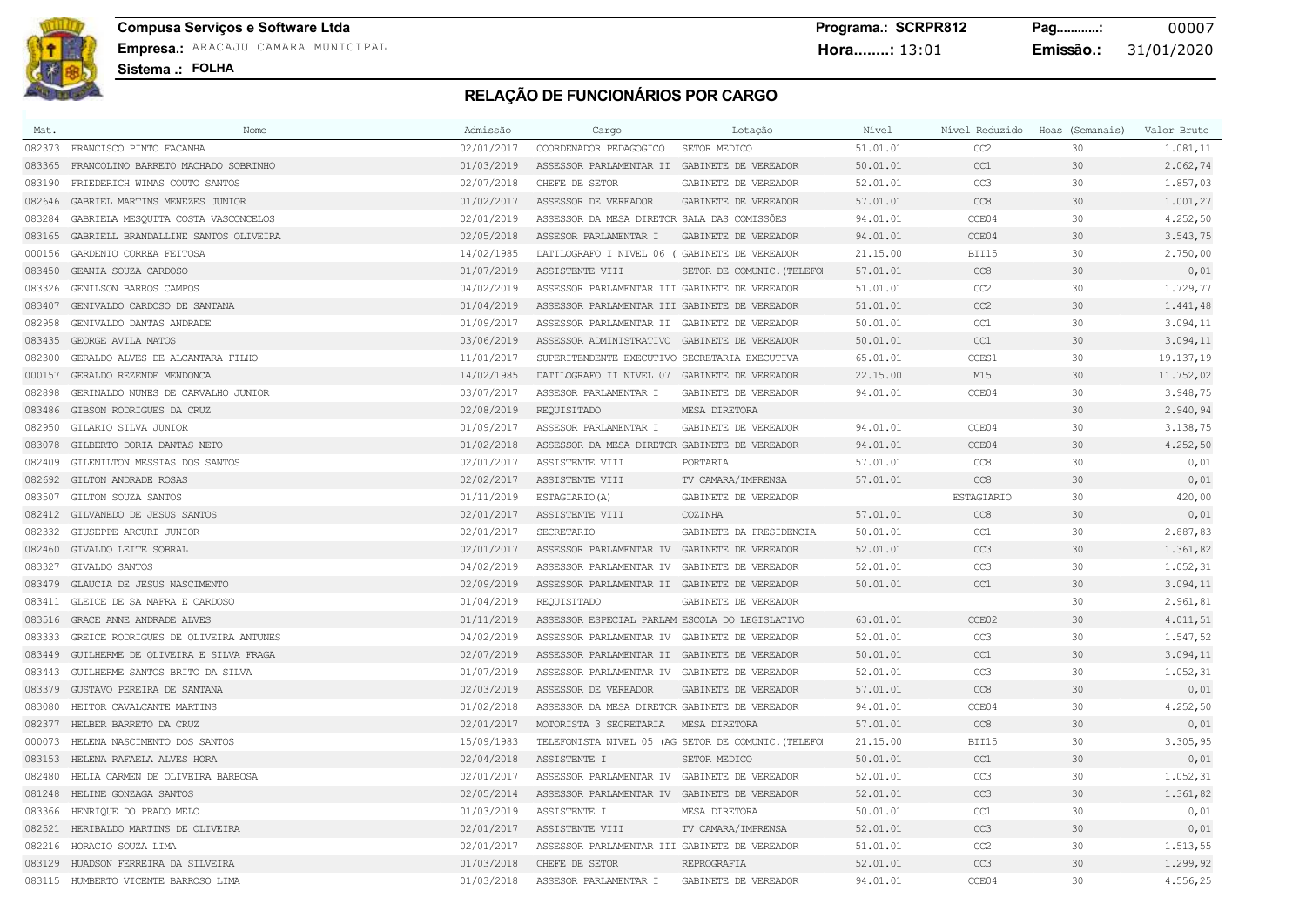# RELAÇÃO DE FUNCIONÁRIOS POR CARGO

| Mat. | Nome | Admissão | Cargo | Lotação | Nível | Nível Reduzido | Hoas (Semanais) | Valor Bruto |
|---|---|---|---|---|---|---|---|---|
| 082373 | FRANCISCO PINTO FACANHA | 02/01/2017 | COORDENADOR PEDAGOGICO | SETOR MEDICO | 51.01.01 | CC2 | 30 | 1.081,11 |
| 083365 | FRANCOLINO BARRETO MACHADO SOBRINHO | 01/03/2019 | ASSESSOR PARLAMENTAR II | GABINETE DE VEREADOR | 50.01.01 | CC1 | 30 | 2.062,74 |
| 083190 | FRIEDERICH WIMAS COUTO SANTOS | 02/07/2018 | CHEFE DE SETOR | GABINETE DE VEREADOR | 52.01.01 | CC3 | 30 | 1.857,03 |
| 082646 | GABRIEL MARTINS MENEZES JUNIOR | 01/02/2017 | ASSESSOR DE VEREADOR | GABINETE DE VEREADOR | 57.01.01 | CC8 | 30 | 1.001,27 |
| 083284 | GABRIELA MESQUITA COSTA VASCONCELOS | 02/01/2019 | ASSESSOR DA MESA DIRETOR | SALA DAS COMISSÕES | 94.01.01 | CCE04 | 30 | 4.252,50 |
| 083165 | GABRIELL BRANDALLINE SANTOS OLIVEIRA | 02/05/2018 | ASSESOR PARLAMENTAR I | GABINETE DE VEREADOR | 94.01.01 | CCE04 | 30 | 3.543,75 |
| 000156 | GARDENIO CORREA FEITOSA | 14/02/1985 | DATILOGRAFO I NIVEL 06 ( | GABINETE DE VEREADOR | 21.15.00 | BII15 | 30 | 2.750,00 |
| 083450 | GEANIA SOUZA CARDOSO | 01/07/2019 | ASSISTENTE VIII | SETOR DE COMUNIC.(TELEFO | 57.01.01 | CC8 | 30 | 0,01 |
| 083326 | GENILSON BARROS CAMPOS | 04/02/2019 | ASSESSOR PARLAMENTAR III | GABINETE DE VEREADOR | 51.01.01 | CC2 | 30 | 1.729,77 |
| 083407 | GENIVALDO CARDOSO DE SANTANA | 01/04/2019 | ASSESSOR PARLAMENTAR III | GABINETE DE VEREADOR | 51.01.01 | CC2 | 30 | 1.441,48 |
| 082958 | GENIVALDO DANTAS ANDRADE | 01/09/2017 | ASSESSOR PARLAMENTAR II | GABINETE DE VEREADOR | 50.01.01 | CC1 | 30 | 3.094,11 |
| 083435 | GEORGE AVILA MATOS | 03/06/2019 | ASSESSOR ADMINISTRATIVO | GABINETE DE VEREADOR | 50.01.01 | CC1 | 30 | 3.094,11 |
| 082300 | GERALDO ALVES DE ALCANTARA FILHO | 11/01/2017 | SUPERITENDENTE EXECUTIVO | SECRETARIA EXECUTIVA | 65.01.01 | CCES1 | 30 | 19.137,19 |
| 000157 | GERALDO REZENDE MENDONCA | 14/02/1985 | DATILOGRAFO II NIVEL 07 | GABINETE DE VEREADOR | 22.15.00 | M15 | 30 | 11.752,02 |
| 082898 | GERINALDO NUNES DE CARVALHO JUNIOR | 03/07/2017 | ASSESOR PARLAMENTAR I | GABINETE DE VEREADOR | 94.01.01 | CCE04 | 30 | 3.948,75 |
| 083486 | GIBSON RODRIGUES DA CRUZ | 02/08/2019 | REQUISITADO | MESA DIRETORA | | | 30 | 2.940,94 |
| 082950 | GILARIO SILVA JUNIOR | 01/09/2017 | ASSESOR PARLAMENTAR I | GABINETE DE VEREADOR | 94.01.01 | CCE04 | 30 | 3.138,75 |
| 083078 | GILBERTO DORIA DANTAS NETO | 01/02/2018 | ASSESSOR DA MESA DIRETOR | GABINETE DE VEREADOR | 94.01.01 | CCE04 | 30 | 4.252,50 |
| 082409 | GILENILTON MESSIAS DOS SANTOS | 02/01/2017 | ASSISTENTE VIII | PORTARIA | 57.01.01 | CC8 | 30 | 0,01 |
| 082692 | GILTON ANDRADE ROSAS | 02/02/2017 | ASSISTENTE VIII | TV CAMARA/IMPRENSA | 57.01.01 | CC8 | 30 | 0,01 |
| 083507 | GILTON SOUZA SANTOS | 01/11/2019 | ESTAGIARIO(A) | GABINETE DE VEREADOR | | ESTAGIARIO | 30 | 420,00 |
| 082412 | GILVANEDO DE JESUS SANTOS | 02/01/2017 | ASSISTENTE VIII | COZINHA | 57.01.01 | CC8 | 30 | 0,01 |
| 082332 | GIUSEPPE ARCURI JUNIOR | 02/01/2017 | SECRETARIO | GABINETE DA PRESIDENCIA | 50.01.01 | CC1 | 30 | 2.887,83 |
| 082460 | GIVALDO LEITE SOBRAL | 02/01/2017 | ASSESSOR PARLAMENTAR IV | GABINETE DE VEREADOR | 52.01.01 | CC3 | 30 | 1.361,82 |
| 083327 | GIVALDO SANTOS | 04/02/2019 | ASSESSOR PARLAMENTAR IV | GABINETE DE VEREADOR | 52.01.01 | CC3 | 30 | 1.052,31 |
| 083479 | GLAUCIA DE JESUS NASCIMENTO | 02/09/2019 | ASSESSOR PARLAMENTAR II | GABINETE DE VEREADOR | 50.01.01 | CC1 | 30 | 3.094,11 |
| 083411 | GLEICE DE SA MAFRA E CARDOSO | 01/04/2019 | REQUISITADO | GABINETE DE VEREADOR | | | 30 | 2.961,81 |
| 083516 | GRACE ANNE ANDRADE ALVES | 01/11/2019 | ASSESSOR ESPECIAL PARLAM | ESCOLA DO LEGISLATIVO | 63.01.01 | CCE02 | 30 | 4.011,51 |
| 083333 | GREICE RODRIGUES DE OLIVEIRA ANTUNES | 04/02/2019 | ASSESSOR PARLAMENTAR IV | GABINETE DE VEREADOR | 52.01.01 | CC3 | 30 | 1.547,52 |
| 083449 | GUILHERME DE OLIVEIRA E SILVA FRAGA | 02/07/2019 | ASSESSOR PARLAMENTAR II | GABINETE DE VEREADOR | 50.01.01 | CC1 | 30 | 3.094,11 |
| 083443 | GUILHERME SANTOS BRITO DA SILVA | 01/07/2019 | ASSESSOR PARLAMENTAR IV | GABINETE DE VEREADOR | 52.01.01 | CC3 | 30 | 1.052,31 |
| 083379 | GUSTAVO PEREIRA DE SANTANA | 02/03/2019 | ASSESSOR DE VEREADOR | GABINETE DE VEREADOR | 57.01.01 | CC8 | 30 | 0,01 |
| 083080 | HEITOR CAVALCANTE MARTINS | 01/02/2018 | ASSESSOR DA MESA DIRETOR | GABINETE DE VEREADOR | 94.01.01 | CCE04 | 30 | 4.252,50 |
| 082377 | HELBER BARRETO DA CRUZ | 02/01/2017 | MOTORISTA 3 SECRETARIA | MESA DIRETORA | 57.01.01 | CC8 | 30 | 0,01 |
| 000073 | HELENA NASCIMENTO DOS SANTOS | 15/09/1983 | TELEFONISTA NIVEL 05 (AG | SETOR DE COMUNIC.(TELEFO | 21.15.00 | BII15 | 30 | 3.305,95 |
| 083153 | HELENA RAFAELA ALVES HORA | 02/04/2018 | ASSISTENTE I | SETOR MEDICO | 50.01.01 | CC1 | 30 | 0,01 |
| 082480 | HELIA CARMEN DE OLIVEIRA BARBOSA | 02/01/2017 | ASSESSOR PARLAMENTAR IV | GABINETE DE VEREADOR | 52.01.01 | CC3 | 30 | 1.052,31 |
| 081248 | HELINE GONZAGA SANTOS | 02/05/2014 | ASSESSOR PARLAMENTAR IV | GABINETE DE VEREADOR | 52.01.01 | CC3 | 30 | 1.361,82 |
| 083366 | HENRIQUE DO PRADO MELO | 01/03/2019 | ASSISTENTE I | MESA DIRETORA | 50.01.01 | CC1 | 30 | 0,01 |
| 082521 | HERIBALDO MARTINS DE OLIVEIRA | 02/01/2017 | ASSISTENTE VIII | TV CAMARA/IMPRENSA | 52.01.01 | CC3 | 30 | 0,01 |
| 082216 | HORACIO SOUZA LIMA | 02/01/2017 | ASSESSOR PARLAMENTAR III | GABINETE DE VEREADOR | 51.01.01 | CC2 | 30 | 1.513,55 |
| 083129 | HUADSON FERREIRA DA SILVEIRA | 01/03/2018 | CHEFE DE SETOR | REPROGRAFIA | 52.01.01 | CC3 | 30 | 1.299,92 |
| 083115 | HUMBERTO VICENTE BARROSO LIMA | 01/03/2018 | ASSESOR PARLAMENTAR I | GABINETE DE VEREADOR | 94.01.01 | CCE04 | 30 | 4.556,25 |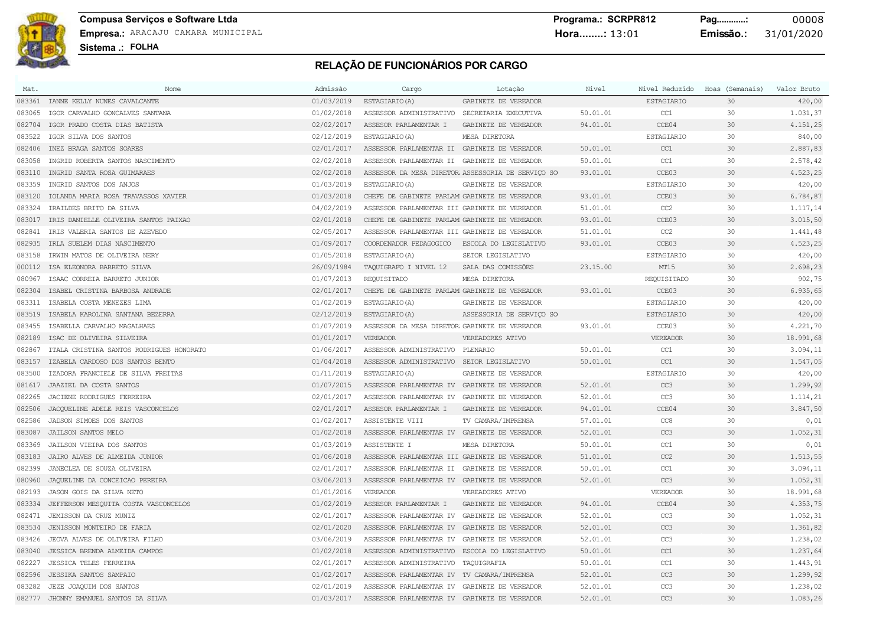**Compusa Serviços e Software Ltda**
**Empresa.:** ARACAJU CAMARA MUNICIPAL
**Sistema .: FOLHA**

**Programa.: SCRPR812**
**Hora........:** 13:01

**Pag............:** 00008
**Emissão.:** 31/01/2020

# RELAÇÃO DE FUNCIONÁRIOS POR CARGO

| Mat. | Nome | Admissão | Cargo | Lotação | Nível | Nivel Reduzido | Hoas (Semanais) | Valor Bruto |
|---|---|---|---|---|---|---|---|---|
| 083361 | IANNE KELLY NUNES CAVALCANTE | 01/03/2019 | ESTAGIARIO(A) | GABINETE DE VEREADOR | | ESTAGIARIO | 30 | 420,00 |
| 083065 | IGOR CARVALHO GONCALVES SANTANA | 01/02/2018 | ASSESSOR ADMINISTRATIVO | SECRETARIA EXECUTIVA | 50.01.01 | CC1 | 30 | 1.031,37 |
| 082704 | IGOR PRADO COSTA DIAS BATISTA | 02/02/2017 | ASSESOR PARLAMENTAR I | GABINETE DE VEREADOR | 94.01.01 | CCE04 | 30 | 4.151,25 |
| 083522 | IGOR SILVA DOS SANTOS | 02/12/2019 | ESTAGIARIO(A) | MESA DIRETORA | | ESTAGIARIO | 30 | 840,00 |
| 082406 | INEZ BRAGA SANTOS SOARES | 02/01/2017 | ASSESSOR PARLAMENTAR II | GABINETE DE VEREADOR | 50.01.01 | CC1 | 30 | 2.887,83 |
| 083058 | INGRID ROBERTA SANTOS NASCIMENTO | 02/02/2018 | ASSESSOR PARLAMENTAR II | GABINETE DE VEREADOR | 50.01.01 | CC1 | 30 | 2.578,42 |
| 083110 | INGRID SANTA ROSA GUIMARAES | 02/02/2018 | ASSESSOR DA MESA DIRETOR | ASSESSORIA DE SERVIÇO SO | 93.01.01 | CCE03 | 30 | 4.523,25 |
| 083359 | INGRID SANTOS DOS ANJOS | 01/03/2019 | ESTAGIARIO(A) | GABINETE DE VEREADOR | | ESTAGIARIO | 30 | 420,00 |
| 083120 | IOLANDA MARIA ROSA TRAVASSOS XAVIER | 01/03/2018 | CHEFE DE GABINETE PARLAM | GABINETE DE VEREADOR | 93.01.01 | CCE03 | 30 | 6.784,87 |
| 083324 | IRAILDES BRITO DA SILVA | 04/02/2019 | ASSESSOR PARLAMENTAR III | GABINETE DE VEREADOR | 51.01.01 | CC2 | 30 | 1.117,14 |
| 083017 | IRIS DANIELLE OLIVEIRA SANTOS PAIXAO | 02/01/2018 | CHEFE DE GABINETE PARLAM | GABINETE DE VEREADOR | 93.01.01 | CCE03 | 30 | 3.015,50 |
| 082841 | IRIS VALERIA SANTOS DE AZEVEDO | 02/05/2017 | ASSESSOR PARLAMENTAR III | GABINETE DE VEREADOR | 51.01.01 | CC2 | 30 | 1.441,48 |
| 082935 | IRLA SUELEM DIAS NASCIMENTO | 01/09/2017 | COORDENADOR PEDAGOGICO | ESCOLA DO LEGISLATIVO | 93.01.01 | CCE03 | 30 | 4.523,25 |
| 083158 | IRWIN MATOS DE OLIVEIRA NERY | 01/05/2018 | ESTAGIARIO(A) | SETOR LEGISLATIVO | | ESTAGIARIO | 30 | 420,00 |
| 000112 | ISA ELEONORA BARRETO SILVA | 26/09/1984 | TAQUIGRAFO I NIVEL 12 | SALA DAS COMISSÕES | 23.15.00 | MT15 | 30 | 2.698,23 |
| 080967 | ISAAC CORREIA BARRETO JUNIOR | 01/07/2013 | REQUISITADO | MESA DIRETORA | | REQUISITADO | 30 | 902,75 |
| 082304 | ISABEL CRISTINA BARBOSA ANDRADE | 02/01/2017 | CHEFE DE GABINETE PARLAM | GABINETE DE VEREADOR | 93.01.01 | CCE03 | 30 | 6.935,65 |
| 083311 | ISABELA COSTA MENEZES LIMA | 01/02/2019 | ESTAGIARIO(A) | GABINETE DE VEREADOR | | ESTAGIARIO | 30 | 420,00 |
| 083519 | ISABELA KAROLINA SANTANA BEZERRA | 02/12/2019 | ESTAGIARIO(A) | ASSESSORIA DE SERVIÇO SO | | ESTAGIARIO | 30 | 420,00 |
| 083455 | ISABELLA CARVALHO MAGALHAES | 01/07/2019 | ASSESSOR DA MESA DIRETOR | GABINETE DE VEREADOR | 93.01.01 | CCE03 | 30 | 4.221,70 |
| 082189 | ISAC DE OLIVEIRA SILVEIRA | 01/01/2017 | VEREADOR | VEREADORES ATIVO | | VEREADOR | 30 | 18.991,68 |
| 082867 | ITALA CRISTINA SANTOS RODRIGUES HONORATO | 01/06/2017 | ASSESSOR ADMINISTRATIVO | PLENARIO | 50.01.01 | CC1 | 30 | 3.094,11 |
| 083157 | IZABELA CARDOSO DOS SANTOS BENTO | 01/04/2018 | ASSESSOR ADMINISTRATIVO | SETOR LEGISLATIVO | 50.01.01 | CC1 | 30 | 1.547,05 |
| 083500 | IZADORA FRANCIELE DE SILVA FREITAS | 01/11/2019 | ESTAGIARIO(A) | GABINETE DE VEREADOR | | ESTAGIARIO | 30 | 420,00 |
| 081617 | JAAZIEL DA COSTA SANTOS | 01/07/2015 | ASSESSOR PARLAMENTAR IV | GABINETE DE VEREADOR | 52.01.01 | CC3 | 30 | 1.299,92 |
| 082265 | JACIENE RODRIGUES FERREIRA | 02/01/2017 | ASSESSOR PARLAMENTAR IV | GABINETE DE VEREADOR | 52.01.01 | CC3 | 30 | 1.114,21 |
| 082506 | JACQUELINE ADELE REIS VASCONCELOS | 02/01/2017 | ASSESOR PARLAMENTAR I | GABINETE DE VEREADOR | 94.01.01 | CCE04 | 30 | 3.847,50 |
| 082586 | JADSON SIMOES DOS SANTOS | 01/02/2017 | ASSISTENTE VIII | TV CAMARA/IMPRENSA | 57.01.01 | CC8 | 30 | 0,01 |
| 083087 | JAILSON SANTOS MELO | 01/02/2018 | ASSESSOR PARLAMENTAR IV | GABINETE DE VEREADOR | 52.01.01 | CC3 | 30 | 1.052,31 |
| 083369 | JAILSON VIEIRA DOS SANTOS | 01/03/2019 | ASSISTENTE I | MESA DIRETORA | 50.01.01 | CC1 | 30 | 0,01 |
| 083183 | JAIRO ALVES DE ALMEIDA JUNIOR | 01/06/2018 | ASSESSOR PARLAMENTAR III | GABINETE DE VEREADOR | 51.01.01 | CC2 | 30 | 1.513,55 |
| 082399 | JANECLEA DE SOUZA OLIVEIRA | 02/01/2017 | ASSESSOR PARLAMENTAR II | GABINETE DE VEREADOR | 50.01.01 | CC1 | 30 | 3.094,11 |
| 080960 | JAQUELINE DE CONCEICAO PEREIRA | 03/06/2013 | ASSESSOR PARLAMENTAR IV | GABINETE DE VEREADOR | 52.01.01 | CC3 | 30 | 1.052,31 |
| 082193 | JASON GOIS DA SILVA NETO | 01/01/2016 | VEREADOR | VEREADORES ATIVO | | VEREADOR | 30 | 18.991,68 |
| 083334 | JEFFERSON MESQUITA COSTA VASCONCELOS | 01/02/2019 | ASSESOR PARLAMENTAR I | GABINETE DE VEREADOR | 94.01.01 | CCE04 | 30 | 4.353,75 |
| 082471 | JEMISSON DA CRUZ MUNIZ | 02/01/2017 | ASSESSOR PARLAMENTAR IV | GABINETE DE VEREADOR | 52.01.01 | CC3 | 30 | 1.052,31 |
| 083534 | JENISSON MONTEIRO DE FARIA | 02/01/2020 | ASSESSOR PARLAMENTAR IV | GABINETE DE VEREADOR | 52.01.01 | CC3 | 30 | 1.361,82 |
| 083426 | JEOVA ALVES DE OLIVEIRA FILHO | 03/06/2019 | ASSESSOR PARLAMENTAR IV | GABINETE DE VEREADOR | 52.01.01 | CC3 | 30 | 1.238,02 |
| 083040 | JESSICA BRENDA ALMEIDA CAMPOS | 01/02/2018 | ASSESSOR ADMINISTRATIVO | ESCOLA DO LEGISLATIVO | 50.01.01 | CC1 | 30 | 1.237,64 |
| 082227 | JESSICA TELES FERREIRA | 02/01/2017 | ASSESSOR ADMINISTRATIVO | TAQUIGRAFIA | 50.01.01 | CC1 | 30 | 1.443,91 |
| 082596 | JESSIKA SANTOS SAMPAIO | 01/02/2017 | ASSESSOR PARLAMENTAR IV | TV CAMARA/IMPRENSA | 52.01.01 | CC3 | 30 | 1.299,92 |
| 083282 | JEZE JOAQUIM DOS SANTOS | 02/01/2019 | ASSESSOR PARLAMENTAR IV | GABINETE DE VEREADOR | 52.01.01 | CC3 | 30 | 1.238,02 |
| 082777 | JHONNY EMANUEL SANTOS DA SILVA | 01/03/2017 | ASSESSOR PARLAMENTAR IV | GABINETE DE VEREADOR | 52.01.01 | CC3 | 30 | 1.083,26 |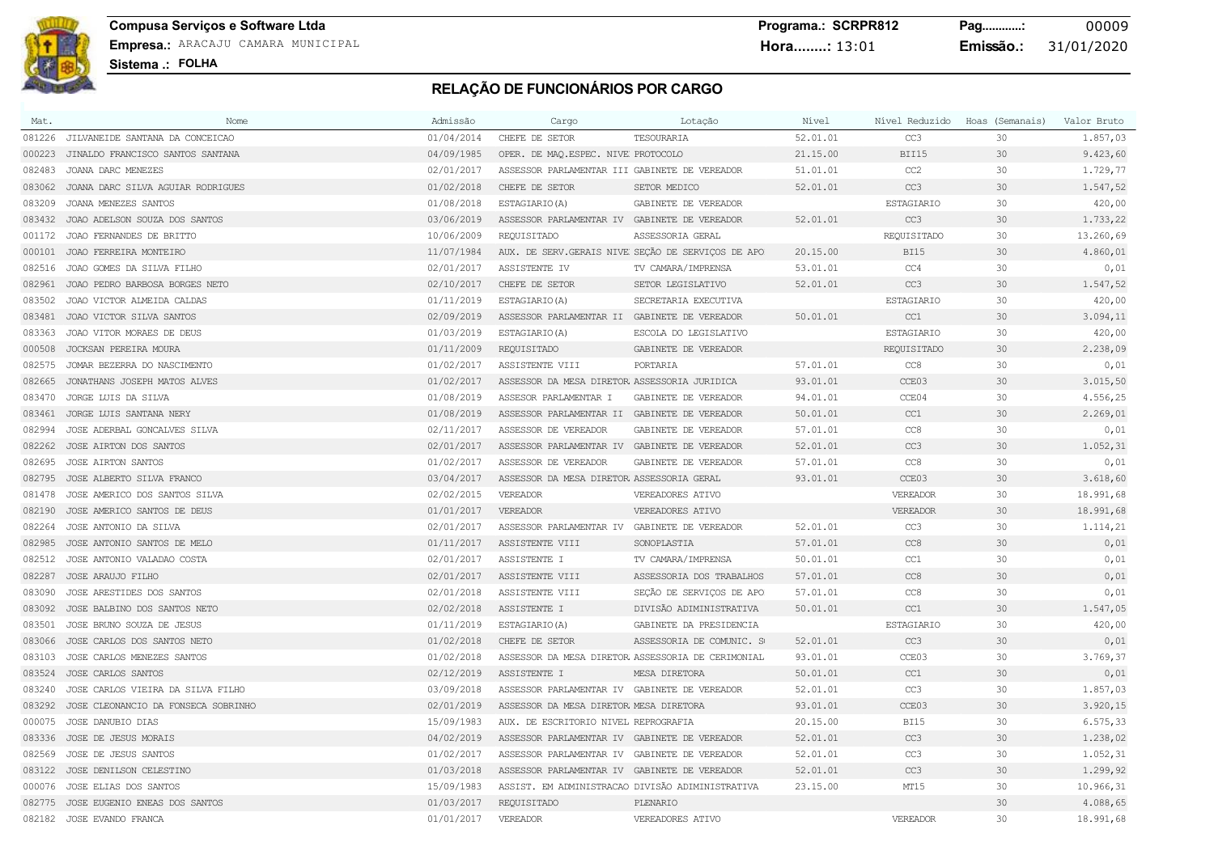**Compusa Serviços e Software Ltda**
**Empresa.:** ARACAJU CAMARA MUNICIPAL
**Sistema .: FOLHA**

**Programa.: SCRPR812** **Pag............:** 00009
**Hora........:** 13:01 **Emissão.:** 31/01/2020

# RELAÇÃO DE FUNCIONÁRIOS POR CARGO

| Mat. | Nome | Admissão | Cargo | Lotação | Nível | Nível Reduzido | Hoas (Semanais) | Valor Bruto |
|---|---|---|---|---|---|---|---|---|
| 081226 | JILVANEIDE SANTANA DA CONCEICAO | 01/04/2014 | CHEFE DE SETOR | TESOURARIA | 52.01.01 | CC3 | 30 | 1.857,03 |
| 000223 | JINALDO FRANCISCO SANTOS SANTANA | 04/09/1985 | OPER. DE MAQ.ESPEC. NIVE | PROTOCOLO | 21.15.00 | BII15 | 30 | 9.423,60 |
| 082483 | JOANA DARC MENEZES | 02/01/2017 | ASSESSOR PARLAMENTAR III | GABINETE DE VEREADOR | 51.01.01 | CC2 | 30 | 1.729,77 |
| 083062 | JOANA DARC SILVA AGUIAR RODRIGUES | 01/02/2018 | CHEFE DE SETOR | SETOR MEDICO | 52.01.01 | CC3 | 30 | 1.547,52 |
| 083209 | JOANA MENEZES SANTOS | 01/08/2018 | ESTAGIARIO(A) | GABINETE DE VEREADOR | | ESTAGIARIO | 30 | 420,00 |
| 083432 | JOAO ADELSON SOUZA DOS SANTOS | 03/06/2019 | ASSESSOR PARLAMENTAR IV | GABINETE DE VEREADOR | 52.01.01 | CC3 | 30 | 1.733,22 |
| 001172 | JOAO FERNANDES DE BRITTO | 10/06/2009 | REQUISITADO | ASSESSORIA GERAL | | REQUISITADO | 30 | 13.260,69 |
| 000101 | JOAO FERREIRA MONTEIRO | 11/07/1984 | AUX. DE SERV.GERAIS NIVE | SEÇÃO DE SERVIÇOS DE APO | 20.15.00 | BI15 | 30 | 4.860,01 |
| 082516 | JOAO GOMES DA SILVA FILHO | 02/01/2017 | ASSISTENTE IV | TV CAMARA/IMPRENSA | 53.01.01 | CC4 | 30 | 0,01 |
| 082961 | JOAO PEDRO BARBOSA BORGES NETO | 02/10/2017 | CHEFE DE SETOR | SETOR LEGISLATIVO | 52.01.01 | CC3 | 30 | 1.547,52 |
| 083502 | JOAO VICTOR ALMEIDA CALDAS | 01/11/2019 | ESTAGIARIO(A) | SECRETARIA EXECUTIVA | | ESTAGIARIO | 30 | 420,00 |
| 083481 | JOAO VICTOR SILVA SANTOS | 02/09/2019 | ASSESSOR PARLAMENTAR II | GABINETE DE VEREADOR | 50.01.01 | CC1 | 30 | 3.094,11 |
| 083363 | JOAO VITOR MORAES DE DEUS | 01/03/2019 | ESTAGIARIO(A) | ESCOLA DO LEGISLATIVO | | ESTAGIARIO | 30 | 420,00 |
| 000508 | JOCKSAN PEREIRA MOURA | 01/11/2009 | REQUISITADO | GABINETE DE VEREADOR | | REQUISITADO | 30 | 2.238,09 |
| 082575 | JOMAR BEZERRA DO NASCIMENTO | 01/02/2017 | ASSISTENTE VIII | PORTARIA | 57.01.01 | CC8 | 30 | 0,01 |
| 082665 | JONATHANS JOSEPH MATOS ALVES | 01/02/2017 | ASSESSOR DA MESA DIRETOR | ASSESSORIA JURIDICA | 93.01.01 | CCE03 | 30 | 3.015,50 |
| 083470 | JORGE LUIS DA SILVA | 01/08/2019 | ASSESOR PARLAMENTAR I | GABINETE DE VEREADOR | 94.01.01 | CCE04 | 30 | 4.556,25 |
| 083461 | JORGE LUIS SANTANA NERY | 01/08/2019 | ASSESSOR PARLAMENTAR II | GABINETE DE VEREADOR | 50.01.01 | CC1 | 30 | 2.269,01 |
| 082994 | JOSE ADERBAL GONCALVES SILVA | 02/11/2017 | ASSESSOR DE VEREADOR | GABINETE DE VEREADOR | 57.01.01 | CC8 | 30 | 0,01 |
| 082262 | JOSE AIRTON DOS SANTOS | 02/01/2017 | ASSESSOR PARLAMENTAR IV | GABINETE DE VEREADOR | 52.01.01 | CC3 | 30 | 1.052,31 |
| 082695 | JOSE AIRTON SANTOS | 01/02/2017 | ASSESSOR DE VEREADOR | GABINETE DE VEREADOR | 57.01.01 | CC8 | 30 | 0,01 |
| 082795 | JOSE ALBERTO SILVA FRANCO | 03/04/2017 | ASSESSOR DA MESA DIRETOR | ASSESSORIA GERAL | 93.01.01 | CCE03 | 30 | 3.618,60 |
| 081478 | JOSE AMERICO DOS SANTOS SILVA | 02/02/2015 | VEREADOR | VEREADORES ATIVO | | VEREADOR | 30 | 18.991,68 |
| 082190 | JOSE AMERICO SANTOS DE DEUS | 01/01/2017 | VEREADOR | VEREADORES ATIVO | | VEREADOR | 30 | 18.991,68 |
| 082264 | JOSE ANTONIO DA SILVA | 02/01/2017 | ASSESSOR PARLAMENTAR IV | GABINETE DE VEREADOR | 52.01.01 | CC3 | 30 | 1.114,21 |
| 082985 | JOSE ANTONIO SANTOS DE MELO | 01/11/2017 | ASSISTENTE VIII | SONOPLASTIA | 57.01.01 | CC8 | 30 | 0,01 |
| 082512 | JOSE ANTONIO VALADAO COSTA | 02/01/2017 | ASSISTENTE I | TV CAMARA/IMPRENSA | 50.01.01 | CC1 | 30 | 0,01 |
| 082287 | JOSE ARAUJO FILHO | 02/01/2017 | ASSISTENTE VIII | ASSESSORIA DOS TRABALHOS | 57.01.01 | CC8 | 30 | 0,01 |
| 083090 | JOSE ARESTIDES DOS SANTOS | 02/01/2018 | ASSISTENTE VIII | SEÇÃO DE SERVIÇOS DE APO | 57.01.01 | CC8 | 30 | 0,01 |
| 083092 | JOSE BALBINO DOS SANTOS NETO | 02/02/2018 | ASSISTENTE I | DIVISÃO ADIMINISTRATIVA | 50.01.01 | CC1 | 30 | 1.547,05 |
| 083501 | JOSE BRUNO SOUZA DE JESUS | 01/11/2019 | ESTAGIARIO(A) | GABINETE DA PRESIDENCIA | | ESTAGIARIO | 30 | 420,00 |
| 083066 | JOSE CARLOS DOS SANTOS NETO | 01/02/2018 | CHEFE DE SETOR | ASSESSORIA DE COMUNIC. S | 52.01.01 | CC3 | 30 | 0,01 |
| 083103 | JOSE CARLOS MENEZES SANTOS | 01/02/2018 | ASSESSOR DA MESA DIRETOR | ASSESSORIA DE CERIMONIAL | 93.01.01 | CCE03 | 30 | 3.769,37 |
| 083524 | JOSE CARLOS SANTOS | 02/12/2019 | ASSISTENTE I | MESA DIRETORA | 50.01.01 | CC1 | 30 | 0,01 |
| 083240 | JOSE CARLOS VIEIRA DA SILVA FILHO | 03/09/2018 | ASSESSOR PARLAMENTAR IV | GABINETE DE VEREADOR | 52.01.01 | CC3 | 30 | 1.857,03 |
| 083292 | JOSE CLEONANCIO DA FONSECA SOBRINHO | 02/01/2019 | ASSESSOR DA MESA DIRETOR | MESA DIRETORA | 93.01.01 | CCE03 | 30 | 3.920,15 |
| 000075 | JOSE DANUBIO DIAS | 15/09/1983 | AUX. DE ESCRITORIO NIVEL | REPROGRAFIA | 20.15.00 | BI15 | 30 | 6.575,33 |
| 083336 | JOSE DE JESUS MORAIS | 04/02/2019 | ASSESSOR PARLAMENTAR IV | GABINETE DE VEREADOR | 52.01.01 | CC3 | 30 | 1.238,02 |
| 082569 | JOSE DE JESUS SANTOS | 01/02/2017 | ASSESSOR PARLAMENTAR IV | GABINETE DE VEREADOR | 52.01.01 | CC3 | 30 | 1.052,31 |
| 083122 | JOSE DENILSON CELESTINO | 01/03/2018 | ASSESSOR PARLAMENTAR IV | GABINETE DE VEREADOR | 52.01.01 | CC3 | 30 | 1.299,92 |
| 000076 | JOSE ELIAS DOS SANTOS | 15/09/1983 | ASSIST. EM ADMINISTRACAO | DIVISÃO ADIMINISTRATIVA | 23.15.00 | MT15 | 30 | 10.966,31 |
| 082775 | JOSE EUGENIO ENEAS DOS SANTOS | 01/03/2017 | REQUISITADO | PLENARIO | | | 30 | 4.088,65 |
| 082182 | JOSE EVANDO FRANCA | 01/01/2017 | VEREADOR | VEREADORES ATIVO | | VEREADOR | 30 | 18.991,68 |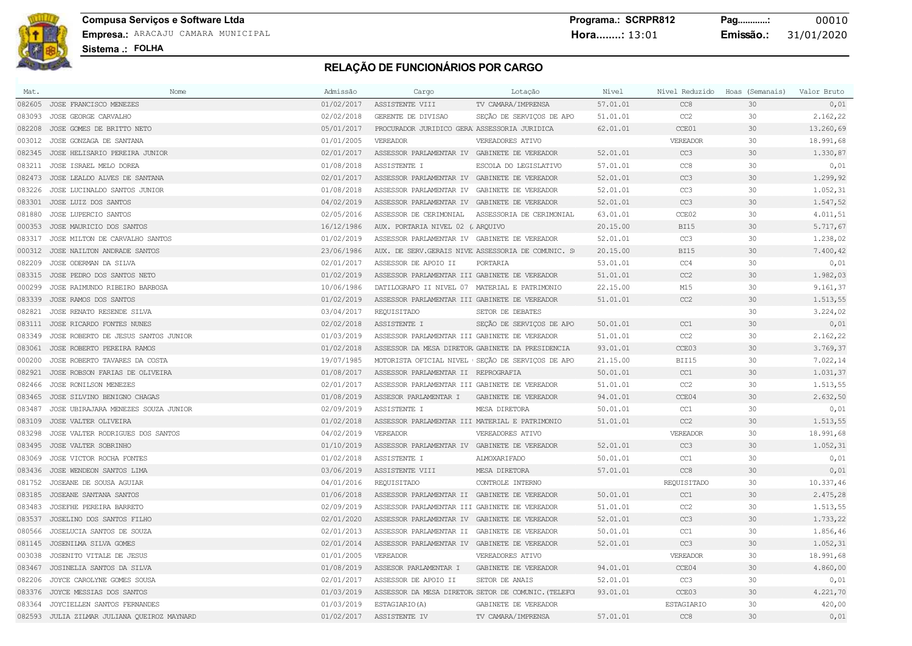**Compusa Serviços e Software Ltda**
**Empresa.:** ARACAJU CAMARA MUNICIPAL
**Sistema .: FOLHA**

**Programa.: SCRPR812** **Pag............:** 00010
**Hora........:** 13:01 **Emissão.:** 31/01/2020

# RELAÇÃO DE FUNCIONÁRIOS POR CARGO

| Mat. | Nome | Admissão | Cargo | Lotação | Nível | Nivel Reduzido | Hoas (Semanais) | Valor Bruto |
|---|---|---|---|---|---|---|---|---|
| 082605 | JOSE FRANCISCO MENEZES | 01/02/2017 | ASSISTENTE VIII | TV CAMARA/IMPRENSA | 57.01.01 | CC8 | 30 | 0,01 |
| 083093 | JOSE GEORGE CARVALHO | 02/02/2018 | GERENTE DE DIVISAO | SEÇÃO DE SERVIÇOS DE APO | 51.01.01 | CC2 | 30 | 2.162,22 |
| 082208 | JOSE GOMES DE BRITTO NETO | 05/01/2017 | PROCURADOR JURIDICO GERA | ASSESSORIA JURIDICA | 62.01.01 | CCE01 | 30 | 13.260,69 |
| 003012 | JOSE GONZAGA DE SANTANA | 01/01/2005 | VEREADOR | VEREADORES ATIVO | | VEREADOR | 30 | 18.991,68 |
| 082345 | JOSE HELISARIO PEREIRA JUNIOR | 02/01/2017 | ASSESSOR PARLAMENTAR IV | GABINETE DE VEREADOR | 52.01.01 | CC3 | 30 | 1.330,87 |
| 083211 | JOSE ISRAEL MELO DOREA | 01/08/2018 | ASSISTENTE I | ESCOLA DO LEGISLATIVO | 57.01.01 | CC8 | 30 | 0,01 |
| 082473 | JOSE LEALDO ALVES DE SANTANA | 02/01/2017 | ASSESSOR PARLAMENTAR IV | GABINETE DE VEREADOR | 52.01.01 | CC3 | 30 | 1.299,92 |
| 083226 | JOSE LUCINALDO SANTOS JUNIOR | 01/08/2018 | ASSESSOR PARLAMENTAR IV | GABINETE DE VEREADOR | 52.01.01 | CC3 | 30 | 1.052,31 |
| 083301 | JOSE LUIZ DOS SANTOS | 04/02/2019 | ASSESSOR PARLAMENTAR IV | GABINETE DE VEREADOR | 52.01.01 | CC3 | 30 | 1.547,52 |
| 081880 | JOSE LUPERCIO SANTOS | 02/05/2016 | ASSESSOR DE CERIMONIAL | ASSESSORIA DE CERIMONIAL | 63.01.01 | CCE02 | 30 | 4.011,51 |
| 000353 | JOSE MAURICIO DOS SANTOS | 16/12/1986 | AUX. PORTARIA NIVEL 02 ( | ARQUIVO | 20.15.00 | BI15 | 30 | 5.717,67 |
| 083317 | JOSE MILTON DE CARVALHO SANTOS | 01/02/2019 | ASSESSOR PARLAMENTAR IV | GABINETE DE VEREADOR | 52.01.01 | CC3 | 30 | 1.238,02 |
| 000312 | JOSE NAILTON ANDRADE SANTOS | 23/06/1986 | AUX. DE SERV.GERAIS NIVE | ASSESSORIA DE COMUNIC. S | 20.15.00 | BI15 | 30 | 7.400,42 |
| 082209 | JOSE ODERMAN DA SILVA | 02/01/2017 | ASSESSOR DE APOIO II | PORTARIA | 53.01.01 | CC4 | 30 | 0,01 |
| 083315 | JOSE PEDRO DOS SANTOS NETO | 01/02/2019 | ASSESSOR PARLAMENTAR III | GABINETE DE VEREADOR | 51.01.01 | CC2 | 30 | 1.982,03 |
| 000299 | JOSE RAIMUNDO RIBEIRO BARBOSA | 10/06/1986 | DATILOGRAFO II NIVEL 07 | MATERIAL E PATRIMONIO | 22.15.00 | M15 | 30 | 9.161,37 |
| 083339 | JOSE RAMOS DOS SANTOS | 01/02/2019 | ASSESSOR PARLAMENTAR III | GABINETE DE VEREADOR | 51.01.01 | CC2 | 30 | 1.513,55 |
| 082821 | JOSE RENATO RESENDE SILVA | 03/04/2017 | REQUISITADO | SETOR DE DEBATES | | | 30 | 3.224,02 |
| 083111 | JOSE RICARDO FONTES NUNES | 02/02/2018 | ASSISTENTE I | SEÇÃO DE SERVIÇOS DE APO | 50.01.01 | CC1 | 30 | 0,01 |
| 083349 | JOSE ROBERTO DE JESUS SANTOS JUNIOR | 01/03/2019 | ASSESSOR PARLAMENTAR III | GABINETE DE VEREADOR | 51.01.01 | CC2 | 30 | 2.162,22 |
| 083061 | JOSE ROBERTO PEREIRA RAMOS | 01/02/2018 | ASSESSOR DA MESA DIRETOR | GABINETE DA PRESIDENCIA | 93.01.01 | CCE03 | 30 | 3.769,37 |
| 000200 | JOSE ROBERTO TAVARES DA COSTA | 19/07/1985 | MOTORISTA OFICIAL NIVEL | SEÇÃO DE SERVIÇOS DE APO | 21.15.00 | BII15 | 30 | 7.022,14 |
| 082921 | JOSE ROBSON FARIAS DE OLIVEIRA | 01/08/2017 | ASSESSOR PARLAMENTAR II | REPROGRAFIA | 50.01.01 | CC1 | 30 | 1.031,37 |
| 082466 | JOSE RONILSON MENEZES | 02/01/2017 | ASSESSOR PARLAMENTAR III | GABINETE DE VEREADOR | 51.01.01 | CC2 | 30 | 1.513,55 |
| 083465 | JOSE SILVINO BENIGNO CHAGAS | 01/08/2019 | ASSESOR PARLAMENTAR I | GABINETE DE VEREADOR | 94.01.01 | CCE04 | 30 | 2.632,50 |
| 083487 | JOSE UBIRAJARA MENEZES SOUZA JUNIOR | 02/09/2019 | ASSISTENTE I | MESA DIRETORA | 50.01.01 | CC1 | 30 | 0,01 |
| 083109 | JOSE VALTER OLIVEIRA | 01/02/2018 | ASSESSOR PARLAMENTAR III | MATERIAL E PATRIMONIO | 51.01.01 | CC2 | 30 | 1.513,55 |
| 083298 | JOSE VALTER RODRIGUES DOS SANTOS | 04/02/2019 | VEREADOR | VEREADORES ATIVO | | VEREADOR | 30 | 18.991,68 |
| 083495 | JOSE VALTER SOBRINHO | 01/10/2019 | ASSESSOR PARLAMENTAR IV | GABINETE DE VEREADOR | 52.01.01 | CC3 | 30 | 1.052,31 |
| 083069 | JOSE VICTOR ROCHA FONTES | 01/02/2018 | ASSISTENTE I | ALMOXARIFADO | 50.01.01 | CC1 | 30 | 0,01 |
| 083436 | JOSE WENDEON SANTOS LIMA | 03/06/2019 | ASSISTENTE VIII | MESA DIRETORA | 57.01.01 | CC8 | 30 | 0,01 |
| 081752 | JOSEANE DE SOUSA AGUIAR | 04/01/2016 | REQUISITADO | CONTROLE INTERNO | | REQUISITADO | 30 | 10.337,46 |
| 083185 | JOSEANE SANTANA SANTOS | 01/06/2018 | ASSESSOR PARLAMENTAR II | GABINETE DE VEREADOR | 50.01.01 | CC1 | 30 | 2.475,28 |
| 083483 | JOSEFHE PEREIRA BARRETO | 02/09/2019 | ASSESSOR PARLAMENTAR III | GABINETE DE VEREADOR | 51.01.01 | CC2 | 30 | 1.513,55 |
| 083537 | JOSELINO DOS SANTOS FILHO | 02/01/2020 | ASSESSOR PARLAMENTAR IV | GABINETE DE VEREADOR | 52.01.01 | CC3 | 30 | 1.733,22 |
| 080566 | JOSELUCIA SANTOS DE SOUZA | 02/01/2013 | ASSESSOR PARLAMENTAR II | GABINETE DE VEREADOR | 50.01.01 | CC1 | 30 | 1.856,46 |
| 081145 | JOSENILMA SILVA GOMES | 02/01/2014 | ASSESSOR PARLAMENTAR IV | GABINETE DE VEREADOR | 52.01.01 | CC3 | 30 | 1.052,31 |
| 003038 | JOSENITO VITALE DE JESUS | 01/01/2005 | VEREADOR | VEREADORES ATIVO | | VEREADOR | 30 | 18.991,68 |
| 083467 | JOSINELIA SANTOS DA SILVA | 01/08/2019 | ASSESOR PARLAMENTAR I | GABINETE DE VEREADOR | 94.01.01 | CCE04 | 30 | 4.860,00 |
| 082206 | JOYCE CAROLYNE GOMES SOUSA | 02/01/2017 | ASSESSOR DE APOIO II | SETOR DE ANAIS | 52.01.01 | CC3 | 30 | 0,01 |
| 083376 | JOYCE MESSIAS DOS SANTOS | 01/03/2019 | ASSESSOR DA MESA DIRETOR | SETOR DE COMUNIC.(TELEFO | 93.01.01 | CCE03 | 30 | 4.221,70 |
| 083364 | JOYCIELLEN SANTOS FERNANDES | 01/03/2019 | ESTAGIARIO(A) | GABINETE DE VEREADOR | | ESTAGIARIO | 30 | 420,00 |
| 082593 | JULIA ZILMAR JULIANA QUEIROZ MAYNARD | 01/02/2017 | ASSISTENTE IV | TV CAMARA/IMPRENSA | 57.01.01 | CC8 | 30 | 0,01 |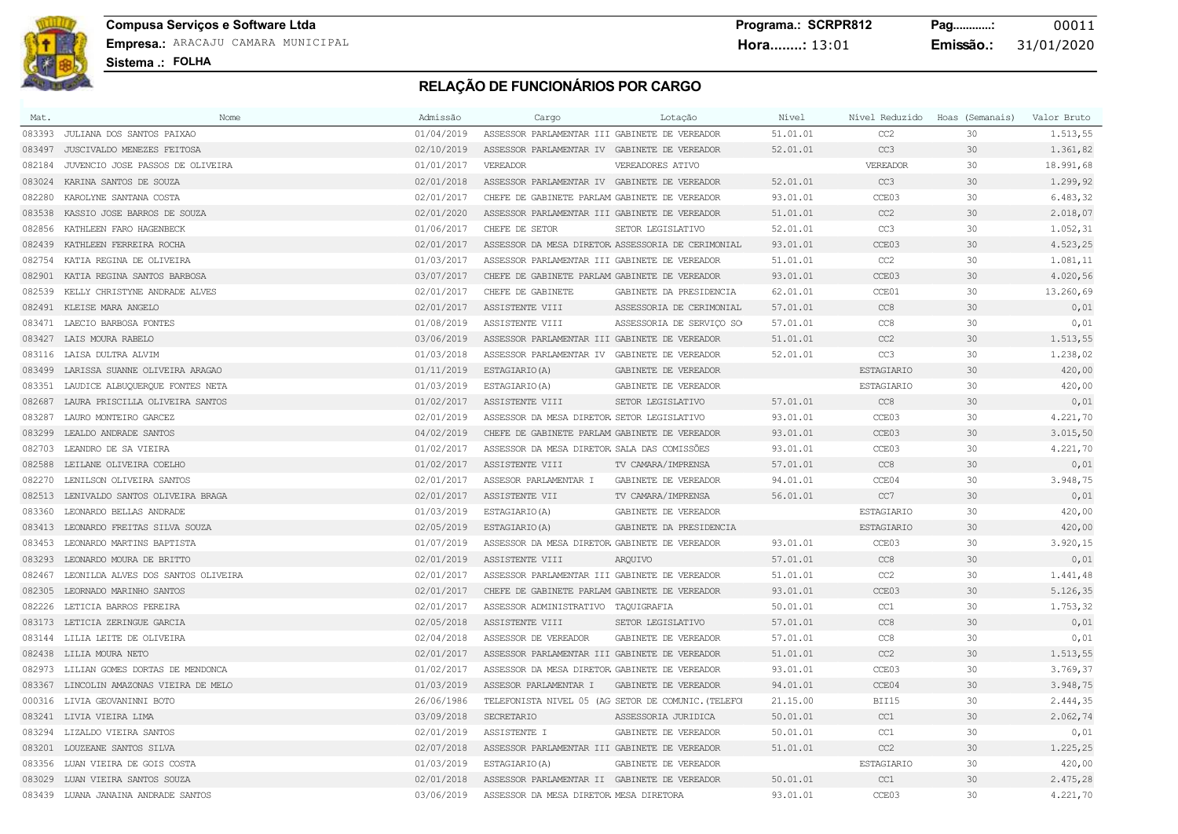# RELAÇÃO DE FUNCIONÁRIOS POR CARGO

| Mat. | Nome | Admissão | Cargo | Lotação | Nível | Nivel Reduzido | Hoas (Semanais) | Valor Bruto |
|---|---|---|---|---|---|---|---|---|
| 083393 | JULIANA DOS SANTOS PAIXAO | 01/04/2019 | ASSESSOR PARLAMENTAR III | GABINETE DE VEREADOR | 51.01.01 | CC2 | 30 | 1.513,55 |
| 083497 | JUSCIVALDO MENEZES FEITOSA | 02/10/2019 | ASSESSOR PARLAMENTAR IV | GABINETE DE VEREADOR | 52.01.01 | CC3 | 30 | 1.361,82 |
| 082184 | JUVENCIO JOSE PASSOS DE OLIVEIRA | 01/01/2017 | VEREADOR | VEREADORES ATIVO | | VEREADOR | 30 | 18.991,68 |
| 083024 | KARINA SANTOS DE SOUZA | 02/01/2018 | ASSESSOR PARLAMENTAR IV | GABINETE DE VEREADOR | 52.01.01 | CC3 | 30 | 1.299,92 |
| 082280 | KAROLYNE SANTANA COSTA | 02/01/2017 | CHEFE DE GABINETE PARLAM | GABINETE DE VEREADOR | 93.01.01 | CCE03 | 30 | 6.483,32 |
| 083538 | KASSIO JOSE BARROS DE SOUZA | 02/01/2020 | ASSESSOR PARLAMENTAR III | GABINETE DE VEREADOR | 51.01.01 | CC2 | 30 | 2.018,07 |
| 082856 | KATHLEEN FARO HAGENBECK | 01/06/2017 | CHEFE DE SETOR | SETOR LEGISLATIVO | 52.01.01 | CC3 | 30 | 1.052,31 |
| 082439 | KATHLEEN FERREIRA ROCHA | 02/01/2017 | ASSESSOR DA MESA DIRETOR | ASSESSORIA DE CERIMONIAL | 93.01.01 | CCE03 | 30 | 4.523,25 |
| 082754 | KATIA REGINA DE OLIVEIRA | 01/03/2017 | ASSESSOR PARLAMENTAR III | GABINETE DE VEREADOR | 51.01.01 | CC2 | 30 | 1.081,11 |
| 082901 | KATIA REGINA SANTOS BARBOSA | 03/07/2017 | CHEFE DE GABINETE PARLAM | GABINETE DE VEREADOR | 93.01.01 | CCE03 | 30 | 4.020,56 |
| 082539 | KELLY CHRISTYNE ANDRADE ALVES | 02/01/2017 | CHEFE DE GABINETE | GABINETE DA PRESIDENCIA | 62.01.01 | CCE01 | 30 | 13.260,69 |
| 082491 | KLEISE MARA ANGELO | 02/01/2017 | ASSISTENTE VIII | ASSESSORIA DE CERIMONIAL | 57.01.01 | CC8 | 30 | 0,01 |
| 083471 | LAECIO BARBOSA FONTES | 01/08/2019 | ASSISTENTE VIII | ASSESSORIA DE SERVIÇO SO | 57.01.01 | CC8 | 30 | 0,01 |
| 083427 | LAIS MOURA RABELO | 03/06/2019 | ASSESSOR PARLAMENTAR III | GABINETE DE VEREADOR | 51.01.01 | CC2 | 30 | 1.513,55 |
| 083116 | LAISA DULTRA ALVIM | 01/03/2018 | ASSESSOR PARLAMENTAR IV | GABINETE DE VEREADOR | 52.01.01 | CC3 | 30 | 1.238,02 |
| 083499 | LARISSA SUANNE OLIVEIRA ARAGAO | 01/11/2019 | ESTAGIARIO(A) | GABINETE DE VEREADOR | | ESTAGIARIO | 30 | 420,00 |
| 083351 | LAUDICE ALBUQUERQUE FONTES NETA | 01/03/2019 | ESTAGIARIO(A) | GABINETE DE VEREADOR | | ESTAGIARIO | 30 | 420,00 |
| 082687 | LAURA PRISCILLA OLIVEIRA SANTOS | 01/02/2017 | ASSISTENTE VIII | SETOR LEGISLATIVO | 57.01.01 | CC8 | 30 | 0,01 |
| 083287 | LAURO MONTEIRO GARCEZ | 02/01/2019 | ASSESSOR DA MESA DIRETOR | SETOR LEGISLATIVO | 93.01.01 | CCE03 | 30 | 4.221,70 |
| 083299 | LEALDO ANDRADE SANTOS | 04/02/2019 | CHEFE DE GABINETE PARLAM | GABINETE DE VEREADOR | 93.01.01 | CCE03 | 30 | 3.015,50 |
| 082703 | LEANDRO DE SA VIEIRA | 01/02/2017 | ASSESSOR DA MESA DIRETOR | SALA DAS COMISSÕES | 93.01.01 | CCE03 | 30 | 4.221,70 |
| 082588 | LEILANE OLIVEIRA COELHO | 01/02/2017 | ASSISTENTE VIII | TV CAMARA/IMPRENSA | 57.01.01 | CC8 | 30 | 0,01 |
| 082270 | LENILSON OLIVEIRA SANTOS | 02/01/2017 | ASSESOR PARLAMENTAR I | GABINETE DE VEREADOR | 94.01.01 | CCE04 | 30 | 3.948,75 |
| 082513 | LENIVALDO SANTOS OLIVEIRA BRAGA | 02/01/2017 | ASSISTENTE VII | TV CAMARA/IMPRENSA | 56.01.01 | CC7 | 30 | 0,01 |
| 083360 | LEONARDO BELLAS ANDRADE | 01/03/2019 | ESTAGIARIO(A) | GABINETE DE VEREADOR | | ESTAGIARIO | 30 | 420,00 |
| 083413 | LEONARDO FREITAS SILVA SOUZA | 02/05/2019 | ESTAGIARIO(A) | GABINETE DA PRESIDENCIA | | ESTAGIARIO | 30 | 420,00 |
| 083453 | LEONARDO MARTINS BAPTISTA | 01/07/2019 | ASSESSOR DA MESA DIRETOR | GABINETE DE VEREADOR | 93.01.01 | CCE03 | 30 | 3.920,15 |
| 083293 | LEONARDO MOURA DE BRITTO | 02/01/2019 | ASSISTENTE VIII | ARQUIVO | 57.01.01 | CC8 | 30 | 0,01 |
| 082467 | LEONILDA ALVES DOS SANTOS OLIVEIRA | 02/01/2017 | ASSESSOR PARLAMENTAR III | GABINETE DE VEREADOR | 51.01.01 | CC2 | 30 | 1.441,48 |
| 082305 | LEORNADO MARINHO SANTOS | 02/01/2017 | CHEFE DE GABINETE PARLAM | GABINETE DE VEREADOR | 93.01.01 | CCE03 | 30 | 5.126,35 |
| 082226 | LETICIA BARROS PEREIRA | 02/01/2017 | ASSESSOR ADMINISTRATIVO | TAQUIGRAFIA | 50.01.01 | CC1 | 30 | 1.753,32 |
| 083173 | LETICIA ZERINGUE GARCIA | 02/05/2018 | ASSISTENTE VIII | SETOR LEGISLATIVO | 57.01.01 | CC8 | 30 | 0,01 |
| 083144 | LILIA LEITE DE OLIVEIRA | 02/04/2018 | ASSESSOR DE VEREADOR | GABINETE DE VEREADOR | 57.01.01 | CC8 | 30 | 0,01 |
| 082438 | LILIA MOURA NETO | 02/01/2017 | ASSESSOR PARLAMENTAR III | GABINETE DE VEREADOR | 51.01.01 | CC2 | 30 | 1.513,55 |
| 082973 | LILIAN GOMES DORTAS DE MENDONCA | 01/02/2017 | ASSESSOR DA MESA DIRETOR | GABINETE DE VEREADOR | 93.01.01 | CCE03 | 30 | 3.769,37 |
| 083367 | LINCOLIN AMAZONAS VIEIRA DE MELO | 01/03/2019 | ASSESOR PARLAMENTAR I | GABINETE DE VEREADOR | 94.01.01 | CCE04 | 30 | 3.948,75 |
| 000316 | LIVIA GEOVANINNI BOTO | 26/06/1986 | TELEFONISTA NIVEL 05 (AG | SETOR DE COMUNIC.(TELEFO | 21.15.00 | BII15 | 30 | 2.444,35 |
| 083241 | LIVIA VIEIRA LIMA | 03/09/2018 | SECRETARIO | ASSESSORIA JURIDICA | 50.01.01 | CC1 | 30 | 2.062,74 |
| 083294 | LIZALDO VIEIRA SANTOS | 02/01/2019 | ASSISTENTE I | GABINETE DE VEREADOR | 50.01.01 | CC1 | 30 | 0,01 |
| 083201 | LOUZEANE SANTOS SILVA | 02/07/2018 | ASSESSOR PARLAMENTAR III | GABINETE DE VEREADOR | 51.01.01 | CC2 | 30 | 1.225,25 |
| 083356 | LUAN VIEIRA DE GOIS COSTA | 01/03/2019 | ESTAGIARIO(A) | GABINETE DE VEREADOR | | ESTAGIARIO | 30 | 420,00 |
| 083029 | LUAN VIEIRA SANTOS SOUZA | 02/01/2018 | ASSESSOR PARLAMENTAR II | GABINETE DE VEREADOR | 50.01.01 | CC1 | 30 | 2.475,28 |
| 083439 | LUANA JANAINA ANDRADE SANTOS | 03/06/2019 | ASSESSOR DA MESA DIRETOR | MESA DIRETORA | 93.01.01 | CCE03 | 30 | 4.221,70 |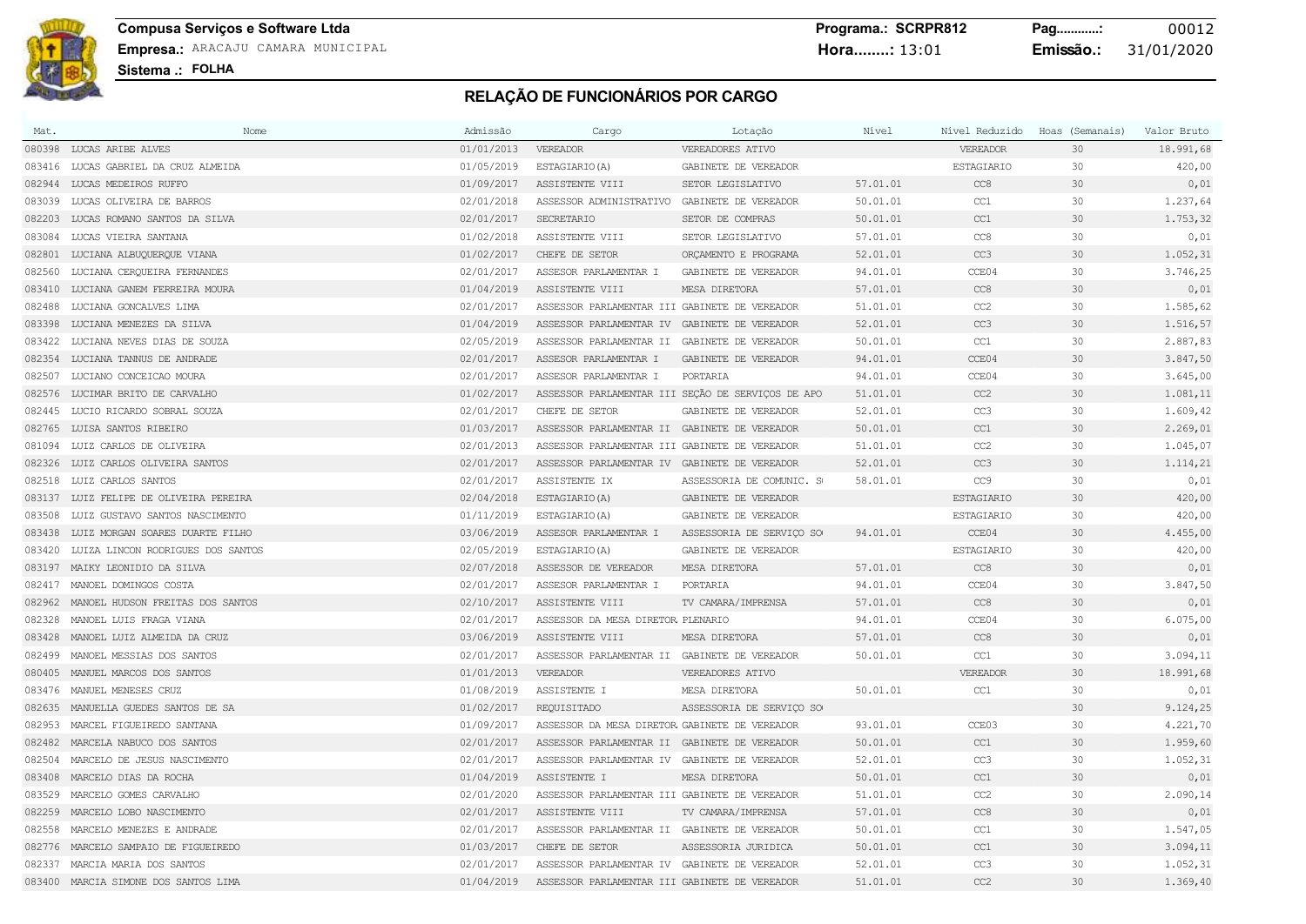**Compusa Serviços e Software Ltda**
**Empresa.:** ARACAJU CAMARA MUNICIPAL
**Sistema .: FOLHA**

**Programa.: SCRPR812** **Hora........:** 13:01
**Pag...........:** 00012 **Emissão.:** 31/01/2020

# RELAÇÃO DE FUNCIONÁRIOS POR CARGO

| Mat. | Nome | Admissão | Cargo | Lotação | Nível | Nivel Reduzido | Hoas (Semanais) | Valor Bruto |
|---|---|---|---|---|---|---|---|---|
| 080398 | LUCAS ARIBE ALVES | 01/01/2013 | VEREADOR | VEREADORES ATIVO | | VEREADOR | 30 | 18.991,68 |
| 083416 | LUCAS GABRIEL DA CRUZ ALMEIDA | 01/05/2019 | ESTAGIARIO(A) | GABINETE DE VEREADOR | | ESTAGIARIO | 30 | 420,00 |
| 082944 | LUCAS MEDEIROS RUFFO | 01/09/2017 | ASSISTENTE VIII | SETOR LEGISLATIVO | 57.01.01 | CC8 | 30 | 0,01 |
| 083039 | LUCAS OLIVEIRA DE BARROS | 02/01/2018 | ASSESSOR ADMINISTRATIVO | GABINETE DE VEREADOR | 50.01.01 | CC1 | 30 | 1.237,64 |
| 082203 | LUCAS ROMANO SANTOS DA SILVA | 02/01/2017 | SECRETARIO | SETOR DE COMPRAS | 50.01.01 | CC1 | 30 | 1.753,32 |
| 083084 | LUCAS VIEIRA SANTANA | 01/02/2018 | ASSISTENTE VIII | SETOR LEGISLATIVO | 57.01.01 | CC8 | 30 | 0,01 |
| 082801 | LUCIANA ALBUQUERQUE VIANA | 01/02/2017 | CHEFE DE SETOR | ORÇAMENTO E PROGRAMA | 52.01.01 | CC3 | 30 | 1.052,31 |
| 082560 | LUCIANA CERQUEIRA FERNANDES | 02/01/2017 | ASSESSOR PARLAMENTAR I | GABINETE DE VEREADOR | 94.01.01 | CCE04 | 30 | 3.746,25 |
| 083410 | LUCIANA GANEM FERREIRA MOURA | 01/04/2019 | ASSISTENTE VIII | MESA DIRETORA | 57.01.01 | CC8 | 30 | 0,01 |
| 082488 | LUCIANA GONCALVES LIMA | 02/01/2017 | ASSESSOR PARLAMENTAR III | GABINETE DE VEREADOR | 51.01.01 | CC2 | 30 | 1.585,62 |
| 083398 | LUCIANA MENEZES DA SILVA | 01/04/2019 | ASSESSOR PARLAMENTAR IV | GABINETE DE VEREADOR | 52.01.01 | CC3 | 30 | 1.516,57 |
| 083422 | LUCIANA NEVES DIAS DE SOUZA | 02/05/2019 | ASSESSOR PARLAMENTAR II | GABINETE DE VEREADOR | 50.01.01 | CC1 | 30 | 2.887,83 |
| 082354 | LUCIANA TANNUS DE ANDRADE | 02/01/2017 | ASSESOR PARLAMENTAR I | GABINETE DE VEREADOR | 94.01.01 | CCE04 | 30 | 3.847,50 |
| 082507 | LUCIANO CONCEICAO MOURA | 02/01/2017 | ASSESOR PARLAMENTAR I | PORTARIA | 94.01.01 | CCE04 | 30 | 3.645,00 |
| 082576 | LUCIMAR BRITO DE CARVALHO | 01/02/2017 | ASSESSOR PARLAMENTAR III | SEÇÃO DE SERVIÇOS DE APO | 51.01.01 | CC2 | 30 | 1.081,11 |
| 082445 | LUCIO RICARDO SOBRAL SOUZA | 02/01/2017 | CHEFE DE SETOR | GABINETE DE VEREADOR | 52.01.01 | CC3 | 30 | 1.609,42 |
| 082765 | LUISA SANTOS RIBEIRO | 01/03/2017 | ASSESSOR PARLAMENTAR II | GABINETE DE VEREADOR | 50.01.01 | CC1 | 30 | 2.269,01 |
| 081094 | LUIZ CARLOS DE OLIVEIRA | 02/01/2013 | ASSESSOR PARLAMENTAR III | GABINETE DE VEREADOR | 51.01.01 | CC2 | 30 | 1.045,07 |
| 082326 | LUIZ CARLOS OLIVEIRA SANTOS | 02/01/2017 | ASSESSOR PARLAMENTAR IV | GABINETE DE VEREADOR | 52.01.01 | CC3 | 30 | 1.114,21 |
| 082518 | LUIZ CARLOS SANTOS | 02/01/2017 | ASSISTENTE IX | ASSESSORIA DE COMUNIC. S | 58.01.01 | CC9 | 30 | 0,01 |
| 083137 | LUIZ FELIPE DE OLIVEIRA PEREIRA | 02/04/2018 | ESTAGIARIO(A) | GABINETE DE VEREADOR | | ESTAGIARIO | 30 | 420,00 |
| 083508 | LUIZ GUSTAVO SANTOS NASCIMENTO | 01/11/2019 | ESTAGIARIO(A) | GABINETE DE VEREADOR | | ESTAGIARIO | 30 | 420,00 |
| 083438 | LUIZ MORGAN SOARES DUARTE FILHO | 03/06/2019 | ASSESOR PARLAMENTAR I | ASSESSORIA DE SERVIÇO SO | 94.01.01 | CCE04 | 30 | 4.455,00 |
| 083420 | LUIZA LINCON RODRIGUES DOS SANTOS | 02/05/2019 | ESTAGIARIO(A) | GABINETE DE VEREADOR | | ESTAGIARIO | 30 | 420,00 |
| 083197 | MAIKY LEONIDIO DA SILVA | 02/07/2018 | ASSESSOR DE VEREADOR | MESA DIRETORA | 57.01.01 | CC8 | 30 | 0,01 |
| 082417 | MANOEL DOMINGOS COSTA | 02/01/2017 | ASSESOR PARLAMENTAR I | PORTARIA | 94.01.01 | CCE04 | 30 | 3.847,50 |
| 082962 | MANOEL HUDSON FREITAS DOS SANTOS | 02/10/2017 | ASSISTENTE VIII | TV CAMARA/IMPRENSA | 57.01.01 | CC8 | 30 | 0,01 |
| 082328 | MANOEL LUIS FRAGA VIANA | 02/01/2017 | ASSESSOR DA MESA DIRETOR | PLENARIO | 94.01.01 | CCE04 | 30 | 6.075,00 |
| 083428 | MANOEL LUIZ ALMEIDA DA CRUZ | 03/06/2019 | ASSISTENTE VIII | MESA DIRETORA | 57.01.01 | CC8 | 30 | 0,01 |
| 082499 | MANOEL MESSIAS DOS SANTOS | 02/01/2017 | ASSESSOR PARLAMENTAR II | GABINETE DE VEREADOR | 50.01.01 | CC1 | 30 | 3.094,11 |
| 080405 | MANUEL MARCOS DOS SANTOS | 01/01/2013 | VEREADOR | VEREADORES ATIVO | | VEREADOR | 30 | 18.991,68 |
| 083476 | MANUEL MENESES CRUZ | 01/08/2019 | ASSISTENTE I | MESA DIRETORA | 50.01.01 | CC1 | 30 | 0,01 |
| 082635 | MANUELLA GUEDES SANTOS DE SA | 01/02/2017 | REQUISITADO | ASSESSORIA DE SERVIÇO SO | | | 30 | 9.124,25 |
| 082953 | MARCEL FIGUEIREDO SANTANA | 01/09/2017 | ASSESSOR DA MESA DIRETOR | GABINETE DE VEREADOR | 93.01.01 | CCE03 | 30 | 4.221,70 |
| 082482 | MARCELA NABUCO DOS SANTOS | 02/01/2017 | ASSESSOR PARLAMENTAR II | GABINETE DE VEREADOR | 50.01.01 | CC1 | 30 | 1.959,60 |
| 082504 | MARCELO DE JESUS NASCIMENTO | 02/01/2017 | ASSESSOR PARLAMENTAR IV | GABINETE DE VEREADOR | 52.01.01 | CC3 | 30 | 1.052,31 |
| 083408 | MARCELO DIAS DA ROCHA | 01/04/2019 | ASSISTENTE I | MESA DIRETORA | 50.01.01 | CC1 | 30 | 0,01 |
| 083529 | MARCELO GOMES CARVALHO | 02/01/2020 | ASSESSOR PARLAMENTAR III | GABINETE DE VEREADOR | 51.01.01 | CC2 | 30 | 2.090,14 |
| 082259 | MARCELO LOBO NASCIMENTO | 02/01/2017 | ASSISTENTE VIII | TV CAMARA/IMPRENSA | 57.01.01 | CC8 | 30 | 0,01 |
| 082558 | MARCELO MENEZES E ANDRADE | 02/01/2017 | ASSESSOR PARLAMENTAR II | GABINETE DE VEREADOR | 50.01.01 | CC1 | 30 | 1.547,05 |
| 082776 | MARCELO SAMPAIO DE FIGUEIREDO | 01/03/2017 | CHEFE DE SETOR | ASSESSORIA JURIDICA | 50.01.01 | CC1 | 30 | 3.094,11 |
| 082337 | MARCIA MARIA DOS SANTOS | 02/01/2017 | ASSESSOR PARLAMENTAR IV | GABINETE DE VEREADOR | 52.01.01 | CC3 | 30 | 1.052,31 |
| 083400 | MARCIA SIMONE DOS SANTOS LIMA | 01/04/2019 | ASSESSOR PARLAMENTAR III | GABINETE DE VEREADOR | 51.01.01 | CC2 | 30 | 1.369,40 |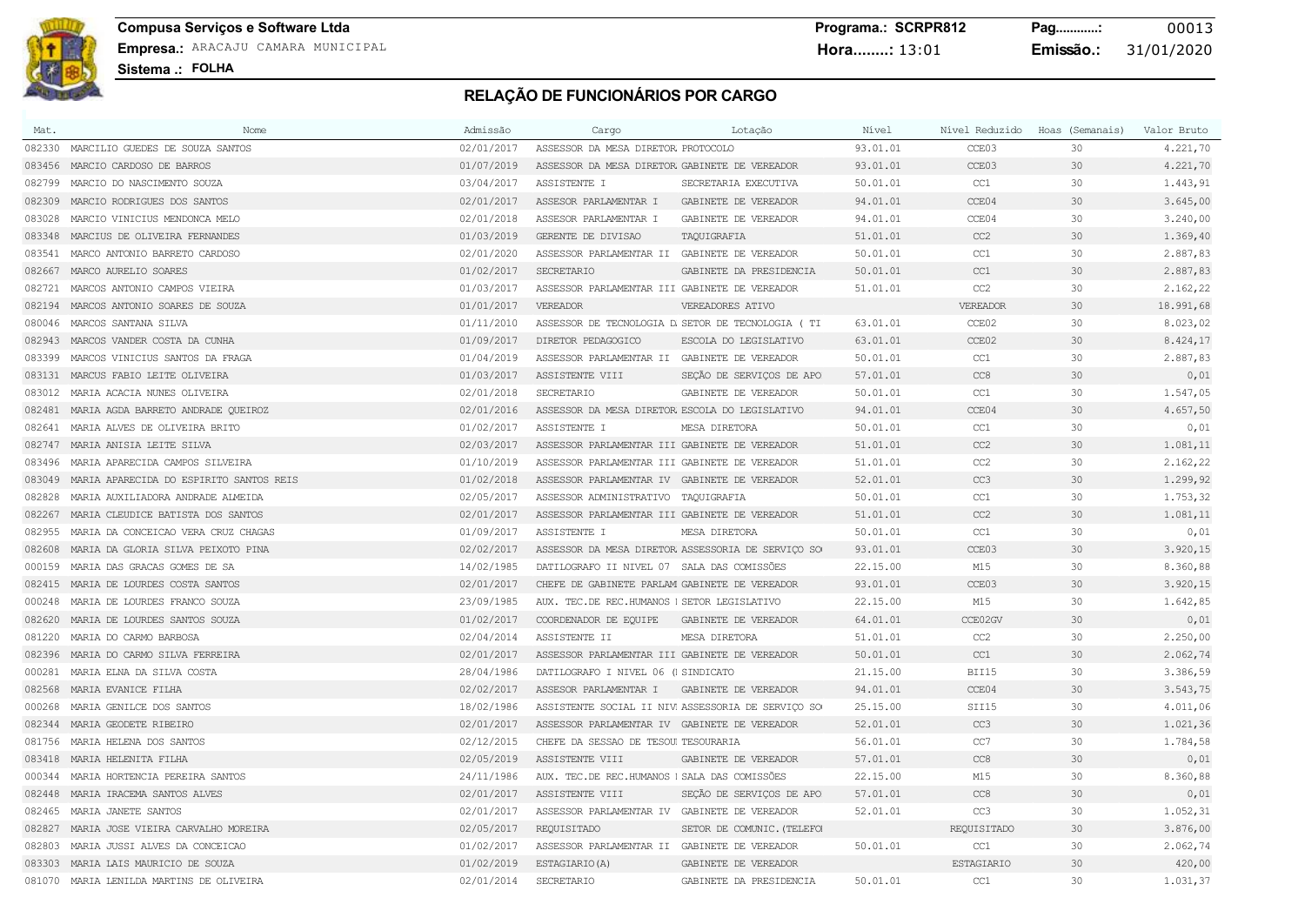**Compusa Serviços e Software Ltda**
**Empresa.:** ARACAJU CAMARA MUNICIPAL
**Sistema .: FOLHA**

**Programa.: SCRPR812**
**Hora........:** 13:01
**Pag............:** 00013
**Emissão.:** 31/01/2020

# RELAÇÃO DE FUNCIONÁRIOS POR CARGO

| Mat. | Nome | Admissão | Cargo | Lotação | Nível | Nivel Reduzido | Hoas (Semanais) | Valor Bruto |
|---|---|---|---|---|---|---|---|---|
| 082330 | MARCILIO GUEDES DE SOUZA SANTOS | 02/01/2017 | ASSESSOR DA MESA DIRETOR | PROTOCOLO | 93.01.01 | CCE03 | 30 | 4.221,70 |
| 083456 | MARCIO CARDOSO DE BARROS | 01/07/2019 | ASSESSOR DA MESA DIRETOR | GABINETE DE VEREADOR | 93.01.01 | CCE03 | 30 | 4.221,70 |
| 082799 | MARCIO DO NASCIMENTO SOUZA | 03/04/2017 | ASSISTENTE I | SECRETARIA EXECUTIVA | 50.01.01 | CC1 | 30 | 1.443,91 |
| 082309 | MARCIO RODRIGUES DOS SANTOS | 02/01/2017 | ASSESOR PARLAMENTAR I | GABINETE DE VEREADOR | 94.01.01 | CCE04 | 30 | 3.645,00 |
| 083028 | MARCIO VINICIUS MENDONCA MELO | 02/01/2018 | ASSESOR PARLAMENTAR I | GABINETE DE VEREADOR | 94.01.01 | CCE04 | 30 | 3.240,00 |
| 083348 | MARCIUS DE OLIVEIRA FERNANDES | 01/03/2019 | GERENTE DE DIVISAO | TAQUIGRAFIA | 51.01.01 | CC2 | 30 | 1.369,40 |
| 083541 | MARCO ANTONIO BARRETO CARDOSO | 02/01/2020 | ASSESSOR PARLAMENTAR II | GABINETE DE VEREADOR | 50.01.01 | CC1 | 30 | 2.887,83 |
| 082667 | MARCO AURELIO SOARES | 01/02/2017 | SECRETARIO | GABINETE DA PRESIDENCIA | 50.01.01 | CC1 | 30 | 2.887,83 |
| 082721 | MARCOS ANTONIO CAMPOS VIEIRA | 01/03/2017 | ASSESSOR PARLAMENTAR III | GABINETE DE VEREADOR | 51.01.01 | CC2 | 30 | 2.162,22 |
| 082194 | MARCOS ANTONIO SOARES DE SOUZA | 01/01/2017 | VEREADOR | VEREADORES ATIVO | | VEREADOR | 30 | 18.991,68 |
| 080046 | MARCOS SANTANA SILVA | 01/11/2010 | ASSESSOR DE TECNOLOGIA D | SETOR DE TECNOLOGIA ( TI | 63.01.01 | CCE02 | 30 | 8.023,02 |
| 082943 | MARCOS VANDER COSTA DA CUNHA | 01/09/2017 | DIRETOR PEDAGOGICO | ESCOLA DO LEGISLATIVO | 63.01.01 | CCE02 | 30 | 8.424,17 |
| 083399 | MARCOS VINICIUS SANTOS DA FRAGA | 01/04/2019 | ASSESSOR PARLAMENTAR II | GABINETE DE VEREADOR | 50.01.01 | CC1 | 30 | 2.887,83 |
| 083131 | MARCUS FABIO LEITE OLIVEIRA | 01/03/2017 | ASSISTENTE VIII | SEÇÃO DE SERVIÇOS DE APO | 57.01.01 | CC8 | 30 | 0,01 |
| 083012 | MARIA ACACIA NUNES OLIVEIRA | 02/01/2018 | SECRETARIO | GABINETE DE VEREADOR | 50.01.01 | CC1 | 30 | 1.547,05 |
| 082481 | MARIA AGDA BARRETO ANDRADE QUEIROZ | 02/01/2016 | ASSESSOR DA MESA DIRETOR | ESCOLA DO LEGISLATIVO | 94.01.01 | CCE04 | 30 | 4.657,50 |
| 082641 | MARIA ALVES DE OLIVEIRA BRITO | 01/02/2017 | ASSISTENTE I | MESA DIRETORA | 50.01.01 | CC1 | 30 | 0,01 |
| 082747 | MARIA ANISIA LEITE SILVA | 02/03/2017 | ASSESSOR PARLAMENTAR III | GABINETE DE VEREADOR | 51.01.01 | CC2 | 30 | 1.081,11 |
| 083496 | MARIA APARECIDA CAMPOS SILVEIRA | 01/10/2019 | ASSESSOR PARLAMENTAR III | GABINETE DE VEREADOR | 51.01.01 | CC2 | 30 | 2.162,22 |
| 083049 | MARIA APARECIDA DO ESPIRITO SANTOS REIS | 01/02/2018 | ASSESSOR PARLAMENTAR IV | GABINETE DE VEREADOR | 52.01.01 | CC3 | 30 | 1.299,92 |
| 082828 | MARIA AUXILIADORA ANDRADE ALMEIDA | 02/05/2017 | ASSESSOR ADMINISTRATIVO | TAQUIGRAFIA | 50.01.01 | CC1 | 30 | 1.753,32 |
| 082267 | MARIA CLEUDICE BATISTA DOS SANTOS | 02/01/2017 | ASSESSOR PARLAMENTAR III | GABINETE DE VEREADOR | 51.01.01 | CC2 | 30 | 1.081,11 |
| 082955 | MARIA DA CONCEICAO VERA CRUZ CHAGAS | 01/09/2017 | ASSISTENTE I | MESA DIRETORA | 50.01.01 | CC1 | 30 | 0,01 |
| 082608 | MARIA DA GLORIA SILVA PEIXOTO PINA | 02/02/2017 | ASSESSOR DA MESA DIRETOR | ASSESSORIA DE SERVIÇO SO | 93.01.01 | CCE03 | 30 | 3.920,15 |
| 000159 | MARIA DAS GRACAS GOMES DE SA | 14/02/1985 | DATILOGRAFO II NIVEL 07 | SALA DAS COMISSÕES | 22.15.00 | M15 | 30 | 8.360,88 |
| 082415 | MARIA DE LOURDES COSTA SANTOS | 02/01/2017 | CHEFE DE GABINETE PARLAM | GABINETE DE VEREADOR | 93.01.01 | CCE03 | 30 | 3.920,15 |
| 000248 | MARIA DE LOURDES FRANCO SOUZA | 23/09/1985 | AUX. TEC.DE REC.HUMANOS I | SETOR LEGISLATIVO | 22.15.00 | M15 | 30 | 1.642,85 |
| 082620 | MARIA DE LOURDES SANTOS SOUZA | 01/02/2017 | COORDENADOR DE EQUIPE | GABINETE DE VEREADOR | 64.01.01 | CCE02GV | 30 | 0,01 |
| 081220 | MARIA DO CARMO BARBOSA | 02/04/2014 | ASSISTENTE II | MESA DIRETORA | 51.01.01 | CC2 | 30 | 2.250,00 |
| 082396 | MARIA DO CARMO SILVA FERREIRA | 02/01/2017 | ASSESSOR PARLAMENTAR III | GABINETE DE VEREADOR | 50.01.01 | CC1 | 30 | 2.062,74 |
| 000281 | MARIA ELNA DA SILVA COSTA | 28/04/1986 | DATILOGRAFO I NIVEL 06 ( | SINDICATO | 21.15.00 | BII15 | 30 | 3.386,59 |
| 082568 | MARIA EVANICE FILHA | 02/02/2017 | ASSESOR PARLAMENTAR I | GABINETE DE VEREADOR | 94.01.01 | CCE04 | 30 | 3.543,75 |
| 000268 | MARIA GENILCE DOS SANTOS | 18/02/1986 | ASSISTENTE SOCIAL II NIV | ASSESSORIA DE SERVIÇO SO | 25.15.00 | SII15 | 30 | 4.011,06 |
| 082344 | MARIA GEODETE RIBEIRO | 02/01/2017 | ASSESSOR PARLAMENTAR IV | GABINETE DE VEREADOR | 52.01.01 | CC3 | 30 | 1.021,36 |
| 081756 | MARIA HELENA DOS SANTOS | 02/12/2015 | CHEFE DA SESSAO DE TESOU | TESOURARIA | 56.01.01 | CC7 | 30 | 1.784,58 |
| 083418 | MARIA HELENITA FILHA | 02/05/2019 | ASSISTENTE VIII | GABINETE DE VEREADOR | 57.01.01 | CC8 | 30 | 0,01 |
| 000344 | MARIA HORTENCIA PEREIRA SANTOS | 24/11/1986 | AUX. TEC.DE REC.HUMANOS I | SALA DAS COMISSÕES | 22.15.00 | M15 | 30 | 8.360,88 |
| 082448 | MARIA IRACEMA SANTOS ALVES | 02/01/2017 | ASSISTENTE VIII | SEÇÃO DE SERVIÇOS DE APO | 57.01.01 | CC8 | 30 | 0,01 |
| 082465 | MARIA JANETE SANTOS | 02/01/2017 | ASSESSOR PARLAMENTAR IV | GABINETE DE VEREADOR | 52.01.01 | CC3 | 30 | 1.052,31 |
| 082827 | MARIA JOSE VIEIRA CARVALHO MOREIRA | 02/05/2017 | REQUISITADO | SETOR DE COMUNIC.(TELEFO | | REQUISITADO | 30 | 3.876,00 |
| 082803 | MARIA JUSSI ALVES DA CONCEICAO | 01/02/2017 | ASSESSOR PARLAMENTAR II | GABINETE DE VEREADOR | 50.01.01 | CC1 | 30 | 2.062,74 |
| 083303 | MARIA LAIS MAURICIO DE SOUZA | 01/02/2019 | ESTAGIARIO(A) | GABINETE DE VEREADOR | | ESTAGIARIO | 30 | 420,00 |
| 081070 | MARIA LENILDA MARTINS DE OLIVEIRA | 02/01/2014 | SECRETARIO | GABINETE DA PRESIDENCIA | 50.01.01 | CC1 | 30 | 1.031,37 |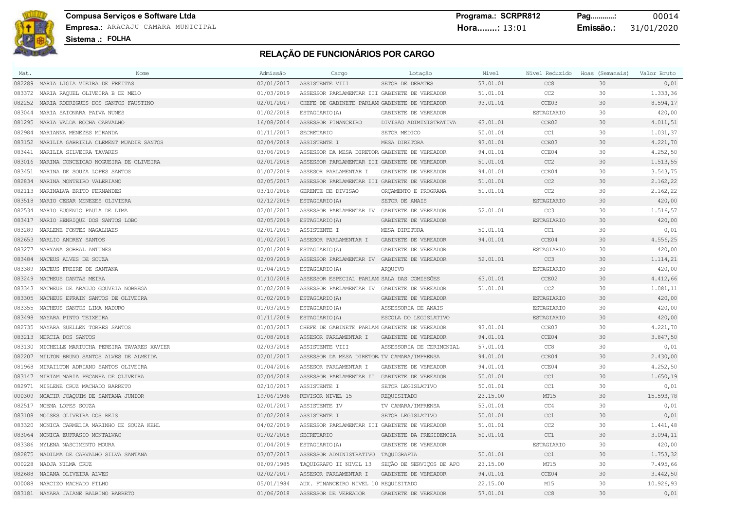**Compusa Serviços e Software Ltda**
**Empresa.:** ARACAJU CAMARA MUNICIPAL
**Sistema .: FOLHA**

**Programa.: SCRPR812**
**Hora........:** 13:01
**Emissão.:** 31/01/2020

# RELAÇÃO DE FUNCIONÁRIOS POR CARGO

| Mat. | Nome | Admissão | Cargo | Lotação | Nível | Nivel Reduzido | Hoas (Semanais) | Valor Bruto |
|---|---|---|---|---|---|---|---|---|
| 082289 | MARIA LIGIA VIEIRA DE FREITAS | 02/01/2017 | ASSISTENTE VIII | SETOR DE DEBATES | 57.01.01 | CC8 | 30 | 0,01 |
| 083372 | MARIA RAQUEL OLIVEIRA B DE MELO | 01/03/2019 | ASSESSOR PARLAMENTAR III | GABINETE DE VEREADOR | 51.01.01 | CC2 | 30 | 1.333,36 |
| 082252 | MARIA RODRIGUES DOS SANTOS FAUSTINO | 02/01/2017 | CHEFE DE GABINETE PARLAM | GABINETE DE VEREADOR | 93.01.01 | CCE03 | 30 | 8.594,17 |
| 083044 | MARIA SAIONARA PAIVA NUNES | 01/02/2018 | ESTAGIARIO(A) | GABINETE DE VEREADOR | | ESTAGIARIO | 30 | 420,00 |
| 081295 | MARIA VALDA ROCHA CARVALHO | 16/08/2014 | ASSESSOR FINANCEIRO | DIVISÃO ADIMINISTRATIVA | 63.01.01 | CCE02 | 30 | 4.011,51 |
| 082984 | MARIANNA MENEZES MIRANDA | 01/11/2017 | SECRETARIO | SETOR MEDICO | 50.01.01 | CC1 | 30 | 1.031,37 |
| 083152 | MARILIA GABRIELA CLEMENT MUADIE SANTOS | 02/04/2018 | ASSISTENTE I | MESA DIRETORA | 93.01.01 | CCE03 | 30 | 4.221,70 |
| 083441 | MARILIA SILVEIRA TAVARES | 03/06/2019 | ASSESSOR DA MESA DIRETOR | GABINETE DE VEREADOR | 94.01.01 | CCE04 | 30 | 4.252,50 |
| 083016 | MARINA CONCEICAO NOGUEIRA DE OLIVEIRA | 02/01/2018 | ASSESSOR PARLAMENTAR III | GABINETE DE VEREADOR | 51.01.01 | CC2 | 30 | 1.513,55 |
| 083451 | MARINA DE SOUZA LOPES SANTOS | 01/07/2019 | ASSESOR PARLAMENTAR I | GABINETE DE VEREADOR | 94.01.01 | CCE04 | 30 | 3.543,75 |
| 082834 | MARINA MONTEIRO VALERIANO | 02/05/2017 | ASSESSOR PARLAMENTAR III | GABINETE DE VEREADOR | 51.01.01 | CC2 | 30 | 2.162,22 |
| 082113 | MARINALVA BRITO FERNANDES | 03/10/2016 | GERENTE DE DIVISAO | ORÇAMENTO E PROGRAMA | 51.01.01 | CC2 | 30 | 2.162,22 |
| 083518 | MARIO CESAR MENEZES OLIVIERA | 02/12/2019 | ESTAGIARIO(A) | SETOR DE ANAIS | | ESTAGIARIO | 30 | 420,00 |
| 082534 | MARIO EUGENIO PAULA DE LIMA | 02/01/2017 | ASSESSOR PARLAMENTAR IV | GABINETE DE VEREADOR | 52.01.01 | CC3 | 30 | 1.516,57 |
| 083417 | MARIO HENRIQUE DOS SANTOS LOBO | 02/05/2019 | ESTAGIARIO(A) | GABINETE DE VEREADOR | | ESTAGIARIO | 30 | 420,00 |
| 083289 | MARLENE FONTES MAGALHAES | 02/01/2019 | ASSISTENTE I | MESA DIRETORA | 50.01.01 | CC1 | 30 | 0,01 |
| 082653 | MARLIO ANDREY SANTOS | 01/02/2017 | ASSESOR PARLAMENTAR I | GABINETE DE VEREADOR | 94.01.01 | CCE04 | 30 | 4.556,25 |
| 083277 | MARYANA SOBRAL ANTUNES | 02/01/2019 | ESTAGIARIO(A) | GABINETE DE VEREADOR | | ESTAGIARIO | 30 | 420,00 |
| 083484 | MATEUS ALVES DE SOUZA | 02/09/2019 | ASSESSOR PARLAMENTAR IV | GABINETE DE VEREADOR | 52.01.01 | CC3 | 30 | 1.114,21 |
| 083389 | MATEUS FREIRE DE SANTANA | 01/04/2019 | ESTAGIARIO(A) | ARQUIVO | | ESTAGIARIO | 30 | 420,00 |
| 083249 | MATHEUS DANTAS MEIRA | 01/10/2018 | ASSESSOR ESPECIAL PARLAM | SALA DAS COMISSÕES | 63.01.01 | CCE02 | 30 | 4.412,66 |
| 083343 | MATHEUS DE ARAUJO GOUVEIA NOBREGA | 01/02/2019 | ASSESSOR PARLAMENTAR IV | GABINETE DE VEREADOR | 51.01.01 | CC2 | 30 | 1.081,11 |
| 083305 | MATHEUS EFRAIN SANTOS DE OLIVEIRA | 01/02/2019 | ESTAGIARIO(A) | GABINETE DE VEREADOR | | ESTAGIARIO | 30 | 420,00 |
| 083355 | MATHEUS SANTOS LIMA MADURO | 01/03/2019 | ESTAGIARIO(A) | ASSESSORIA DE ANAIS | | ESTAGIARIO | 30 | 420,00 |
| 083498 | MAYARA PINTO TEIXEIRA | 01/11/2019 | ESTAGIARIO(A) | ESCOLA DO LEGISLATIVO | | ESTAGIARIO | 30 | 420,00 |
| 082735 | MAYARA SUELLEN TORRES SANTOS | 01/03/2017 | CHEFE DE GABINETE PARLAM | GABINETE DE VEREADOR | 93.01.01 | CCE03 | 30 | 4.221,70 |
| 083213 | MERCIA DOS SANTOS | 01/08/2018 | ASSESOR PARLAMENTAR I | GABINETE DE VEREADOR | 94.01.01 | CCE04 | 30 | 3.847,50 |
| 083130 | MICHELLE MARIUCHA PEREIRA TAVARES XAVIER | 02/03/2018 | ASSISTENTE VIII | ASSESSORIA DE CERIMONIAL | 57.01.01 | CC8 | 30 | 0,01 |
| 082207 | MILTON BRUNO SANTOS ALVES DE ALMEIDA | 02/01/2017 | ASSESSOR DA MESA DIRETOR | TV CAMARA/IMPRENSA | 94.01.01 | CCE04 | 30 | 2.430,00 |
| 081968 | MIRAILTON ADRIANO SANTOS OLIVEIRA | 01/04/2016 | ASSESOR PARLAMENTAR I | GABINETE DE VEREADOR | 94.01.01 | CCE04 | 30 | 4.252,50 |
| 083147 | MIRIAM MARIA PECANHA DE OLIVEIRA | 02/04/2018 | ASSESSOR PARLAMENTAR II | GABINETE DE VEREADOR | 50.01.01 | CC1 | 30 | 1.650,19 |
| 082971 | MISLENE CRUZ MACHADO BARRETO | 02/10/2017 | ASSISTENTE I | SETOR LEGISLATIVO | 50.01.01 | CC1 | 30 | 0,01 |
| 000309 | MOACIR JOAQUIM DE SANTANA JUNIOR | 19/06/1986 | REVISOR NIVEL 15 | REQUISITADO | 23.15.00 | MT15 | 30 | 15.593,78 |
| 082517 | MOEMA LOPES SOUZA | 02/01/2017 | ASSISTENTE IV | TV CAMARA/IMPRENSA | 53.01.01 | CC4 | 30 | 0,01 |
| 083108 | MOISES OLIVEIRA DOS REIS | 01/02/2018 | ASSISTENTE I | SETOR LEGISLATIVO | 50.01.01 | CC1 | 30 | 0,01 |
| 083320 | MONICA CARMELIA MARINHO DE SOUZA KEHL | 04/02/2019 | ASSESSOR PARLAMENTAR III | GABINETE DE VEREADOR | 51.01.01 | CC2 | 30 | 1.441,48 |
| 083064 | MONICA EUFRASIO MONTALVAO | 01/02/2018 | SECRETARIO | GABINETE DA PRESIDENCIA | 50.01.01 | CC1 | 30 | 3.094,11 |
| 083386 | MYLENA NASCIMENTO MOURA | 01/04/2019 | ESTAGIARIO(A) | GABINETE DE VEREADOR | | ESTAGIARIO | 30 | 420,00 |
| 082875 | NADILMA DE CARVALHO SILVA SANTANA | 03/07/2017 | ASSESSOR ADMINISTRATIVO | TAQUIGRAFIA | 50.01.01 | CC1 | 30 | 1.753,32 |
| 000228 | NADJA NILMA CRUZ | 06/09/1985 | TAQUIGRAFO II NIVEL 13 | SEÇÃO DE SERVIÇOS DE APO | 23.15.00 | MT15 | 30 | 7.495,66 |
| 082688 | NAIANA OLIVEIRA ALVES | 02/02/2017 | ASSESOR PARLAMENTAR I | GABINETE DE VEREADOR | 94.01.01 | CCE04 | 30 | 3.442,50 |
| 000088 | NARCIZO MACHADO FILHO | 05/01/1984 | AUX. FINANCEIRO NIVEL 10 | REQUISITADO | 22.15.00 | M15 | 30 | 10.926,93 |
| 083181 | NAYARA JAIANE BALBINO BARRETO | 01/06/2018 | ASSESSOR DE VEREADOR | GABINETE DE VEREADOR | 57.01.01 | CC8 | 30 | 0,01 |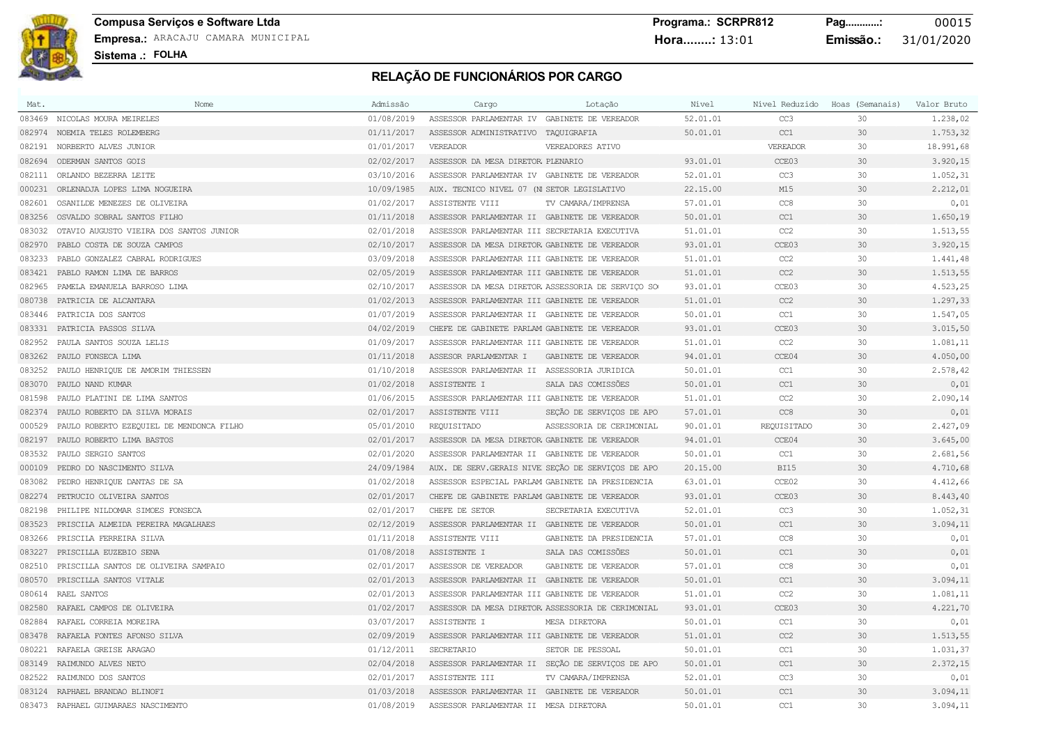# RELAÇÃO DE FUNCIONÁRIOS POR CARGO

| Mat. | Nome | Admissão | Cargo | Lotação | Nível | Nível Reduzido | Hoas (Semanais) | Valor Bruto |
|---|---|---|---|---|---|---|---|---|
| 083469 | NICOLAS MOURA MEIRELES | 01/08/2019 | ASSESSOR PARLAMENTAR IV | GABINETE DE VEREADOR | 52.01.01 | CC3 | 30 | 1.238,02 |
| 082974 | NOEMIA TELES ROLEMBERG | 01/11/2017 | ASSESSOR ADMINISTRATIVO | TAQUIGRAFIA | 50.01.01 | CC1 | 30 | 1.753,32 |
| 082191 | NORBERTO ALVES JUNIOR | 01/01/2017 | VEREADOR | VEREADORES ATIVO | | VEREADOR | 30 | 18.991,68 |
| 082694 | ODERMAN SANTOS GOIS | 02/02/2017 | ASSESSOR DA MESA DIRETOR | PLENARIO | 93.01.01 | CCE03 | 30 | 3.920,15 |
| 082111 | ORLANDO BEZERRA LEITE | 03/10/2016 | ASSESSOR PARLAMENTAR IV | GABINETE DE VEREADOR | 52.01.01 | CC3 | 30 | 1.052,31 |
| 000231 | ORLENADJA LOPES LIMA NOGUEIRA | 10/09/1985 | AUX. TECNICO NIVEL 07 (N | SETOR LEGISLATIVO | 22.15.00 | M15 | 30 | 2.212,01 |
| 082601 | OSANILDE MENEZES DE OLIVEIRA | 01/02/2017 | ASSISTENTE VIII | TV CAMARA/IMPRENSA | 57.01.01 | CC8 | 30 | 0,01 |
| 083256 | OSVALDO SOBRAL SANTOS FILHO | 01/11/2018 | ASSESSOR PARLAMENTAR II | GABINETE DE VEREADOR | 50.01.01 | CC1 | 30 | 1.650,19 |
| 083032 | OTAVIO AUGUSTO VIEIRA DOS SANTOS JUNIOR | 02/01/2018 | ASSESSOR PARLAMENTAR III | SECRETARIA EXECUTIVA | 51.01.01 | CC2 | 30 | 1.513,55 |
| 082970 | PABLO COSTA DE SOUZA CAMPOS | 02/10/2017 | ASSESSOR DA MESA DIRETOR | GABINETE DE VEREADOR | 93.01.01 | CCE03 | 30 | 3.920,15 |
| 083233 | PABLO GONZALEZ CABRAL RODRIGUES | 03/09/2018 | ASSESSOR PARLAMENTAR III | GABINETE DE VEREADOR | 51.01.01 | CC2 | 30 | 1.441,48 |
| 083421 | PABLO RAMON LIMA DE BARROS | 02/05/2019 | ASSESSOR PARLAMENTAR III | GABINETE DE VEREADOR | 51.01.01 | CC2 | 30 | 1.513,55 |
| 082965 | PAMELA EMANUELA BARROSO LIMA | 02/10/2017 | ASSESSOR DA MESA DIRETOR | ASSESSORIA DE SERVIÇO SO | 93.01.01 | CCE03 | 30 | 4.523,25 |
| 080738 | PATRICIA DE ALCANTARA | 01/02/2013 | ASSESSOR PARLAMENTAR III | GABINETE DE VEREADOR | 51.01.01 | CC2 | 30 | 1.297,33 |
| 083446 | PATRICIA DOS SANTOS | 01/07/2019 | ASSESSOR PARLAMENTAR II | GABINETE DE VEREADOR | 50.01.01 | CC1 | 30 | 1.547,05 |
| 083331 | PATRICIA PASSOS SILVA | 04/02/2019 | CHEFE DE GABINETE PARLAM | GABINETE DE VEREADOR | 93.01.01 | CCE03 | 30 | 3.015,50 |
| 082952 | PAULA SANTOS SOUZA LELIS | 01/09/2017 | ASSESSOR PARLAMENTAR III | GABINETE DE VEREADOR | 51.01.01 | CC2 | 30 | 1.081,11 |
| 083262 | PAULO FONSECA LIMA | 01/11/2018 | ASSESOR PARLAMENTAR I | GABINETE DE VEREADOR | 94.01.01 | CCE04 | 30 | 4.050,00 |
| 083252 | PAULO HENRIQUE DE AMORIM THIESSEN | 01/10/2018 | ASSESSOR PARLAMENTAR II | ASSESSORIA JURIDICA | 50.01.01 | CC1 | 30 | 2.578,42 |
| 083070 | PAULO NAND KUMAR | 01/02/2018 | ASSISTENTE I | SALA DAS COMISSÕES | 50.01.01 | CC1 | 30 | 0,01 |
| 081598 | PAULO PLATINI DE LIMA SANTOS | 01/06/2015 | ASSESSOR PARLAMENTAR III | GABINETE DE VEREADOR | 51.01.01 | CC2 | 30 | 2.090,14 |
| 082374 | PAULO ROBERTO DA SILVA MORAIS | 02/01/2017 | ASSISTENTE VIII | SEÇÃO DE SERVIÇOS DE APO | 57.01.01 | CC8 | 30 | 0,01 |
| 000529 | PAULO ROBERTO EZEQUIEL DE MENDONCA FILHO | 05/01/2010 | REQUISITADO | ASSESSORIA DE CERIMONIAL | 90.01.01 | REQUISITADO | 30 | 2.427,09 |
| 082197 | PAULO ROBERTO LIMA BASTOS | 02/01/2017 | ASSESSOR DA MESA DIRETOR | GABINETE DE VEREADOR | 94.01.01 | CCE04 | 30 | 3.645,00 |
| 083532 | PAULO SERGIO SANTOS | 02/01/2020 | ASSESSOR PARLAMENTAR II | GABINETE DE VEREADOR | 50.01.01 | CC1 | 30 | 2.681,56 |
| 000109 | PEDRO DO NASCIMENTO SILVA | 24/09/1984 | AUX. DE SERV.GERAIS NIVE | SEÇÃO DE SERVIÇOS DE APO | 20.15.00 | BI15 | 30 | 4.710,68 |
| 083082 | PEDRO HENRIQUE DANTAS DE SA | 01/02/2018 | ASSESSOR ESPECIAL PARLAM | GABINETE DA PRESIDENCIA | 63.01.01 | CCE02 | 30 | 4.412,66 |
| 082274 | PETRUCIO OLIVEIRA SANTOS | 02/01/2017 | CHEFE DE GABINETE PARLAM | GABINETE DE VEREADOR | 93.01.01 | CCE03 | 30 | 8.443,40 |
| 082198 | PHILIPE NILDOMAR SIMOES FONSECA | 02/01/2017 | CHEFE DE SETOR | SECRETARIA EXECUTIVA | 52.01.01 | CC3 | 30 | 1.052,31 |
| 083523 | PRISCILA ALMEIDA PEREIRA MAGALHAES | 02/12/2019 | ASSESSOR PARLAMENTAR II | GABINETE DE VEREADOR | 50.01.01 | CC1 | 30 | 3.094,11 |
| 083266 | PRISCILA FERREIRA SILVA | 01/11/2018 | ASSISTENTE VIII | GABINETE DA PRESIDENCIA | 57.01.01 | CC8 | 30 | 0,01 |
| 083227 | PRISCILLA EUZEBIO SENA | 01/08/2018 | ASSISTENTE I | SALA DAS COMISSÕES | 50.01.01 | CC1 | 30 | 0,01 |
| 082510 | PRISCILLA SANTOS DE OLIVEIRA SAMPAIO | 02/01/2017 | ASSESSOR DE VEREADOR | GABINETE DE VEREADOR | 57.01.01 | CC8 | 30 | 0,01 |
| 080570 | PRISCILLA SANTOS VITALE | 02/01/2013 | ASSESSOR PARLAMENTAR II | GABINETE DE VEREADOR | 50.01.01 | CC1 | 30 | 3.094,11 |
| 080614 | RAEL SANTOS | 02/01/2013 | ASSESSOR PARLAMENTAR III | GABINETE DE VEREADOR | 51.01.01 | CC2 | 30 | 1.081,11 |
| 082580 | RAFAEL CAMPOS DE OLIVEIRA | 01/02/2017 | ASSESSOR DA MESA DIRETOR | ASSESSORIA DE CERIMONIAL | 93.01.01 | CCE03 | 30 | 4.221,70 |
| 082884 | RAFAEL CORREIA MOREIRA | 03/07/2017 | ASSISTENTE I | MESA DIRETORA | 50.01.01 | CC1 | 30 | 0,01 |
| 083478 | RAFAELA FONTES AFONSO SILVA | 02/09/2019 | ASSESSOR PARLAMENTAR III | GABINETE DE VEREADOR | 51.01.01 | CC2 | 30 | 1.513,55 |
| 080221 | RAFAELA GREISE ARAGAO | 01/12/2011 | SECRETARIO | SETOR DE PESSOAL | 50.01.01 | CC1 | 30 | 1.031,37 |
| 083149 | RAIMUNDO ALVES NETO | 02/04/2018 | ASSESSOR PARLAMENTAR II | SEÇÃO DE SERVIÇOS DE APO | 50.01.01 | CC1 | 30 | 2.372,15 |
| 082522 | RAIMUNDO DOS SANTOS | 02/01/2017 | ASSISTENTE III | TV CAMARA/IMPRENSA | 52.01.01 | CC3 | 30 | 0,01 |
| 083124 | RAPHAEL BRANDAO BLINOFI | 01/03/2018 | ASSESSOR PARLAMENTAR II | GABINETE DE VEREADOR | 50.01.01 | CC1 | 30 | 3.094,11 |
| 083473 | RAPHAEL GUIMARAES NASCIMENTO | 01/08/2019 | ASSESSOR PARLAMENTAR II | MESA DIRETORA | 50.01.01 | CC1 | 30 | 3.094,11 |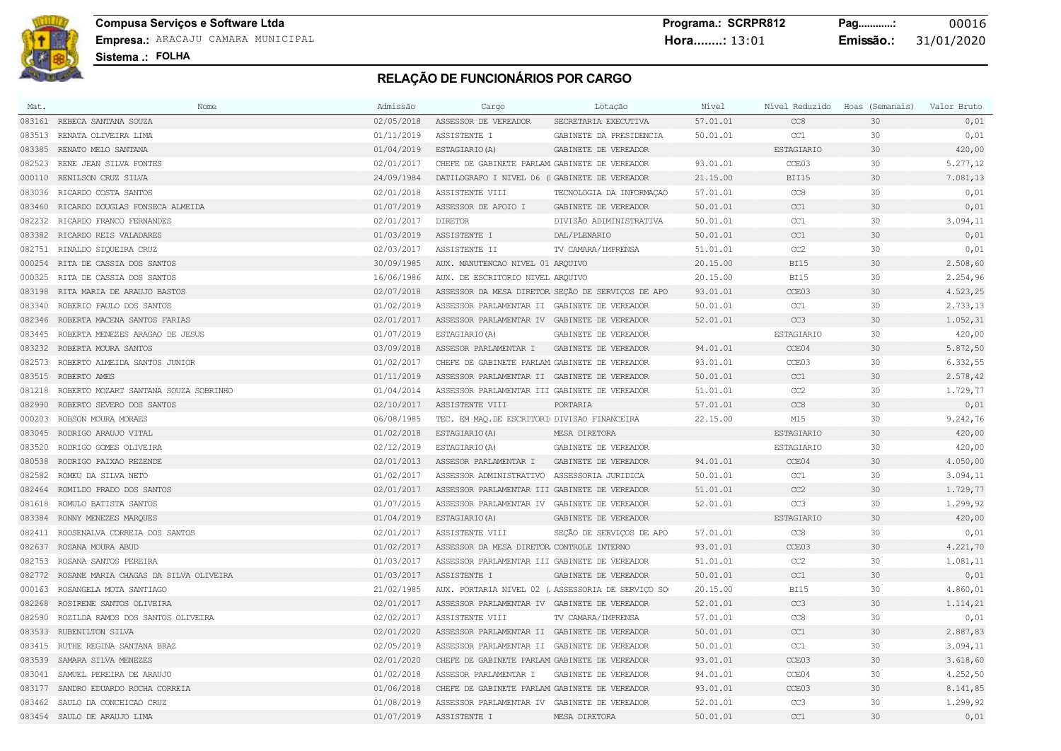# RELAÇÃO DE FUNCIONÁRIOS POR CARGO

| Mat. | Nome | Admissão | Cargo | Lotação | Nível | Nivel Reduzido | Hoas (Semanais) | Valor Bruto |
|---|---|---|---|---|---|---|---|---|
| 083161 | REBECA SANTANA SOUZA | 02/05/2018 | ASSESSOR DE VEREADOR | SECRETARIA EXECUTIVA | 57.01.01 | CC8 | 30 | 0,01 |
| 083513 | RENATA OLIVEIRA LIMA | 01/11/2019 | ASSISTENTE I | GABINETE DA PRESIDENCIA | 50.01.01 | CC1 | 30 | 0,01 |
| 083385 | RENATO MELO SANTANA | 01/04/2019 | ESTAGIARIO(A) | GABINETE DE VEREADOR | | ESTAGIARIO | 30 | 420,00 |
| 082523 | RENE JEAN SILVA FONTES | 02/01/2017 | CHEFE DE GABINETE PARLAM | GABINETE DE VEREADOR | 93.01.01 | CCE03 | 30 | 5.277,12 |
| 000110 | RENILSON CRUZ SILVA | 24/09/1984 | DATILOGRAFO I NIVEL 06 ( | GABINETE DE VEREADOR | 21.15.00 | BII15 | 30 | 7.081,13 |
| 083036 | RICARDO COSTA SANTOS | 02/01/2018 | ASSISTENTE VIII | TECNOLOGIA DA INFORMAÇAO | 57.01.01 | CC8 | 30 | 0,01 |
| 083460 | RICARDO DOUGLAS FONSECA ALMEIDA | 01/07/2019 | ASSESSOR DE APOIO I | GABINETE DE VEREADOR | 50.01.01 | CC1 | 30 | 0,01 |
| 082232 | RICARDO FRANCO FERNANDES | 02/01/2017 | DIRETOR | DIVISÃO ADMINISTRATIVA | 50.01.01 | CC1 | 30 | 3.094,11 |
| 083382 | RICARDO REIS VALADARES | 01/03/2019 | ASSISTENTE I | DAL/PLENARIO | 50.01.01 | CC1 | 30 | 0,01 |
| 082751 | RINALDO SIQUEIRA CRUZ | 02/03/2017 | ASSISTENTE II | TV CAMARA/IMPRENSA | 51.01.01 | CC2 | 30 | 0,01 |
| 000254 | RITA DE CASSIA DOS SANTOS | 30/09/1985 | AUX. MANUTENCAO NIVEL 01 | ARQUIVO | 20.15.00 | BI15 | 30 | 2.508,60 |
| 000325 | RITA DE CASSIA DOS SANTOS | 16/06/1986 | AUX. DE ESCRITORIO NIVEL | ARQUIVO | 20.15.00 | BI15 | 30 | 2.254,96 |
| 083198 | RITA MARIA DE ARAUJO BASTOS | 02/07/2018 | ASSESSOR DA MESA DIRETOR | SEÇÃO DE SERVIÇOS DE APO | 93.01.01 | CCE03 | 30 | 4.523,25 |
| 083340 | ROBERIO PAULO DOS SANTOS | 01/02/2019 | ASSESSOR PARLAMENTAR II | GABINETE DE VEREADOR | 50.01.01 | CC1 | 30 | 2.733,13 |
| 082346 | ROBERTA MACENA SANTOS FARIAS | 02/01/2017 | ASSESSOR PARLAMENTAR IV | GABINETE DE VEREADOR | 52.01.01 | CC3 | 30 | 1.052,31 |
| 083445 | ROBERTA MENEZES ARAGAO DE JESUS | 01/07/2019 | ESTAGIARIO(A) | GABINETE DE VEREADOR | | ESTAGIARIO | 30 | 420,00 |
| 083232 | ROBERTA MOURA SANTOS | 03/09/2018 | ASSESOR PARLAMENTAR I | GABINETE DE VEREADOR | 94.01.01 | CCE04 | 30 | 5.872,50 |
| 082573 | ROBERTO ALMEIDA SANTOS JUNIOR | 01/02/2017 | CHEFE DE GABINETE PARLAM | GABINETE DE VEREADOR | 93.01.01 | CCE03 | 30 | 6.332,55 |
| 083515 | ROBERTO AMES | 01/11/2019 | ASSESSOR PARLAMENTAR II | GABINETE DE VEREADOR | 50.01.01 | CC1 | 30 | 2.578,42 |
| 081218 | ROBERTO MOZART SANTANA SOUZA SOBRINHO | 01/04/2014 | ASSESSOR PARLAMENTAR III | GABINETE DE VEREADOR | 51.01.01 | CC2 | 30 | 1.729,77 |
| 082990 | ROBERTO SEVERO DOS SANTOS | 02/10/2017 | ASSISTENTE VIII | PORTARIA | 57.01.01 | CC8 | 30 | 0,01 |
| 000203 | ROBSON MOURA MORAES | 06/08/1985 | TEC. EM MAQ.DE ESCRITORI | DIVISAO FINANCEIRA | 22.15.00 | M15 | 30 | 9.242,76 |
| 083045 | RODRIGO ARAUJO VITAL | 01/02/2018 | ESTAGIARIO(A) | MESA DIRETORA | | ESTAGIARIO | 30 | 420,00 |
| 083520 | RODRIGO GOMES OLIVEIRA | 02/12/2019 | ESTAGIARIO(A) | GABINETE DE VEREADOR | | ESTAGIARIO | 30 | 420,00 |
| 080538 | RODRIGO PAIXAO REZENDE | 02/01/2013 | ASSESOR PARLAMENTAR I | GABINETE DE VEREADOR | 94.01.01 | CCE04 | 30 | 4.050,00 |
| 082582 | ROMEU DA SILVA NETO | 01/02/2017 | ASSESSOR ADMINISTRATIVO | ASSESSORIA JURIDICA | 50.01.01 | CC1 | 30 | 3.094,11 |
| 082464 | ROMILDO PRADO DOS SANTOS | 02/01/2017 | ASSESSOR PARLAMENTAR III | GABINETE DE VEREADOR | 51.01.01 | CC2 | 30 | 1.729,77 |
| 081618 | ROMULO BATISTA SANTOS | 01/07/2015 | ASSESSOR PARLAMENTAR IV | GABINETE DE VEREADOR | 52.01.01 | CC3 | 30 | 1.299,92 |
| 083384 | RONNY MENEZES MARQUES | 01/04/2019 | ESTAGIARIO(A) | GABINETE DE VEREADOR | | ESTAGIARIO | 30 | 420,00 |
| 082411 | ROOSENALVA CORREIA DOS SANTOS | 02/01/2017 | ASSISTENTE VIII | SEÇÃO DE SERVIÇOS DE APO | 57.01.01 | CC8 | 30 | 0,01 |
| 082637 | ROSANA MOURA ABUD | 01/02/2017 | ASSESSOR DA MESA DIRETOR | CONTROLE INTERNO | 93.01.01 | CCE03 | 30 | 4.221,70 |
| 082753 | ROSANA SANTOS PEREIRA | 01/03/2017 | ASSESSOR PARLAMENTAR III | GABINETE DE VEREADOR | 51.01.01 | CC2 | 30 | 1.081,11 |
| 082772 | ROSANE MARIA CHAGAS DA SILVA OLIVEIRA | 01/03/2017 | ASSISTENTE I | GABINETE DE VEREADOR | 50.01.01 | CC1 | 30 | 0,01 |
| 000163 | ROSANGELA MOTA SANTIAGO | 21/02/1985 | AUX. PORTARIA NIVEL 02 ( | ASSESSORIA DE SERVIÇO SO | 20.15.00 | BI15 | 30 | 4.860,01 |
| 082268 | ROSIRENE SANTOS OLIVEIRA | 02/01/2017 | ASSESSOR PARLAMENTAR IV | GABINETE DE VEREADOR | 52.01.01 | CC3 | 30 | 1.114,21 |
| 082590 | ROZILDA RAMOS DOS SANTOS OLIVEIRA | 02/02/2017 | ASSISTENTE VIII | TV CAMARA/IMPRENSA | 57.01.01 | CC8 | 30 | 0,01 |
| 083533 | RUBENILTON SILVA | 02/01/2020 | ASSESSOR PARLAMENTAR II | GABINETE DE VEREADOR | 50.01.01 | CC1 | 30 | 2.887,83 |
| 083415 | RUTHE REGINA SANTANA BRAZ | 02/05/2019 | ASSESSOR PARLAMENTAR II | GABINETE DE VEREADOR | 50.01.01 | CC1 | 30 | 3.094,11 |
| 083539 | SAMARA SILVA MENEZES | 02/01/2020 | CHEFE DE GABINETE PARLAM | GABINETE DE VEREADOR | 93.01.01 | CCE03 | 30 | 3.618,60 |
| 083041 | SAMUEL PEREIRA DE ARAUJO | 01/02/2018 | ASSESOR PARLAMENTAR I | GABINETE DE VEREADOR | 94.01.01 | CCE04 | 30 | 4.252,50 |
| 083177 | SANDRO EDUARDO ROCHA CORREIA | 01/06/2018 | CHEFE DE GABINETE PARLAM | GABINETE DE VEREADOR | 93.01.01 | CCE03 | 30 | 8.141,85 |
| 083462 | SAULO DA CONCEICAO CRUZ | 01/08/2019 | ASSESSOR PARLAMENTAR IV | GABINETE DE VEREADOR | 52.01.01 | CC3 | 30 | 1.299,92 |
| 083454 | SAULO DE ARAUJO LIMA | 01/07/2019 | ASSISTENTE I | MESA DIRETORA | 50.01.01 | CC1 | 30 | 0,01 |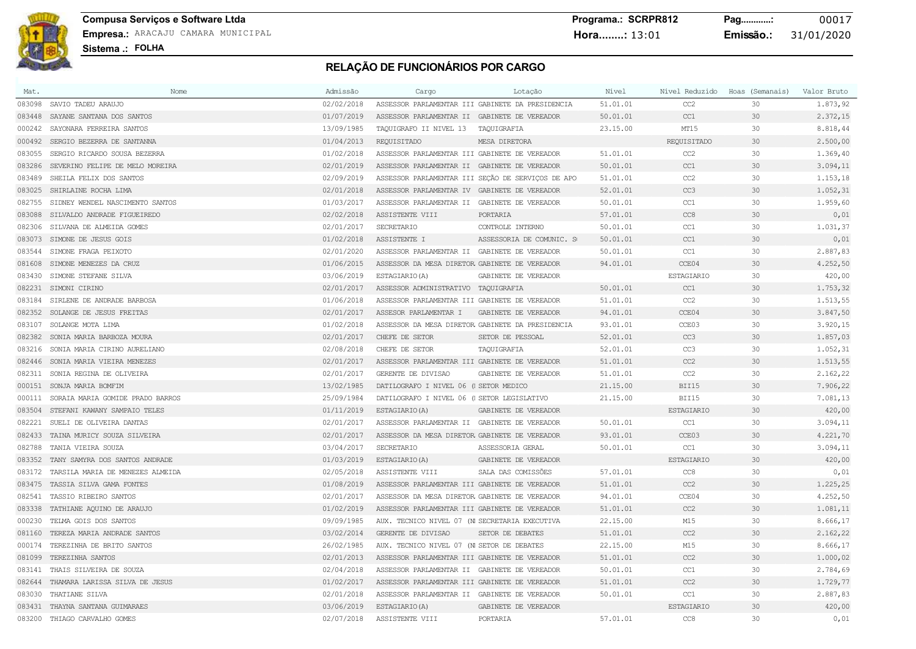**Compusa Serviços e Software Ltda**
**Empresa.:** ARACAJU CAMARA MUNICIPAL
**Sistema .: FOLHA**

**Programa.: SCRPR812**
**Hora........:** 13:01

**Pag............:** 00017
**Emissão.:** 31/01/2020

# RELAÇÃO DE FUNCIONÁRIOS POR CARGO

| Mat. | Nome | Admissão | Cargo | Lotação | Nível | Nível Reduzido | Hoas (Semanais) | Valor Bruto |
|---|---|---|---|---|---|---|---|---|
| 083098 | SAVIO TADEU ARAUJO | 02/02/2018 | ASSESSOR PARLAMENTAR III | GABINETE DA PRESIDENCIA | 51.01.01 | CC2 | 30 | 1.873,92 |
| 083448 | SAYANE SANTANA DOS SANTOS | 01/07/2019 | ASSESSOR PARLAMENTAR II | GABINETE DE VEREADOR | 50.01.01 | CC1 | 30 | 2.372,15 |
| 000242 | SAYONARA FERREIRA SANTOS | 13/09/1985 | TAQUIGRAFO II NIVEL 13 | TAQUIGRAFIA | 23.15.00 | MT15 | 30 | 8.818,44 |
| 000492 | SERGIO BEZERRA DE SANTANNA | 01/04/2013 | REQUISITADO | MESA DIRETORA | | REQUISITADO | 30 | 2.500,00 |
| 083055 | SERGIO RICARDO SOUSA BEZERRA | 01/02/2018 | ASSESSOR PARLAMENTAR III | GABINETE DE VEREADOR | 51.01.01 | CC2 | 30 | 1.369,40 |
| 083286 | SEVERINO FELIPE DE MELO MOREIRA | 02/01/2019 | ASSESSOR PARLAMENTAR II | GABINETE DE VEREADOR | 50.01.01 | CC1 | 30 | 3.094,11 |
| 083489 | SHEILA FELIX DOS SANTOS | 02/09/2019 | ASSESSOR PARLAMENTAR III | SEÇÃO DE SERVIÇOS DE APO | 51.01.01 | CC2 | 30 | 1.153,18 |
| 083025 | SHIRLAINE ROCHA LIMA | 02/01/2018 | ASSESSOR PARLAMENTAR IV | GABINETE DE VEREADOR | 52.01.01 | CC3 | 30 | 1.052,31 |
| 082755 | SIDNEY WENDEL NASCIMENTO SANTOS | 01/03/2017 | ASSESSOR PARLAMENTAR II | GABINETE DE VEREADOR | 50.01.01 | CC1 | 30 | 1.959,60 |
| 083088 | SILVALDO ANDRADE FIGUEIREDO | 02/02/2018 | ASSISTENTE VIII | PORTARIA | 57.01.01 | CC8 | 30 | 0,01 |
| 082306 | SILVANA DE ALMEIDA GOMES | 02/01/2017 | SECRETARIO | CONTROLE INTERNO | 50.01.01 | CC1 | 30 | 1.031,37 |
| 083073 | SIMONE DE JESUS GOIS | 01/02/2018 | ASSISTENTE I | ASSESSORIA DE COMUNIC. S | 50.01.01 | CC1 | 30 | 0,01 |
| 083544 | SIMONE FRAGA PEIXOTO | 02/01/2020 | ASSESSOR PARLAMENTAR II | GABINETE DE VEREADOR | 50.01.01 | CC1 | 30 | 2.887,83 |
| 081608 | SIMONE MENEZES DA CRUZ | 01/06/2015 | ASSESSOR DA MESA DIRETOR | GABINETE DE VEREADOR | 94.01.01 | CCE04 | 30 | 4.252,50 |
| 083430 | SIMONE STEFANE SILVA | 03/06/2019 | ESTAGIARIO(A) | GABINETE DE VEREADOR | | ESTAGIARIO | 30 | 420,00 |
| 082231 | SIMONI CIRINO | 02/01/2017 | ASSESSOR ADMINISTRATIVO | TAQUIGRAFIA | 50.01.01 | CC1 | 30 | 1.753,32 |
| 083184 | SIRLENE DE ANDRADE BARBOSA | 01/06/2018 | ASSESSOR PARLAMENTAR III | GABINETE DE VEREADOR | 51.01.01 | CC2 | 30 | 1.513,55 |
| 082352 | SOLANGE DE JESUS FREITAS | 02/01/2017 | ASSESOR PARLAMENTAR I | GABINETE DE VEREADOR | 94.01.01 | CCE04 | 30 | 3.847,50 |
| 083107 | SOLANGE MOTA LIMA | 01/02/2018 | ASSESSOR DA MESA DIRETOR | GABINETE DA PRESIDENCIA | 93.01.01 | CCE03 | 30 | 3.920,15 |
| 082382 | SONIA MARIA BARBOZA MOURA | 02/01/2017 | CHEFE DE SETOR | SETOR DE PESSOAL | 52.01.01 | CC3 | 30 | 1.857,03 |
| 083216 | SONIA MARIA CIRINO AURELIANO | 02/08/2018 | CHEFE DE SETOR | TAQUIGRAFIA | 52.01.01 | CC3 | 30 | 1.052,31 |
| 082446 | SONIA MARIA VIEIRA MENEZES | 02/01/2017 | ASSESSOR PARLAMENTAR III | GABINETE DE VEREADOR | 51.01.01 | CC2 | 30 | 1.513,55 |
| 082311 | SONIA REGINA DE OLIVEIRA | 02/01/2017 | GERENTE DE DIVISAO | GABINETE DE VEREADOR | 51.01.01 | CC2 | 30 | 2.162,22 |
| 000151 | SONJA MARIA BOMFIM | 13/02/1985 | DATILOGRAFO I NIVEL 06 (I | SETOR MEDICO | 21.15.00 | BII15 | 30 | 7.906,22 |
| 000111 | SORAIA MARIA GOMIDE PRADO BARROS | 25/09/1984 | DATILOGRAFO I NIVEL 06 (I | SETOR LEGISLATIVO | 21.15.00 | BII15 | 30 | 7.081,13 |
| 083504 | STEFANI KAWANY SAMPAIO TELES | 01/11/2019 | ESTAGIARIO(A) | GABINETE DE VEREADOR | | ESTAGIARIO | 30 | 420,00 |
| 082221 | SUELI DE OLIVEIRA DANTAS | 02/01/2017 | ASSESSOR PARLAMENTAR II | GABINETE DE VEREADOR | 50.01.01 | CC1 | 30 | 3.094,11 |
| 082433 | TAINA MURICY SOUZA SILVEIRA | 02/01/2017 | ASSESSOR DA MESA DIRETOR | GABINETE DE VEREADOR | 93.01.01 | CCE03 | 30 | 4.221,70 |
| 082788 | TANIA VIEIRA SOUZA | 03/04/2017 | SECRETARIO | ASSESSORIA GERAL | 50.01.01 | CC1 | 30 | 3.094,11 |
| 083352 | TANY SAMYRA DOS SANTOS ANDRADE | 01/03/2019 | ESTAGIARIO(A) | GABINETE DE VEREADOR | | ESTAGIARIO | 30 | 420,00 |
| 083172 | TARSILA MARIA DE MENEZES ALMEIDA | 02/05/2018 | ASSISTENTE VIII | SALA DAS COMISSÕES | 57.01.01 | CC8 | 30 | 0,01 |
| 083475 | TASSIA SILVA GAMA FONTES | 01/08/2019 | ASSESSOR PARLAMENTAR III | GABINETE DE VEREADOR | 51.01.01 | CC2 | 30 | 1.225,25 |
| 082541 | TASSIO RIBEIRO SANTOS | 02/01/2017 | ASSESSOR DA MESA DIRETOR | GABINETE DE VEREADOR | 94.01.01 | CCE04 | 30 | 4.252,50 |
| 083338 | TATHIANE AQUINO DE ARAUJO | 01/02/2019 | ASSESSOR PARLAMENTAR III | GABINETE DE VEREADOR | 51.01.01 | CC2 | 30 | 1.081,11 |
| 000230 | TELMA GOIS DOS SANTOS | 09/09/1985 | AUX. TECNICO NIVEL 07 (N | SECRETARIA EXECUTIVA | 22.15.00 | M15 | 30 | 8.666,17 |
| 081160 | TEREZA MARIA ANDRADE SANTOS | 03/02/2014 | GERENTE DE DIVISAO | SETOR DE DEBATES | 51.01.01 | CC2 | 30 | 2.162,22 |
| 000174 | TEREZINHA DE BRITO SANTOS | 26/02/1985 | AUX. TECNICO NIVEL 07 (N | SETOR DE DEBATES | 22.15.00 | M15 | 30 | 8.666,17 |
| 081099 | TEREZINHA SANTOS | 02/01/2013 | ASSESSOR PARLAMENTAR III | GABINETE DE VEREADOR | 51.01.01 | CC2 | 30 | 1.000,02 |
| 083141 | THAIS SILVEIRA DE SOUZA | 02/04/2018 | ASSESSOR PARLAMENTAR II | GABINETE DE VEREADOR | 50.01.01 | CC1 | 30 | 2.784,69 |
| 082644 | THAMARA LARISSA SILVA DE JESUS | 01/02/2017 | ASSESSOR PARLAMENTAR III | GABINETE DE VEREADOR | 51.01.01 | CC2 | 30 | 1.729,77 |
| 083030 | THATIANE SILVA | 02/01/2018 | ASSESSOR PARLAMENTAR II | GABINETE DE VEREADOR | 50.01.01 | CC1 | 30 | 2.887,83 |
| 083431 | THAYNA SANTANA GUIMARAES | 03/06/2019 | ESTAGIARIO(A) | GABINETE DE VEREADOR | | ESTAGIARIO | 30 | 420,00 |
| 083200 | THIAGO CARVALHO GOMES | 02/07/2018 | ASSISTENTE VIII | PORTARIA | 57.01.01 | CC8 | 30 | 0,01 |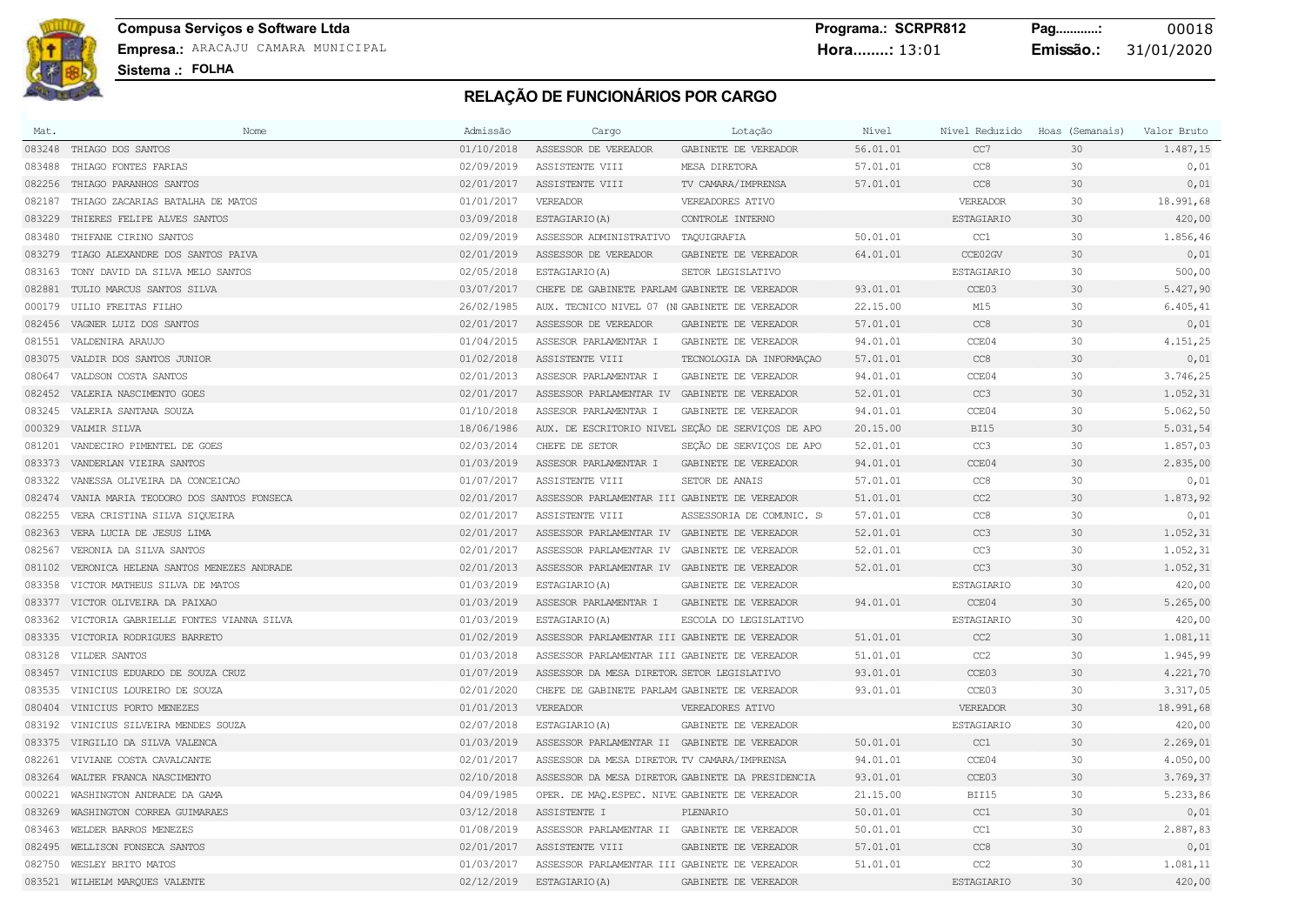**Compusa Serviços e Software Ltda**
**Empresa.:** ARACAJU CAMARA MUNICIPAL
**Sistema .: FOLHA**

**Programa.: SCRPR812** **Pag............:** 00018
**Hora........:** 13:01 **Emissão.:** 31/01/2020

# RELAÇÃO DE FUNCIONÁRIOS POR CARGO

| Mat. | Nome | Admissão | Cargo | Lotação | Nível | Nivel Reduzido | Hoas (Semanais) | Valor Bruto |
|---|---|---|---|---|---|---|---|---|
| 083248 | THIAGO DOS SANTOS | 01/10/2018 | ASSESSOR DE VEREADOR | GABINETE DE VEREADOR | 56.01.01 | CC7 | 30 | 1.487,15 |
| 083488 | THIAGO FONTES FARIAS | 02/09/2019 | ASSISTENTE VIII | MESA DIRETORA | 57.01.01 | CC8 | 30 | 0,01 |
| 082256 | THIAGO PARANHOS SANTOS | 02/01/2017 | ASSISTENTE VIII | TV CAMARA/IMPRENSA | 57.01.01 | CC8 | 30 | 0,01 |
| 082187 | THIAGO ZACARIAS BATALHA DE MATOS | 01/01/2017 | VEREADOR | VEREADORES ATIVO | | VEREADOR | 30 | 18.991,68 |
| 083229 | THIERES FELIPE ALVES SANTOS | 03/09/2018 | ESTAGIARIO(A) | CONTROLE INTERNO | | ESTAGIARIO | 30 | 420,00 |
| 083480 | THIFANE CIRINO SANTOS | 02/09/2019 | ASSESSOR ADMINISTRATIVO | TAQUIGRAFIA | 50.01.01 | CC1 | 30 | 1.856,46 |
| 083279 | TIAGO ALEXANDRE DOS SANTOS PAIVA | 02/01/2019 | ASSESSOR DE VEREADOR | GABINETE DE VEREADOR | 64.01.01 | CCE02GV | 30 | 0,01 |
| 083163 | TONY DAVID DA SILVA MELO SANTOS | 02/05/2018 | ESTAGIARIO(A) | SETOR LEGISLATIVO | | ESTAGIARIO | 30 | 500,00 |
| 082881 | TULIO MARCUS SANTOS SILVA | 03/07/2017 | CHEFE DE GABINETE PARLAM | GABINETE DE VEREADOR | 93.01.01 | CCE03 | 30 | 5.427,90 |
| 000179 | UILIO FREITAS FILHO | 26/02/1985 | AUX. TECNICO NIVEL 07 (N | GABINETE DE VEREADOR | 22.15.00 | M15 | 30 | 6.405,41 |
| 082456 | VAGNER LUIZ DOS SANTOS | 02/01/2017 | ASSESSOR DE VEREADOR | GABINETE DE VEREADOR | 57.01.01 | CC8 | 30 | 0,01 |
| 081551 | VALDENIRA ARAUJO | 01/04/2015 | ASSESOR PARLAMENTAR I | GABINETE DE VEREADOR | 94.01.01 | CCE04 | 30 | 4.151,25 |
| 083075 | VALDIR DOS SANTOS JUNIOR | 01/02/2018 | ASSISTENTE VIII | TECNOLOGIA DA INFORMACAO | 57.01.01 | CC8 | 30 | 0,01 |
| 080647 | VALDSON COSTA SANTOS | 02/01/2013 | ASSESOR PARLAMENTAR I | GABINETE DE VEREADOR | 94.01.01 | CCE04 | 30 | 3.746,25 |
| 082452 | VALERIA NASCIMENTO GOES | 02/01/2017 | ASSESSOR PARLAMENTAR IV | GABINETE DE VEREADOR | 52.01.01 | CC3 | 30 | 1.052,31 |
| 083245 | VALERIA SANTANA SOUZA | 01/10/2018 | ASSESOR PARLAMENTAR I | GABINETE DE VEREADOR | 94.01.01 | CCE04 | 30 | 5.062,50 |
| 000329 | VALMIR SILVA | 18/06/1986 | AUX. DE ESCRITORIO NIVEL | SEÇÃO DE SERVIÇOS DE APO | 20.15.00 | BI15 | 30 | 5.031,54 |
| 081201 | VANDECIRO PIMENTEL DE GOES | 02/03/2014 | CHEFE DE SETOR | SEÇÃO DE SERVIÇOS DE APO | 52.01.01 | CC3 | 30 | 1.857,03 |
| 083373 | VANDERLAN VIEIRA SANTOS | 01/03/2019 | ASSESOR PARLAMENTAR I | GABINETE DE VEREADOR | 94.01.01 | CCE04 | 30 | 2.835,00 |
| 083322 | VANESSA OLIVEIRA DA CONCEICAO | 01/07/2017 | ASSISTENTE VIII | SETOR DE ANAIS | 57.01.01 | CC8 | 30 | 0,01 |
| 082474 | VANIA MARIA TEODORO DOS SANTOS FONSECA | 02/01/2017 | ASSESSOR PARLAMENTAR III | GABINETE DE VEREADOR | 51.01.01 | CC2 | 30 | 1.873,92 |
| 082255 | VERA CRISTINA SILVA SIQUEIRA | 02/01/2017 | ASSISTENTE VIII | ASSESSORIA DE COMUNIC. S | 57.01.01 | CC8 | 30 | 0,01 |
| 082363 | VERA LUCIA DE JESUS LIMA | 02/01/2017 | ASSESSOR PARLAMENTAR IV | GABINETE DE VEREADOR | 52.01.01 | CC3 | 30 | 1.052,31 |
| 082567 | VERONIA DA SILVA SANTOS | 02/01/2017 | ASSESSOR PARLAMENTAR IV | GABINETE DE VEREADOR | 52.01.01 | CC3 | 30 | 1.052,31 |
| 081102 | VERONICA HELENA SANTOS MENEZES ANDRADE | 02/01/2013 | ASSESSOR PARLAMENTAR IV | GABINETE DE VEREADOR | 52.01.01 | CC3 | 30 | 1.052,31 |
| 083358 | VICTOR MATHEUS SILVA DE MATOS | 01/03/2019 | ESTAGIARIO(A) | GABINETE DE VEREADOR | | ESTAGIARIO | 30 | 420,00 |
| 083377 | VICTOR OLIVEIRA DA PAIXAO | 01/03/2019 | ASSESOR PARLAMENTAR I | GABINETE DE VEREADOR | 94.01.01 | CCE04 | 30 | 5.265,00 |
| 083362 | VICTORIA GABRIELLE FONTES VIANNA SILVA | 01/03/2019 | ESTAGIARIO(A) | ESCOLA DO LEGISLATIVO | | ESTAGIARIO | 30 | 420,00 |
| 083335 | VICTORIA RODRIGUES BARRETO | 01/02/2019 | ASSESSOR PARLAMENTAR III | GABINETE DE VEREADOR | 51.01.01 | CC2 | 30 | 1.081,11 |
| 083128 | VILDER SANTOS | 01/03/2018 | ASSESSOR PARLAMENTAR III | GABINETE DE VEREADOR | 51.01.01 | CC2 | 30 | 1.945,99 |
| 083457 | VINICIUS EDUARDO DE SOUZA CRUZ | 01/07/2019 | ASSESSOR DA MESA DIRETOR | SETOR LEGISLATIVO | 93.01.01 | CCE03 | 30 | 4.221,70 |
| 083535 | VINICIUS LOUREIRO DE SOUZA | 02/01/2020 | CHEFE DE GABINETE PARLAM | GABINETE DE VEREADOR | 93.01.01 | CCE03 | 30 | 3.317,05 |
| 080404 | VINICIUS PORTO MENEZES | 01/01/2013 | VEREADOR | VEREADORES ATIVO | | VEREADOR | 30 | 18.991,68 |
| 083192 | VINICIUS SILVEIRA MENDES SOUZA | 02/07/2018 | ESTAGIARIO(A) | GABINETE DE VEREADOR | | ESTAGIARIO | 30 | 420,00 |
| 083375 | VIRGILIO DA SILVA VALENCA | 01/03/2019 | ASSESSOR PARLAMENTAR II | GABINETE DE VEREADOR | 50.01.01 | CC1 | 30 | 2.269,01 |
| 082261 | VIVIANE COSTA CAVALCANTE | 02/01/2017 | ASSESSOR DA MESA DIRETOR | TV CAMARA/IMPRENSA | 94.01.01 | CCE04 | 30 | 4.050,00 |
| 083264 | WALTER FRANCA NASCIMENTO | 02/10/2018 | ASSESSOR DA MESA DIRETOR | GABINETE DA PRESIDENCIA | 93.01.01 | CCE03 | 30 | 3.769,37 |
| 000221 | WASHINGTON ANDRADE DA GAMA | 04/09/1985 | OPER. DE MAQ.ESPEC. NIVE | GABINETE DE VEREADOR | 21.15.00 | BII15 | 30 | 5.233,86 |
| 083269 | WASHINGTON CORREA GUIMARAES | 03/12/2018 | ASSISTENTE I | PLENARIO | 50.01.01 | CC1 | 30 | 0,01 |
| 083463 | WELDER BARROS MENEZES | 01/08/2019 | ASSESSOR PARLAMENTAR II | GABINETE DE VEREADOR | 50.01.01 | CC1 | 30 | 2.887,83 |
| 082495 | WELLISON FONSECA SANTOS | 02/01/2017 | ASSISTENTE VIII | GABINETE DE VEREADOR | 57.01.01 | CC8 | 30 | 0,01 |
| 082750 | WESLEY BRITO MATOS | 01/03/2017 | ASSESSOR PARLAMENTAR III | GABINETE DE VEREADOR | 51.01.01 | CC2 | 30 | 1.081,11 |
| 083521 | WILHELM MARQUES VALENTE | 02/12/2019 | ESTAGIARIO(A) | GABINETE DE VEREADOR | | ESTAGIARIO | 30 | 420,00 |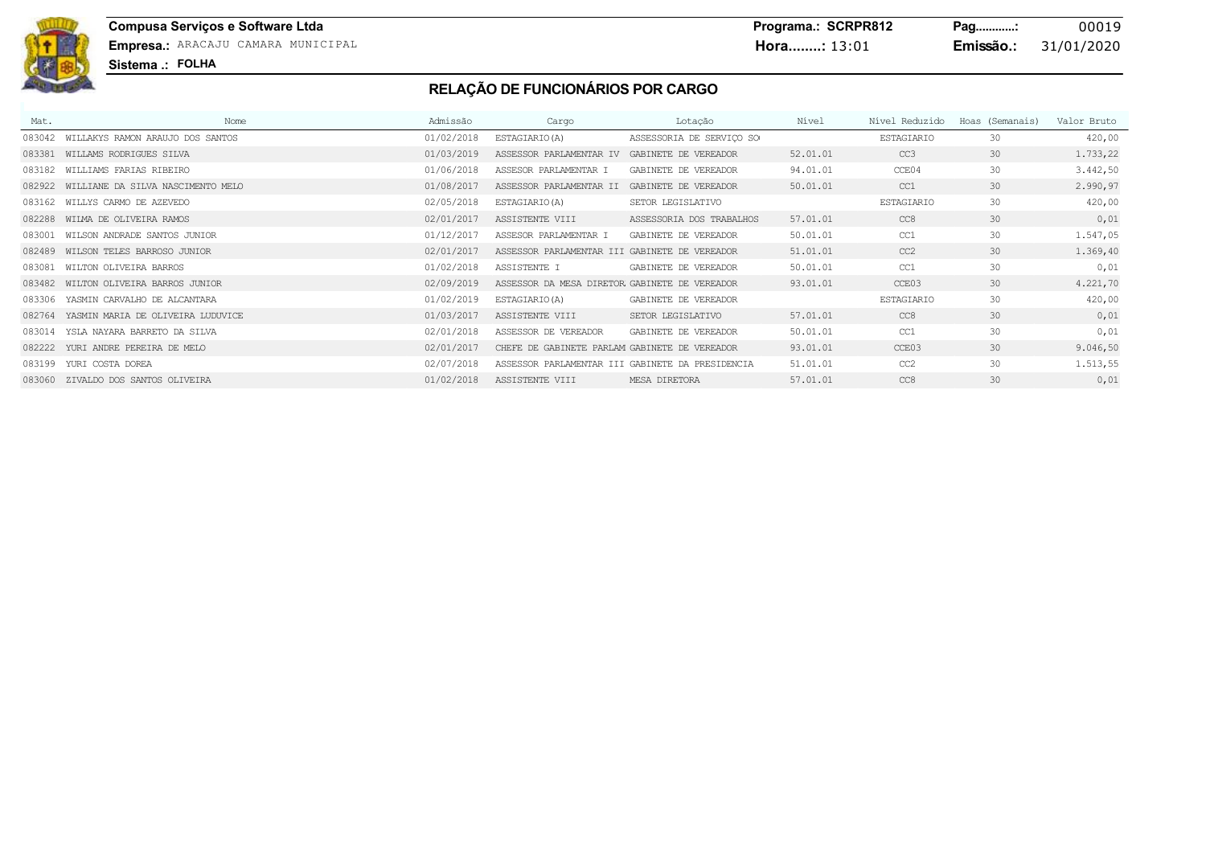**Compusa Serviços e Software Ltda**
**Empresa.:** ARACAJU CAMARA MUNICIPAL
**Sistema .: FOLHA**

**Programa.: SCRPR812**
**Hora........:** 13:01

**Pag...........:** 00019
**Emissão.:** 31/01/2020

## RELAÇÃO DE FUNCIONÁRIOS POR CARGO

| Mat. | Nome | Admissão | Cargo | Lotação | Nível | Nivel Reduzido | Hoas (Semanais) | Valor Bruto |
|---|---|---|---|---|---|---|---|---|
| 083042 | WILLAKYS RAMON ARAUJO DOS SANTOS | 01/02/2018 | ESTAGIARIO(A) | ASSESSORIA DE SERVIÇO SO | | ESTAGIARIO | 30 | 420,00 |
| 083381 | WILLAMS RODRIGUES SILVA | 01/03/2019 | ASSESSOR PARLAMENTAR IV | GABINETE DE VEREADOR | 52.01.01 | CC3 | 30 | 1.733,22 |
| 083182 | WILLIAMS FARIAS RIBEIRO | 01/06/2018 | ASSESOR PARLAMENTAR I | GABINETE DE VEREADOR | 94.01.01 | CCE04 | 30 | 3.442,50 |
| 082922 | WILLIANE DA SILVA NASCIMENTO MELO | 01/08/2017 | ASSESSOR PARLAMENTAR II | GABINETE DE VEREADOR | 50.01.01 | CC1 | 30 | 2.990,97 |
| 083162 | WILLYS CARMO DE AZEVEDO | 02/05/2018 | ESTAGIARIO(A) | SETOR LEGISLATIVO | | ESTAGIARIO | 30 | 420,00 |
| 082288 | WILMA DE OLIVEIRA RAMOS | 02/01/2017 | ASSISTENTE VIII | ASSESSORIA DOS TRABALHOS | 57.01.01 | CC8 | 30 | 0,01 |
| 083001 | WILSON ANDRADE SANTOS JUNIOR | 01/12/2017 | ASSESOR PARLAMENTAR I | GABINETE DE VEREADOR | 50.01.01 | CC1 | 30 | 1.547,05 |
| 082489 | WILSON TELES BARROSO JUNIOR | 02/01/2017 | ASSESSOR PARLAMENTAR III | GABINETE DE VEREADOR | 51.01.01 | CC2 | 30 | 1.369,40 |
| 083081 | WILTON OLIVEIRA BARROS | 01/02/2018 | ASSISTENTE I | GABINETE DE VEREADOR | 50.01.01 | CC1 | 30 | 0,01 |
| 083482 | WILTON OLIVEIRA BARROS JUNIOR | 02/09/2019 | ASSESSOR DA MESA DIRETOR | GABINETE DE VEREADOR | 93.01.01 | CCE03 | 30 | 4.221,70 |
| 083306 | YASMIN CARVALHO DE ALCANTARA | 01/02/2019 | ESTAGIARIO(A) | GABINETE DE VEREADOR | | ESTAGIARIO | 30 | 420,00 |
| 082764 | YASMIN MARIA DE OLIVEIRA LUDUVICE | 01/03/2017 | ASSISTENTE VIII | SETOR LEGISLATIVO | 57.01.01 | CC8 | 30 | 0,01 |
| 083014 | YSLA NAYARA BARRETO DA SILVA | 02/01/2018 | ASSESSOR DE VEREADOR | GABINETE DE VEREADOR | 50.01.01 | CC1 | 30 | 0,01 |
| 082222 | YURI ANDRE PEREIRA DE MELO | 02/01/2017 | CHEFE DE GABINETE PARLAM | GABINETE DE VEREADOR | 93.01.01 | CCE03 | 30 | 9.046,50 |
| 083199 | YURI COSTA DOREA | 02/07/2018 | ASSESSOR PARLAMENTAR III | GABINETE DA PRESIDENCIA | 51.01.01 | CC2 | 30 | 1.513,55 |
| 083060 | ZIVALDO DOS SANTOS OLIVEIRA | 01/02/2018 | ASSISTENTE VIII | MESA DIRETORA | 57.01.01 | CC8 | 30 | 0,01 |